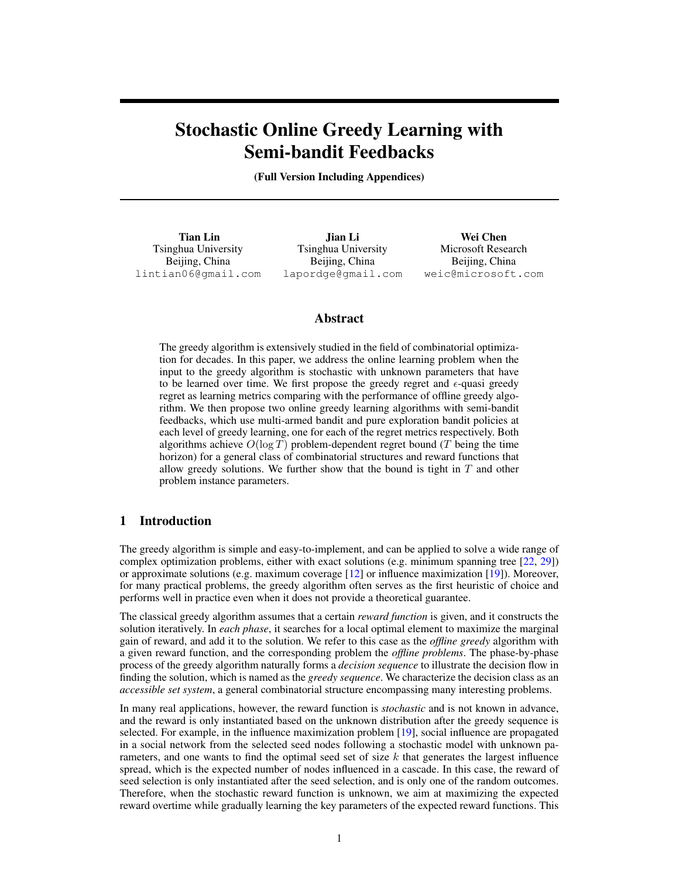# Stochastic Online Greedy Learning with Semi-bandit Feedbacks

**(Full Version Including Appendices)**

**Tian Lin**
Tsinghua University
Beijing, China
lintian06@gmail.com

**Jian Li**
Tsinghua University
Beijing, China
lapordge@gmail.com

**Wei Chen**
Microsoft Research
Beijing, China
weic@microsoft.com

## Abstract

The greedy algorithm is extensively studied in the field of combinatorial optimization for decades. In this paper, we address the online learning problem when the input to the greedy algorithm is stochastic with unknown parameters that have to be learned over time. We first propose the greedy regret and $\epsilon$-quasi greedy regret as learning metrics comparing with the performance of offline greedy algorithm. We then propose two online greedy learning algorithms with semi-bandit feedbacks, which use multi-armed bandit and pure exploration bandit policies at each level of greedy learning, one for each of the regret metrics respectively. Both algorithms achieve $O(\log T)$ problem-dependent regret bound ($T$ being the time horizon) for a general class of combinatorial structures and reward functions that allow greedy solutions. We further show that the bound is tight in $T$ and other problem instance parameters.

## 1 Introduction

The greedy algorithm is simple and easy-to-implement, and can be applied to solve a wide range of complex optimization problems, either with exact solutions (e.g. minimum spanning tree [22, 29]) or approximate solutions (e.g. maximum coverage [12] or influence maximization [19]). Moreover, for many practical problems, the greedy algorithm often serves as the first heuristic of choice and performs well in practice even when it does not provide a theoretical guarantee.

The classical greedy algorithm assumes that a certain *reward function* is given, and it constructs the solution iteratively. In *each phase*, it searches for a local optimal element to maximize the marginal gain of reward, and add it to the solution. We refer to this case as the *offline greedy* algorithm with a given reward function, and the corresponding problem the *offline problems*. The phase-by-phase process of the greedy algorithm naturally forms a *decision sequence* to illustrate the decision flow in finding the solution, which is named as the *greedy sequence*. We characterize the decision class as an *accessible set system*, a general combinatorial structure encompassing many interesting problems.

In many real applications, however, the reward function is *stochastic* and is not known in advance, and the reward is only instantiated based on the unknown distribution after the greedy sequence is selected. For example, in the influence maximization problem [19], social influence are propagated in a social network from the selected seed nodes following a stochastic model with unknown parameters, and one wants to find the optimal seed set of size $k$ that generates the largest influence spread, which is the expected number of nodes influenced in a cascade. In this case, the reward of seed selection is only instantiated after the seed selection, and is only one of the random outcomes. Therefore, when the stochastic reward function is unknown, we aim at maximizing the expected reward overtime while gradually learning the key parameters of the expected reward functions. This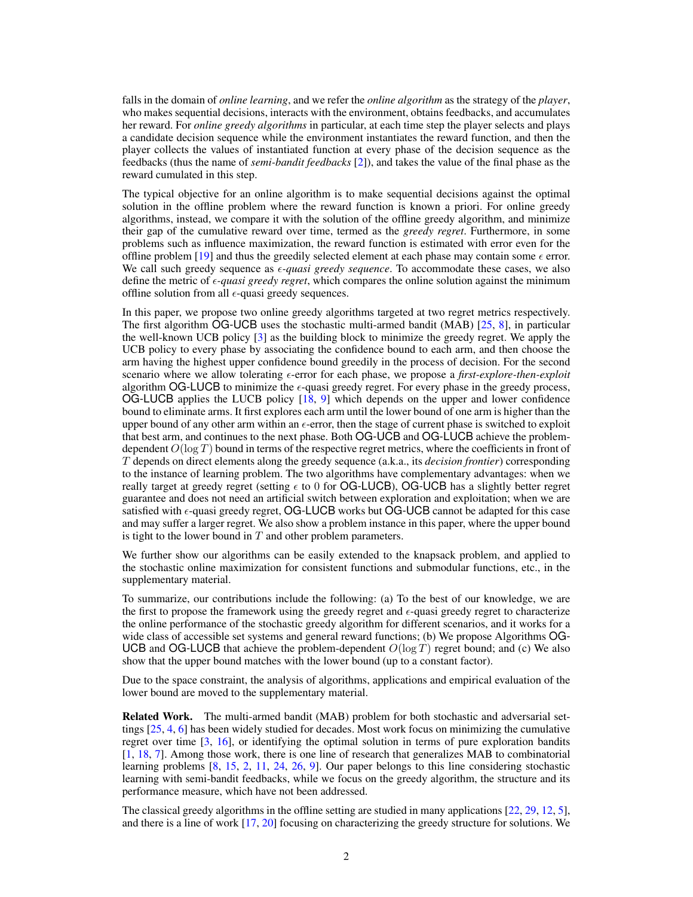falls in the domain of *online learning*, and we refer the *online algorithm* as the strategy of the *player*, who makes sequential decisions, interacts with the environment, obtains feedbacks, and accumulates her reward. For *online greedy algorithms* in particular, at each time step the player selects and plays a candidate decision sequence while the environment instantiates the reward function, and then the player collects the values of instantiated function at every phase of the decision sequence as the feedbacks (thus the name of *semi-bandit feedbacks* [2]), and takes the value of the final phase as the reward cumulated in this step.

The typical objective for an online algorithm is to make sequential decisions against the optimal solution in the offline problem where the reward function is known a priori. For online greedy algorithms, instead, we compare it with the solution of the offline greedy algorithm, and minimize their gap of the cumulative reward over time, termed as the *greedy regret*. Furthermore, in some problems such as influence maximization, the reward function is estimated with error even for the offline problem [19] and thus the greedily selected element at each phase may contain some $\epsilon$ error. We call such greedy sequence as *$\epsilon$-quasi greedy sequence*. To accommodate these cases, we also define the metric of *$\epsilon$-quasi greedy regret*, which compares the online solution against the minimum offline solution from all $\epsilon$-quasi greedy sequences.

In this paper, we propose two online greedy algorithms targeted at two regret metrics respectively. The first algorithm OG-UCB uses the stochastic multi-armed bandit (MAB) [25, 8], in particular the well-known UCB policy [3] as the building block to minimize the greedy regret. We apply the UCB policy to every phase by associating the confidence bound to each arm, and then choose the arm having the highest upper confidence bound greedily in the process of decision. For the second scenario where we allow tolerating $\epsilon$-error for each phase, we propose a *first-explore-then-exploit* algorithm OG-LUCB to minimize the $\epsilon$-quasi greedy regret. For every phase in the greedy process, OG-LUCB applies the LUCB policy [18, 9] which depends on the upper and lower confidence bound to eliminate arms. It first explores each arm until the lower bound of one arm is higher than the upper bound of any other arm within an $\epsilon$-error, then the stage of current phase is switched to exploit that best arm, and continues to the next phase. Both OG-UCB and OG-LUCB achieve the problem-dependent $O(\log T)$ bound in terms of the respective regret metrics, where the coefficients in front of $T$ depends on direct elements along the greedy sequence (a.k.a., its *decision frontier*) corresponding to the instance of learning problem. The two algorithms have complementary advantages: when we really target at greedy regret (setting $\epsilon$ to 0 for OG-LUCB), OG-UCB has a slightly better regret guarantee and does not need an artificial switch between exploration and exploitation; when we are satisfied with $\epsilon$-quasi greedy regret, OG-LUCB works but OG-UCB cannot be adapted for this case and may suffer a larger regret. We also show a problem instance in this paper, where the upper bound is tight to the lower bound in $T$ and other problem parameters.

We further show our algorithms can be easily extended to the knapsack problem, and applied to the stochastic online maximization for consistent functions and submodular functions, etc., in the supplementary material.

To summarize, our contributions include the following: (a) To the best of our knowledge, we are the first to propose the framework using the greedy regret and $\epsilon$-quasi greedy regret to characterize the online performance of the stochastic greedy algorithm for different scenarios, and it works for a wide class of accessible set systems and general reward functions; (b) We propose Algorithms OG-UCB and OG-LUCB that achieve the problem-dependent $O(\log T)$ regret bound; and (c) We also show that the upper bound matches with the lower bound (up to a constant factor).

Due to the space constraint, the analysis of algorithms, applications and empirical evaluation of the lower bound are moved to the supplementary material.

**Related Work.** The multi-armed bandit (MAB) problem for both stochastic and adversarial settings [25, 4, 6] has been widely studied for decades. Most work focus on minimizing the cumulative regret over time [3, 16], or identifying the optimal solution in terms of pure exploration bandits [1, 18, 7]. Among those work, there is one line of research that generalizes MAB to combinatorial learning problems [8, 15, 2, 11, 24, 26, 9]. Our paper belongs to this line considering stochastic learning with semi-bandit feedbacks, while we focus on the greedy algorithm, the structure and its performance measure, which have not been addressed.

The classical greedy algorithms in the offline setting are studied in many applications [22, 29, 12, 5], and there is a line of work [17, 20] focusing on characterizing the greedy structure for solutions. We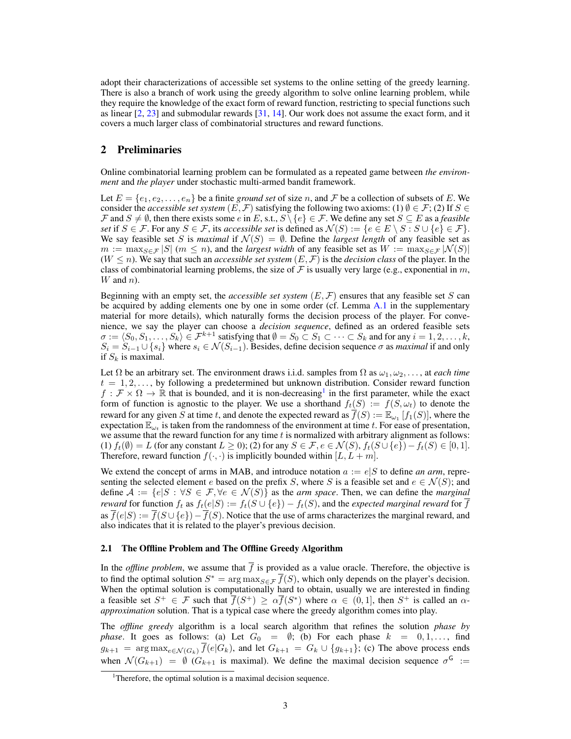adopt their characterizations of accessible set systems to the online setting of the greedy learning. There is also a branch of work using the greedy algorithm to solve online learning problem, while they require the knowledge of the exact form of reward function, restricting to special functions such as linear [2, 23] and submodular rewards [31, 14]. Our work does not assume the exact form, and it covers a much larger class of combinatorial structures and reward functions.

## 2 Preliminaries

Online combinatorial learning problem can be formulated as a repeated game between *the environment* and *the player* under stochastic multi-armed bandit framework.

Let $E = \{e_1, e_2, \dots, e_n\}$ be a finite *ground set* of size $n$, and $\mathcal{F}$ be a collection of subsets of $E$. We consider the *accessible set system* $(E, \mathcal{F})$ satisfying the following two axioms: (1) $\emptyset \in \mathcal{F}$; (2) If $S \in \mathcal{F}$ and $S \neq \emptyset$, then there exists some $e$ in $E$, s.t., $S \setminus \{e\} \in \mathcal{F}$. We define any set $S \subseteq E$ as a *feasible set* if $S \in \mathcal{F}$. For any $S \in \mathcal{F}$, its *accessible set* is defined as $\mathcal{N}(S) := \{e \in E \setminus S : S \cup \{e\} \in \mathcal{F}\}$. We say feasible set $S$ is *maximal* if $\mathcal{N}(S) = \emptyset$. Define the *largest length* of any feasible set as $m := \max_{S \in \mathcal{F}} |S|$ ($m \leq n$), and the *largest width* of any feasible set as $W := \max_{S \in \mathcal{F}} |\mathcal{N}(S)|$ ($W \leq n$). We say that such an *accessible set system* $(E, \mathcal{F})$ is the *decision class* of the player. In the class of combinatorial learning problems, the size of $\mathcal{F}$ is usually very large (e.g., exponential in $m$, $W$ and $n$).

Beginning with an empty set, the *accessible set system* $(E, \mathcal{F})$ ensures that any feasible set $S$ can be acquired by adding elements one by one in some order (cf. Lemma A.1 in the supplementary material for more details), which naturally forms the decision process of the player. For convenience, we say the player can choose a *decision sequence*, defined as an ordered feasible sets $\sigma := \langle S_0, S_1, \dots, S_k \rangle \in \mathcal{F}^{k+1}$ satisfying that $\emptyset = S_0 \subset S_1 \subset \cdots \subset S_k$ and for any $i = 1, 2, \dots, k$, $S_i = S_{i-1} \cup \{s_i\}$ where $s_i \in \mathcal{N}(S_{i-1})$. Besides, define decision sequence $\sigma$ as *maximal* if and only if $S_k$ is maximal.

Let $\Omega$ be an arbitrary set. The environment draws i.i.d. samples from $\Omega$ as $\omega_1, \omega_2, \dots$, at *each time* $t = 1, 2, \dots$, by following a predetermined but unknown distribution. Consider reward function $f : \mathcal{F} \times \Omega \to \mathbb{R}$ that is bounded, and it is non-decreasing[1] in the first parameter, while the exact form of function is agnostic to the player. We use a shorthand $f_t(S) := f(S, \omega_t)$ to denote the reward for any given $S$ at time $t$, and denote the expected reward as $\overline{f}(S) := \mathbb{E}_{\omega_1}[f_1(S)]$, where the expectation $\mathbb{E}_{\omega_t}$ is taken from the randomness of the environment at time $t$. For ease of presentation, we assume that the reward function for any time $t$ is normalized with arbitrary alignment as follows: (1) $f_t(\emptyset) = L$ (for any constant $L \geq 0$); (2) for any $S \in \mathcal{F}, e \in \mathcal{N}(S)$, $f_t(S \cup \{e\}) - f_t(S) \in [0, 1]$. Therefore, reward function $f(\cdot, \cdot)$ is implicitly bounded within $[L, L + m]$.

We extend the concept of arms in MAB, and introduce notation $a := e|S$ to define *an arm*, representing the selected element $e$ based on the prefix $S$, where $S$ is a feasible set and $e \in \mathcal{N}(S)$; and define $\mathcal{A} := \{e|S : \forall S \in \mathcal{F}, \forall e \in \mathcal{N}(S)\}$ as the *arm space*. Then, we can define the *marginal reward* for function $f_t$ as $f_t(e|S) := f_t(S \cup \{e\}) - f_t(S)$, and the *expected marginal reward* for $\overline{f}$ as $\overline{f}(e|S) := \overline{f}(S \cup \{e\}) - \overline{f}(S)$. Notice that the use of arms characterizes the marginal reward, and also indicates that it is related to the player's previous decision.

### 2.1 The Offline Problem and The Offline Greedy Algorithm

In the *offline problem*, we assume that $\overline{f}$ is provided as a value oracle. Therefore, the objective is to find the optimal solution $S^* = \arg\max_{S \in \mathcal{F}} \overline{f}(S)$, which only depends on the player's decision. When the optimal solution is computationally hard to obtain, usually we are interested in finding a feasible set $S^+ \in \mathcal{F}$ such that $\overline{f}(S^+) \geq \alpha \overline{f}(S^*)$ where $\alpha \in (0, 1]$, then $S^+$ is called an $\alpha$-*approximation* solution. That is a typical case where the greedy algorithm comes into play.

The *offline greedy* algorithm is a local search algorithm that refines the solution *phase by phase*. It goes as follows: (a) Let $G_0 = \emptyset$; (b) For each phase $k = 0, 1, \dots$, find $g_{k+1} = \arg\max_{e \in \mathcal{N}(G_k)} \overline{f}(e|G_k)$, and let $G_{k+1} = G_k \cup \{g_{k+1}\}$; (c) The above process ends when $\mathcal{N}(G_{k+1}) = \emptyset$ ($G_{k+1}$ is maximal). We define the maximal decision sequence $\sigma^{\mathsf{G}} :=$

[1] Therefore, the optimal solution is a maximal decision sequence.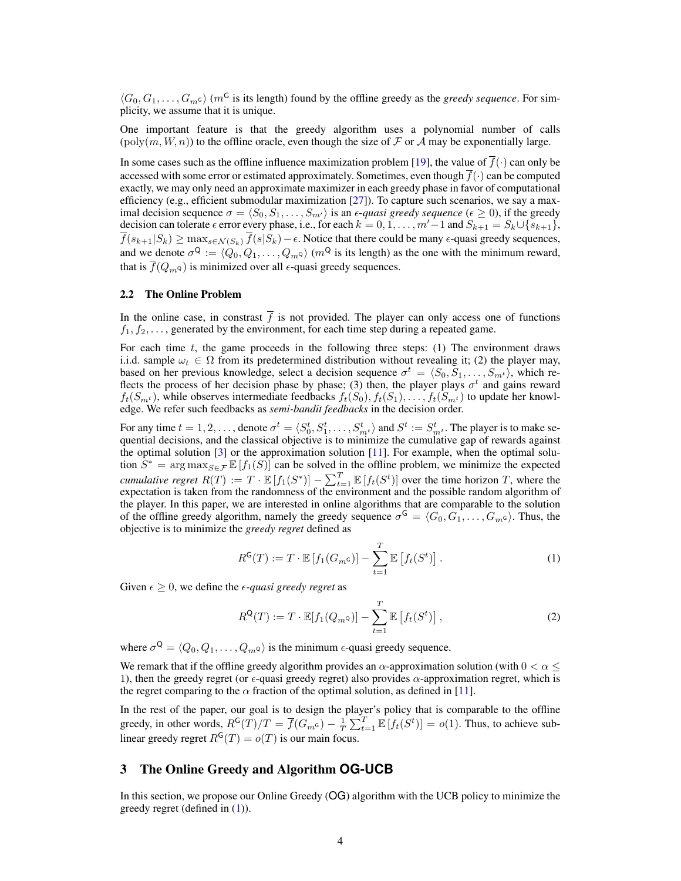$\langle G_0, G_1, \ldots, G_{m^{\mathsf{G}}} \rangle$ ($m^{\mathsf{G}}$ is its length) found by the offline greedy as the *greedy sequence*. For simplicity, we assume that it is unique.

One important feature is that the greedy algorithm uses a polynomial number of calls $(\mathrm{poly}(m, W, n))$ to the offline oracle, even though the size of $\mathcal{F}$ or $\mathcal{A}$ may be exponentially large.

In some cases such as the offline influence maximization problem [19], the value of $\overline{f}(\cdot)$ can only be accessed with some error or estimated approximately. Sometimes, even though $\overline{f}(\cdot)$ can be computed exactly, we may only need an approximate maximizer in each greedy phase in favor of computational efficiency (e.g., efficient submodular maximization [27]). To capture such scenarios, we say a maximal decision sequence $\sigma = \langle S_0, S_1, \ldots, S_{m'} \rangle$ is an $\epsilon$-*quasi greedy sequence* ($\epsilon \geq 0$), if the greedy decision can tolerate $\epsilon$ error every phase, i.e., for each $k = 0, 1, \ldots, m'-1$ and $S_{k+1} = S_k \cup \{s_{k+1}\}$, $\overline{f}(s_{k+1}|S_k) \geq \max_{s \in \mathcal{N}(S_k)} \overline{f}(s|S_k) - \epsilon$. Notice that there could be many $\epsilon$-quasi greedy sequences, and we denote $\sigma^{\mathsf{Q}} := \langle Q_0, Q_1, \ldots, Q_{m^{\mathsf{Q}}} \rangle$ ($m^{\mathsf{Q}}$ is its length) as the one with the minimum reward, that is $\overline{f}(Q_{m^{\mathsf{Q}}})$ is minimized over all $\epsilon$-quasi greedy sequences.

### 2.2 The Online Problem

In the online case, in constrast $\overline{f}$ is not provided. The player can only access one of functions $f_1, f_2, \ldots$, generated by the environment, for each time step during a repeated game.

For each time $t$, the game proceeds in the following three steps: (1) The environment draws i.i.d. sample $\omega_t \in \Omega$ from its predetermined distribution without revealing it; (2) the player may, based on her previous knowledge, select a decision sequence $\sigma^t = \langle S_0, S_1, \ldots, S_{m^t} \rangle$, which reflects the process of her decision phase by phase; (3) then, the player plays $\sigma^t$ and gains reward $f_t(S_{m^t})$, while observes intermediate feedbacks $f_t(S_0), f_t(S_1), \ldots, f_t(S_{m^t})$ to update her knowledge. We refer such feedbacks as ***semi-bandit feedbacks*** in the decision order.

For any time $t = 1, 2, \ldots$, denote $\sigma^t = \langle S_0^t, S_1^t, \ldots, S_{m^t}^t \rangle$ and $S^t := S_{m^t}^t$. The player is to make sequential decisions, and the classical objective is to minimize the cumulative gap of rewards against the optimal solution [3] or the approximation solution [11]. For example, when the optimal solution $S^* = \arg\max_{S \in \mathcal{F}} \mathbb{E}[f_1(S)]$ can be solved in the offline problem, we minimize the expected *cumulative regret* $R(T) := T \cdot \mathbb{E}[f_1(S^*)] - \sum_{t=1}^{T} \mathbb{E}[f_t(S^t)]$ over the time horizon $T$, where the expectation is taken from the randomness of the environment and the possible random algorithm of the player. In this paper, we are interested in online algorithms that are comparable to the solution of the offline greedy algorithm, namely the greedy sequence $\sigma^{\mathsf{G}} = \langle G_0, G_1, \ldots, G_{m^{\mathsf{G}}} \rangle$. Thus, the objective is to minimize the *greedy regret* defined as

$$R^{\mathsf{G}}(T) := T \cdot \mathbb{E}[f_1(G_{m^{\mathsf{G}}})] - \sum_{t=1}^{T} \mathbb{E}\left[f_t(S^t)\right]. \tag{1}$$

Given $\epsilon \geq 0$, we define the $\epsilon$-*quasi greedy regret* as

$$R^{\mathsf{Q}}(T) := T \cdot \mathbb{E}[f_1(Q_{m^{\mathsf{Q}}})] - \sum_{t=1}^{T} \mathbb{E}\left[f_t(S^t)\right], \tag{2}$$

where $\sigma^{\mathsf{Q}} = \langle Q_0, Q_1, \ldots, Q_{m^{\mathsf{Q}}} \rangle$ is the minimum $\epsilon$-quasi greedy sequence.

We remark that if the offline greedy algorithm provides an $\alpha$-approximation solution (with $0 < \alpha \leq 1$), then the greedy regret (or $\epsilon$-quasi greedy regret) also provides $\alpha$-approximation regret, which is the regret comparing to the $\alpha$ fraction of the optimal solution, as defined in [11].

In the rest of the paper, our goal is to design the player's policy that is comparable to the offline greedy, in other words, $R^{\mathsf{G}}(T)/T = \overline{f}(G_{m^{\mathsf{G}}}) - \frac{1}{T}\sum_{t=1}^{T} \mathbb{E}[f_t(S^t)] = o(1)$. Thus, to achieve sublinear greedy regret $R^{\mathsf{G}}(T) = o(T)$ is our main focus.

## 3 The Online Greedy and Algorithm OG-UCB

In this section, we propose our Online Greedy (OG) algorithm with the UCB policy to minimize the greedy regret (defined in (1)).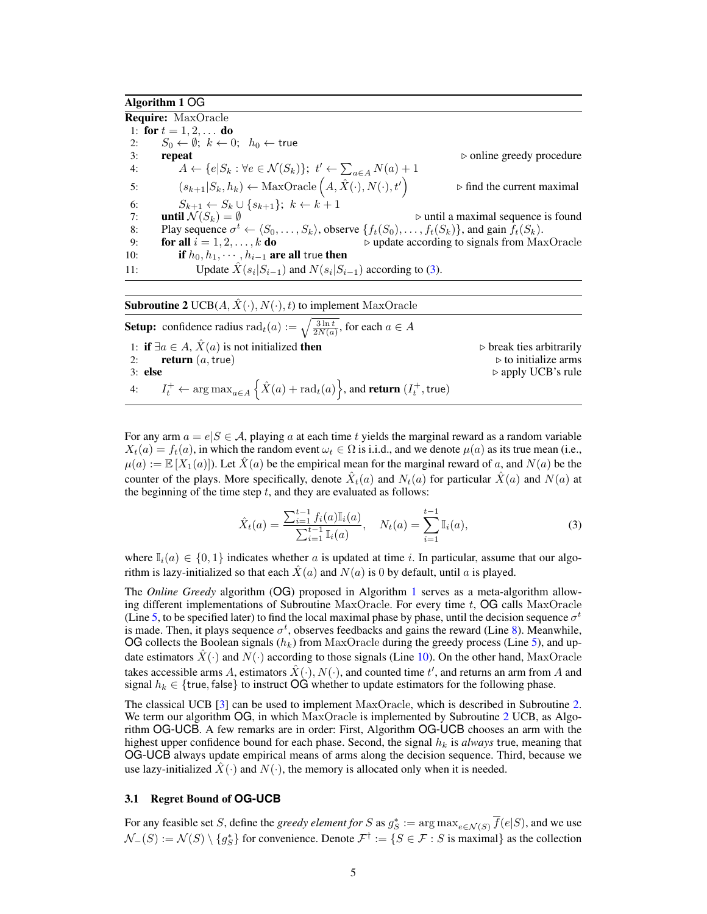**Algorithm 1** OG

**Require:** MaxOracle

```
1: for t = 1, 2, ... do
2:     S_0 ← ∅;  k ← 0;  h_0 ← true
3:     repeat                                              ▷ online greedy procedure
4:         A ← {e|S_k : ∀e ∈ N(S_k)};  t' ← Σ_{a∈A} N(a) + 1
5:         (s_{k+1}|S_k, h_k) ← MaxOracle(A, X̂(·), N(·), t')   ▷ find the current maximal
6:         S_{k+1} ← S_k ∪ {s_{k+1}};  k ← k + 1
7:     until N(S_k) = ∅                                    ▷ until a maximal sequence is found
8:     Play sequence σ^t ← ⟨S_0, ..., S_k⟩, observe {f_t(S_0), ..., f_t(S_k)}, and gain f_t(S_k).
9:     for all i = 1, 2, ..., k do                          ▷ update according to signals from MaxOracle
10:        if h_0, h_1, ..., h_{i-1} are all true then
11:            Update X̂(s_i|S_{i-1}) and N(s_i|S_{i-1}) according to (3).
```

**Subroutine 2** UCB($A, \hat{X}(\cdot), N(\cdot), t$) to implement MaxOracle

**Setup:** confidence radius $\mathrm{rad}_t(a) := \sqrt{\frac{3 \ln t}{2N(a)}}$, for each $a \in A$

```
1: if ∃a ∈ A, X̂(a) is not initialized then                ▷ break ties arbitrarily
2:     return (a, true)                                     ▷ to initialize arms
3: else                                                     ▷ apply UCB's rule
4:     I_t^+ ← argmax_{a∈A} { X̂(a) + rad_t(a) }, and return (I_t^+, true)
```

For any arm $a = e|S \in \mathcal{A}$, playing $a$ at each time $t$ yields the marginal reward as a random variable $X_t(a) = f_t(a)$, in which the random event $\omega_t \in \Omega$ is i.i.d., and we denote $\mu(a)$ as its true mean (i.e., $\mu(a) := \mathbb{E}[X_1(a)]$). Let $\hat{X}(a)$ be the empirical mean for the marginal reward of $a$, and $N(a)$ be the counter of the plays. More specifically, denote $\hat{X}_t(a)$ and $N_t(a)$ for particular $\hat{X}(a)$ and $N(a)$ at the beginning of the time step $t$, and they are evaluated as follows:

$$\hat{X}_t(a) = \frac{\sum_{i=1}^{t-1} f_i(a)\mathbb{I}_i(a)}{\sum_{i=1}^{t-1} \mathbb{I}_i(a)}, \quad N_t(a) = \sum_{i=1}^{t-1} \mathbb{I}_i(a), \tag{3}$$

where $\mathbb{I}_i(a) \in \{0, 1\}$ indicates whether $a$ is updated at time $i$. In particular, assume that our algorithm is lazy-initialized so that each $\hat{X}(a)$ and $N(a)$ is 0 by default, until $a$ is played.

The *Online Greedy* algorithm (OG) proposed in Algorithm 1 serves as a meta-algorithm allowing different implementations of Subroutine MaxOracle. For every time $t$, OG calls MaxOracle (Line 5, to be specified later) to find the local maximal phase by phase, until the decision sequence $\sigma^t$ is made. Then, it plays sequence $\sigma^t$, observes feedbacks and gains the reward (Line 8). Meanwhile, OG collects the Boolean signals ($h_k$) from MaxOracle during the greedy process (Line 5), and update estimators $\hat{X}(\cdot)$ and $N(\cdot)$ according to those signals (Line 10). On the other hand, MaxOracle takes accessible arms $A$, estimators $\hat{X}(\cdot), N(\cdot)$, and counted time $t'$, and returns an arm from $A$ and signal $h_k \in \{\mathsf{true}, \mathsf{false}\}$ to instruct OG whether to update estimators for the following phase.

The classical UCB [3] can be used to implement MaxOracle, which is described in Subroutine 2. We term our algorithm OG, in which MaxOracle is implemented by Subroutine 2 UCB, as Algorithm OG-UCB. A few remarks are in order: First, Algorithm OG-UCB chooses an arm with the highest upper confidence bound for each phase. Second, the signal $h_k$ is *always* true, meaning that OG-UCB always update empirical means of arms along the decision sequence. Third, because we use lazy-initialized $\hat{X}(\cdot)$ and $N(\cdot)$, the memory is allocated only when it is needed.

### 3.1 Regret Bound of OG-UCB

For any feasible set $S$, define the *greedy element for* $S$ as $g_S^* := \arg\max_{e \in \mathcal{N}(S)} \overline{f}(e|S)$, and we use $\mathcal{N}_-(S) := \mathcal{N}(S) \setminus \{g_S^*\}$ for convenience. Denote $\mathcal{F}^\dagger := \{S \in \mathcal{F} : S \text{ is maximal}\}$ as the collection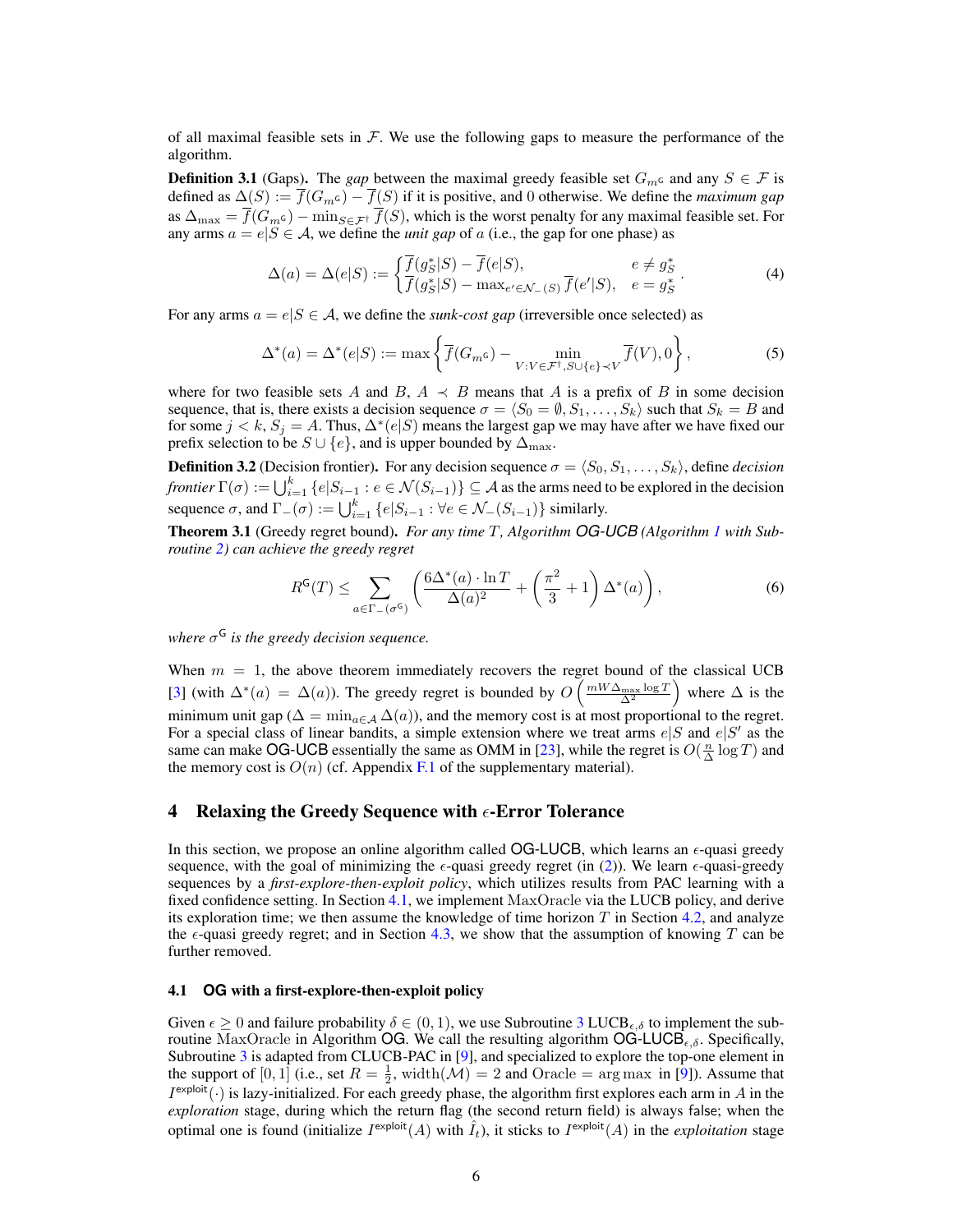of all maximal feasible sets in $\mathcal{F}$. We use the following gaps to measure the performance of the algorithm.

**Definition 3.1** (Gaps)**.** The *gap* between the maximal greedy feasible set $G_{m^{\mathsf{G}}}$ and any $S \in \mathcal{F}$ is defined as $\Delta(S) := \overline{f}(G_{m^{\mathsf{G}}}) - \overline{f}(S)$ if it is positive, and 0 otherwise. We define the *maximum gap* as $\Delta_{\max} = \overline{f}(G_{m^{\mathsf{G}}}) - \min_{S \in \mathcal{F}^{\dagger}} \overline{f}(S)$, which is the worst penalty for any maximal feasible set. For any arms $a = e|S \in \mathcal{A}$, we define the *unit gap* of $a$ (i.e., the gap for one phase) as

$$\Delta(a) = \Delta(e|S) := \begin{cases} \overline{f}(g_S^*|S) - \overline{f}(e|S), & e \neq g_S^* \\ \overline{f}(g_S^*|S) - \max_{e' \in \mathcal{N}_-(S)} \overline{f}(e'|S), & e = g_S^* \end{cases}. \tag{4}$$

For any arms $a = e|S \in \mathcal{A}$, we define the *sunk-cost gap* (irreversible once selected) as

$$\Delta^*(a) = \Delta^*(e|S) := \max\left\{ \overline{f}(G_{m^{\mathsf{G}}}) - \min_{V: V \in \mathcal{F}^{\dagger}, S \cup \{e\} \prec V} \overline{f}(V), 0 \right\}, \tag{5}$$

where for two feasible sets $A$ and $B$, $A \prec B$ means that $A$ is a prefix of $B$ in some decision sequence, that is, there exists a decision sequence $\sigma = \langle S_0 = \emptyset, S_1, \ldots, S_k \rangle$ such that $S_k = B$ and for some $j < k$, $S_j = A$. Thus, $\Delta^*(e|S)$ means the largest gap we may have after we have fixed our prefix selection to be $S \cup \{e\}$, and is upper bounded by $\Delta_{\max}$.

**Definition 3.2** (Decision frontier)**.** For any decision sequence $\sigma = \langle S_0, S_1, \ldots, S_k \rangle$, define *decision frontier* $\Gamma(\sigma) := \bigcup_{i=1}^{k} \{e|S_{i-1} : e \in \mathcal{N}(S_{i-1})\} \subseteq \mathcal{A}$ as the arms need to be explored in the decision sequence $\sigma$, and $\Gamma_-(\sigma) := \bigcup_{i=1}^{k} \{e|S_{i-1} : \forall e \in \mathcal{N}_-(S_{i-1})\}$ similarly.

**Theorem 3.1** (Greedy regret bound)**.** *For any time $T$, Algorithm* OG-UCB *(Algorithm 1 with Subroutine 2) can achieve the greedy regret*

$$R^{\mathsf{G}}(T) \leq \sum_{a \in \Gamma_-(\sigma^{\mathsf{G}})} \left( \frac{6\Delta^*(a) \cdot \ln T}{\Delta(a)^2} + \left(\frac{\pi^2}{3} + 1\right) \Delta^*(a) \right), \tag{6}$$

*where $\sigma^{\mathsf{G}}$ is the greedy decision sequence.*

When $m = 1$, the above theorem immediately recovers the regret bound of the classical UCB [3] (with $\Delta^*(a) = \Delta(a)$). The greedy regret is bounded by $O\left(\frac{mW\Delta_{\max}\log T}{\Delta^2}\right)$ where $\Delta$ is the minimum unit gap ($\Delta = \min_{a \in \mathcal{A}} \Delta(a)$), and the memory cost is at most proportional to the regret. For a special class of linear bandits, a simple extension where we treat arms $e|S$ and $e|S'$ as the same can make OG-UCB essentially the same as OMM in [23], while the regret is $O(\frac{n}{\Delta}\log T)$ and the memory cost is $O(n)$ (cf. Appendix F.1 of the supplementary material).

## 4 Relaxing the Greedy Sequence with $\epsilon$-Error Tolerance

In this section, we propose an online algorithm called OG-LUCB, which learns an $\epsilon$-quasi greedy sequence, with the goal of minimizing the $\epsilon$-quasi greedy regret (in (2)). We learn $\epsilon$-quasi-greedy sequences by a *first-explore-then-exploit policy*, which utilizes results from PAC learning with a fixed confidence setting. In Section 4.1, we implement MaxOracle via the LUCB policy, and derive its exploration time; we then assume the knowledge of time horizon $T$ in Section 4.2, and analyze the $\epsilon$-quasi greedy regret; and in Section 4.3, we show that the assumption of knowing $T$ can be further removed.

### 4.1 OG with a first-explore-then-exploit policy

Given $\epsilon \geq 0$ and failure probability $\delta \in (0, 1)$, we use Subroutine 3 $\mathrm{LUCB}_{\epsilon,\delta}$ to implement the subroutine MaxOracle in Algorithm OG. We call the resulting algorithm OG-$\mathrm{LUCB}_{\epsilon,\delta}$. Specifically, Subroutine 3 is adapted from CLUCB-PAC in [9], and specialized to explore the top-one element in the support of $[0, 1]$ (i.e., set $R = \frac{1}{2}$, $\mathrm{width}(\mathcal{M}) = 2$ and $\mathrm{Oracle} = \arg\max$ in [9]). Assume that $I^{\mathsf{exploit}}(\cdot)$ is lazy-initialized. For each greedy phase, the algorithm first explores each arm in $A$ in the *exploration* stage, during which the return flag (the second return field) is always false; when the optimal one is found (initialize $I^{\mathsf{exploit}}(A)$ with $\hat{I}_t$), it sticks to $I^{\mathsf{exploit}}(A)$ in the *exploitation* stage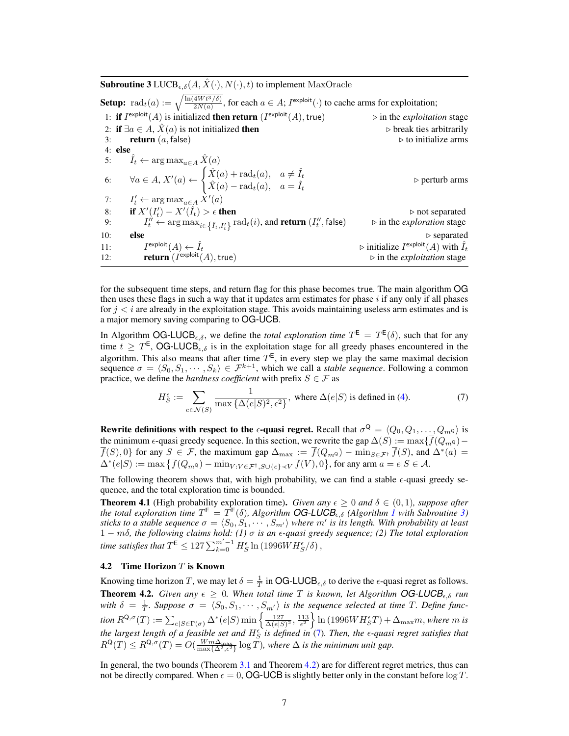**Subroutine 3** $\text{LUCB}_{\epsilon,\delta}(A, \hat{X}(\cdot), N(\cdot), t)$ to implement MaxOracle

**Setup:** $\text{rad}_t(a) := \sqrt{\frac{\ln(4Wt^3/\delta)}{2N(a)}}$, for each $a \in A$; $I^{\text{exploit}}(\cdot)$ to cache arms for exploitation;

```
1: if I^exploit(A) is initialized then return (I^exploit(A), true)        ▷ in the exploitation stage
2: if ∃a ∈ A, X̂(a) is not initialized then                                 ▷ break ties arbitrarily
3:     return (a, false)                                                     ▷ to initialize arms
4: else
5:     Î_t ← arg max_{a∈A} X̂(a)
6:     ∀a ∈ A, X'(a) ← { X̂(a) + rad_t(a),  a ≠ Î_t
                         X̂(a) − rad_t(a),  a = Î_t                         ▷ perturb arms
7:     I'_t ← arg max_{a∈A} X'(a)
8:     if X'(I'_t) − X'(Î_t) > ε then                                        ▷ not separated
9:         I''_t ← arg max_{i∈{Î_t, I'_t}} rad_t(i), and return (I''_t, false)  ▷ in the exploration stage
10:    else                                                                  ▷ separated
11:        I^exploit(A) ← Î_t                                                ▷ initialize I^exploit(A) with Î_t
12:        return (I^exploit(A), true)                                       ▷ in the exploitation stage
```

for the subsequent time steps, and return flag for this phase becomes true. The main algorithm OG then uses these flags in such a way that it updates arm estimates for phase $i$ if any only if all phases for $j < i$ are already in the exploitation stage. This avoids maintaining useless arm estimates and is a major memory saving comparing to OG-UCB.

In Algorithm OG-LUCB$_{\epsilon,\delta}$, we define the *total exploration time* $T^{\mathsf{E}} = T^{\mathsf{E}}(\delta)$, such that for any time $t \geq T^{\mathsf{E}}$, OG-LUCB$_{\epsilon,\delta}$ is in the exploitation stage for all greedy phases encountered in the algorithm. This also means that after time $T^{\mathsf{E}}$, in every step we play the same maximal decision sequence $\sigma = \langle S_0, S_1, \cdots, S_k \rangle \in \mathcal{F}^{k+1}$, which we call a *stable sequence*. Following a common practice, we define the *hardness coefficient* with prefix $S \in \mathcal{F}$ as

$$H_S^{\epsilon} := \sum_{e \in \mathcal{N}(S)} \frac{1}{\max\{\Delta(e|S)^2, \epsilon^2\}}, \text{ where } \Delta(e|S) \text{ is defined in (4).} \tag{7}$$

**Rewrite definitions with respect to the $\epsilon$-quasi regret.** Recall that $\sigma^{\mathsf{Q}} = \langle Q_0, Q_1, \ldots, Q_{m^{\mathsf{Q}}} \rangle$ is the minimum $\epsilon$-quasi greedy sequence. In this section, we rewrite the gap $\Delta(S) := \max\{\overline{f}(Q_{m^{\mathsf{Q}}}) - \overline{f}(S), 0\}$ for any $S \in \mathcal{F}$, the maximum gap $\Delta_{\max} := \overline{f}(Q_{m^{\mathsf{Q}}}) - \min_{S \in \mathcal{F}^{\dagger}} \overline{f}(S)$, and $\Delta^*(a) = \Delta^*(e|S) := \max\left\{\overline{f}(Q_{m^{\mathsf{Q}}}) - \min_{V: V \in \mathcal{F}^{\dagger}, S \cup \{e\} \prec V} \overline{f}(V), 0\right\}$, for any arm $a = e|S \in \mathcal{A}$.

The following theorem shows that, with high probability, we can find a stable $\epsilon$-quasi greedy sequence, and the total exploration time is bounded.

**Theorem 4.1** (High probability exploration time)**.** *Given any $\epsilon \geq 0$ and $\delta \in (0,1)$, suppose after the total exploration time $T^{\mathsf{E}} = T^{\mathsf{E}}(\delta)$, Algorithm OG-LUCB$_{\epsilon,\delta}$ (Algorithm 1 with Subroutine 3) sticks to a stable sequence $\sigma = \langle S_0, S_1, \cdots, S_{m'} \rangle$ where $m'$ is its length. With probability at least $1 - m\delta$, the following claims hold: (1) $\sigma$ is an $\epsilon$-quasi greedy sequence; (2) The total exploration time satisfies that $T^{\mathsf{E}} \leq 127 \sum_{k=0}^{m'-1} H_S^{\epsilon} \ln(1996 W H_S^{\epsilon}/\delta)$,*

### 4.2 Time Horizon $T$ is Known

Knowing time horizon $T$, we may let $\delta = \frac{1}{T}$ in OG-LUCB$_{\epsilon,\delta}$ to derive the $\epsilon$-quasi regret as follows.

**Theorem 4.2.** *Given any $\epsilon \geq 0$. When total time $T$ is known, let Algorithm OG-LUCB$_{\epsilon,\delta}$ run with $\delta = \frac{1}{T}$. Suppose $\sigma = \langle S_0, S_1, \cdots, S_{m'} \rangle$ is the sequence selected at time $T$. Define function $R^{\mathsf{Q},\sigma}(T) := \sum_{e|S \in \Gamma(\sigma)} \Delta^*(e|S) \min\left\{\frac{127}{\Delta(e|S)^2}, \frac{113}{\epsilon^2}\right\} \ln(1996 W H_S^{\epsilon} T) + \Delta_{\max} m$, where $m$ is the largest length of a feasible set and $H_S^{\epsilon}$ is defined in (7). Then, the $\epsilon$-quasi regret satisfies that $R^{\mathsf{Q}}(T) \leq R^{\mathsf{Q},\sigma}(T) = O(\frac{W m \Delta_{\max}}{\max\{\Delta^2, \epsilon^2\}} \log T)$, where $\Delta$ is the minimum unit gap.*

In general, the two bounds (Theorem 3.1 and Theorem 4.2) are for different regret metrics, thus can not be directly compared. When $\epsilon = 0$, OG-UCB is slightly better only in the constant before $\log T$.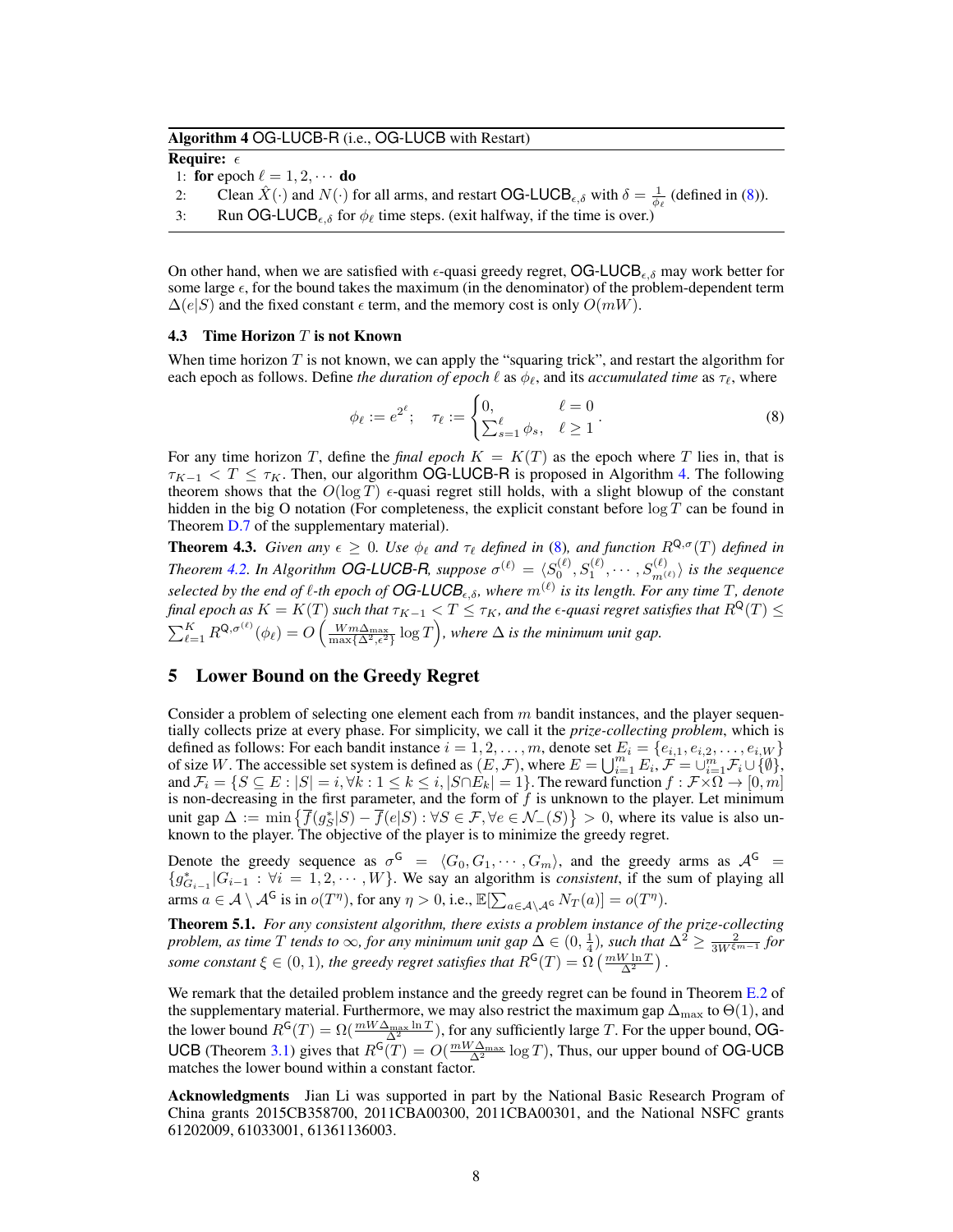**Algorithm 4** OG-LUCB-R (i.e., OG-LUCB with Restart)

**Require:** $\epsilon$

1: **for** epoch $\ell = 1, 2, \cdots$ **do**

2: Clean $\hat{X}(\cdot)$ and $N(\cdot)$ for all arms, and restart $\mathsf{OG\text{-}LUCB}_{\epsilon,\delta}$ with $\delta = \frac{1}{\phi_\ell}$ (defined in (8)).

3: Run $\mathsf{OG\text{-}LUCB}_{\epsilon,\delta}$ for $\phi_\ell$ time steps. (exit halfway, if the time is over.)

On other hand, when we are satisfied with $\epsilon$-quasi greedy regret, $\mathsf{OG\text{-}LUCB}_{\epsilon,\delta}$ may work better for some large $\epsilon$, for the bound takes the maximum (in the denominator) of the problem-dependent term $\Delta(e|S)$ and the fixed constant $\epsilon$ term, and the memory cost is only $O(mW)$.

### 4.3 Time Horizon $T$ is not Known

When time horizon $T$ is not known, we can apply the "squaring trick", and restart the algorithm for each epoch as follows. Define *the duration of epoch* $\ell$ as $\phi_\ell$, and its *accumulated time* as $\tau_\ell$, where

$$\phi_\ell := e^{2^\ell}; \quad \tau_\ell := \begin{cases} 0, & \ell = 0 \\ \sum_{s=1}^{\ell} \phi_s, & \ell \geq 1 \end{cases}. \tag{8}$$

For any time horizon $T$, define the *final epoch* $K = K(T)$ as the epoch where $T$ lies in, that is $\tau_{K-1} < T \leq \tau_K$. Then, our algorithm OG-LUCB-R is proposed in Algorithm 4. The following theorem shows that the $O(\log T)$ $\epsilon$-quasi regret still holds, with a slight blowup of the constant hidden in the big O notation (For completeness, the explicit constant before $\log T$ can be found in Theorem D.7 of the supplementary material).

**Theorem 4.3.** *Given any $\epsilon \geq 0$. Use $\phi_\ell$ and $\tau_\ell$ defined in (8), and function $R^{\mathsf{Q},\sigma}(T)$ defined in Theorem 4.2. In Algorithm OG-LUCB-R, suppose $\sigma^{(\ell)} = \langle S_0^{(\ell)}, S_1^{(\ell)}, \cdots, S_{m^{(\ell)}}^{(\ell)} \rangle$ is the sequence selected by the end of $\ell$-th epoch of $\mathsf{OG\text{-}LUCB}_{\epsilon,\delta}$, where $m^{(\ell)}$ is its length. For any time $T$, denote final epoch as $K = K(T)$ such that $\tau_{K-1} < T \leq \tau_K$, and the $\epsilon$-quasi regret satisfies that $R^{\mathsf{Q}}(T) \leq \sum_{\ell=1}^{K} R^{\mathsf{Q},\sigma^{(\ell)}}(\phi_\ell) = O\left(\frac{Wm\Delta_{\max}}{\max\{\Delta^2, \epsilon^2\}} \log T\right)$, where $\Delta$ is the minimum unit gap.*

## 5 Lower Bound on the Greedy Regret

Consider a problem of selecting one element each from $m$ bandit instances, and the player sequentially collects prize at every phase. For simplicity, we call it the *prize-collecting problem*, which is defined as follows: For each bandit instance $i = 1, 2, \ldots, m$, denote set $E_i = \{e_{i,1}, e_{i,2}, \ldots, e_{i,W}\}$ of size $W$. The accessible set system is defined as $(E, \mathcal{F})$, where $E = \bigcup_{i=1}^{m} E_i$, $\mathcal{F} = \cup_{i=1}^{m} \mathcal{F}_i \cup \{\emptyset\}$, and $\mathcal{F}_i = \{S \subseteq E : |S| = i, \forall k : 1 \leq k \leq i, |S \cap E_k| = 1\}$. The reward function $f : \mathcal{F} \times \Omega \to [0, m]$ is non-decreasing in the first parameter, and the form of $f$ is unknown to the player. Let minimum unit gap $\Delta := \min\left\{\overline{f}(g_S^*|S) - \overline{f}(e|S) : \forall S \in \mathcal{F}, \forall e \in \mathcal{N}_-(S)\right\} > 0$, where its value is also unknown to the player. The objective of the player is to minimize the greedy regret.

Denote the greedy sequence as $\sigma^{\mathsf{G}} = \langle G_0, G_1, \cdots, G_m \rangle$, and the greedy arms as $\mathcal{A}^{\mathsf{G}} = \{g_{G_{i-1}}^*|G_{i-1} : \forall i = 1, 2, \cdots, W\}$. We say an algorithm is *consistent*, if the sum of playing all arms $a \in \mathcal{A} \setminus \mathcal{A}^{\mathsf{G}}$ is in $o(T^\eta)$, for any $\eta > 0$, i.e., $\mathbb{E}[\sum_{a \in \mathcal{A} \setminus \mathcal{A}^{\mathsf{G}}} N_T(a)] = o(T^\eta)$.

**Theorem 5.1.** *For any consistent algorithm, there exists a problem instance of the prize-collecting problem, as time $T$ tends to $\infty$, for any minimum unit gap $\Delta \in (0, \frac{1}{4})$, such that $\Delta^2 \geq \frac{2}{3W^{\xi m - 1}}$ for some constant $\xi \in (0, 1)$, the greedy regret satisfies that $R^{\mathsf{G}}(T) = \Omega\left(\frac{mW \ln T}{\Delta^2}\right)$.*

We remark that the detailed problem instance and the greedy regret can be found in Theorem E.2 of the supplementary material. Furthermore, we may also restrict the maximum gap $\Delta_{\max}$ to $\Theta(1)$, and the lower bound $R^{\mathsf{G}}(T) = \Omega(\frac{mW\Delta_{\max} \ln T}{\Delta^2})$, for any sufficiently large $T$. For the upper bound, OG-UCB (Theorem 3.1) gives that $R^{\mathsf{G}}(T) = O(\frac{mW\Delta_{\max}}{\Delta^2} \log T)$, Thus, our upper bound of OG-UCB matches the lower bound within a constant factor.

**Acknowledgments** Jian Li was supported in part by the National Basic Research Program of China grants 2015CB358700, 2011CBA00300, 2011CBA00301, and the National NSFC grants 61202009, 61033001, 61361136003.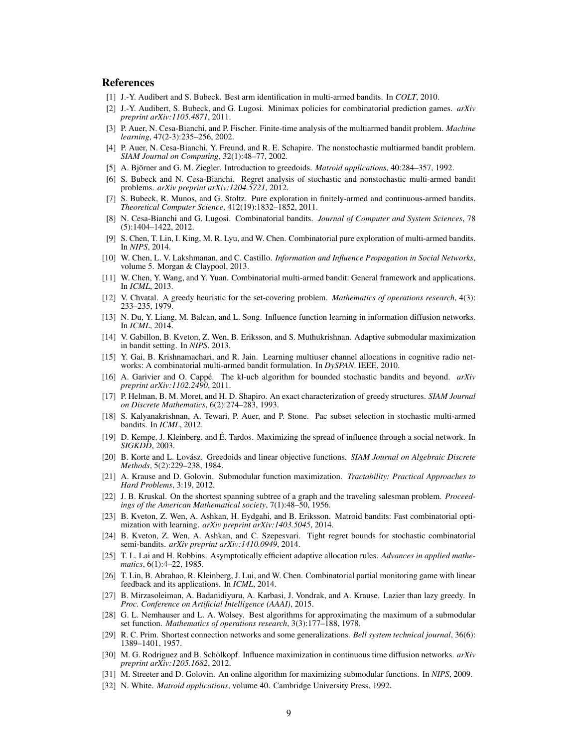## References

[1] J.-Y. Audibert and S. Bubeck. Best arm identification in multi-armed bandits. In *COLT*, 2010.

[2] J.-Y. Audibert, S. Bubeck, and G. Lugosi. Minimax policies for combinatorial prediction games. *arXiv preprint arXiv:1105.4871*, 2011.

[3] P. Auer, N. Cesa-Bianchi, and P. Fischer. Finite-time analysis of the multiarmed bandit problem. *Machine learning*, 47(2-3):235–256, 2002.

[4] P. Auer, N. Cesa-Bianchi, Y. Freund, and R. E. Schapire. The nonstochastic multiarmed bandit problem. *SIAM Journal on Computing*, 32(1):48–77, 2002.

[5] A. Björner and G. M. Ziegler. Introduction to greedoids. *Matroid applications*, 40:284–357, 1992.

[6] S. Bubeck and N. Cesa-Bianchi. Regret analysis of stochastic and nonstochastic multi-armed bandit problems. *arXiv preprint arXiv:1204.5721*, 2012.

[7] S. Bubeck, R. Munos, and G. Stoltz. Pure exploration in finitely-armed and continuous-armed bandits. *Theoretical Computer Science*, 412(19):1832–1852, 2011.

[8] N. Cesa-Bianchi and G. Lugosi. Combinatorial bandits. *Journal of Computer and System Sciences*, 78 (5):1404–1422, 2012.

[9] S. Chen, T. Lin, I. King, M. R. Lyu, and W. Chen. Combinatorial pure exploration of multi-armed bandits. In *NIPS*, 2014.

[10] W. Chen, L. V. Lakshmanan, and C. Castillo. *Information and Influence Propagation in Social Networks*, volume 5. Morgan & Claypool, 2013.

[11] W. Chen, Y. Wang, and Y. Yuan. Combinatorial multi-armed bandit: General framework and applications. In *ICML*, 2013.

[12] V. Chvatal. A greedy heuristic for the set-covering problem. *Mathematics of operations research*, 4(3): 233–235, 1979.

[13] N. Du, Y. Liang, M. Balcan, and L. Song. Influence function learning in information diffusion networks. In *ICML*, 2014.

[14] V. Gabillon, B. Kveton, Z. Wen, B. Eriksson, and S. Muthukrishnan. Adaptive submodular maximization in bandit setting. In *NIPS*. 2013.

[15] Y. Gai, B. Krishnamachari, and R. Jain. Learning multiuser channel allocations in cognitive radio networks: A combinatorial multi-armed bandit formulation. In *DySPAN*. IEEE, 2010.

[16] A. Garivier and O. Cappé. The kl-ucb algorithm for bounded stochastic bandits and beyond. *arXiv preprint arXiv:1102.2490*, 2011.

[17] P. Helman, B. M. Moret, and H. D. Shapiro. An exact characterization of greedy structures. *SIAM Journal on Discrete Mathematics*, 6(2):274–283, 1993.

[18] S. Kalyanakrishnan, A. Tewari, P. Auer, and P. Stone. Pac subset selection in stochastic multi-armed bandits. In *ICML*, 2012.

[19] D. Kempe, J. Kleinberg, and É. Tardos. Maximizing the spread of influence through a social network. In *SIGKDD*, 2003.

[20] B. Korte and L. Lovász. Greedoids and linear objective functions. *SIAM Journal on Algebraic Discrete Methods*, 5(2):229–238, 1984.

[21] A. Krause and D. Golovin. Submodular function maximization. *Tractability: Practical Approaches to Hard Problems*, 3:19, 2012.

[22] J. B. Kruskal. On the shortest spanning subtree of a graph and the traveling salesman problem. *Proceedings of the American Mathematical society*, 7(1):48–50, 1956.

[23] B. Kveton, Z. Wen, A. Ashkan, H. Eydgahi, and B. Eriksson. Matroid bandits: Fast combinatorial optimization with learning. *arXiv preprint arXiv:1403.5045*, 2014.

[24] B. Kveton, Z. Wen, A. Ashkan, and C. Szepesvari. Tight regret bounds for stochastic combinatorial semi-bandits. *arXiv preprint arXiv:1410.0949*, 2014.

[25] T. L. Lai and H. Robbins. Asymptotically efficient adaptive allocation rules. *Advances in applied mathematics*, 6(1):4–22, 1985.

[26] T. Lin, B. Abrahao, R. Kleinberg, J. Lui, and W. Chen. Combinatorial partial monitoring game with linear feedback and its applications. In *ICML*, 2014.

[27] B. Mirzasoleiman, A. Badanidiyuru, A. Karbasi, J. Vondrak, and A. Krause. Lazier than lazy greedy. In *Proc. Conference on Artificial Intelligence (AAAI)*, 2015.

[28] G. L. Nemhauser and L. A. Wolsey. Best algorithms for approximating the maximum of a submodular set function. *Mathematics of operations research*, 3(3):177–188, 1978.

[29] R. C. Prim. Shortest connection networks and some generalizations. *Bell system technical journal*, 36(6): 1389–1401, 1957.

[30] M. G. Rodriguez and B. Schölkopf. Influence maximization in continuous time diffusion networks. *arXiv preprint arXiv:1205.1682*, 2012.

[31] M. Streeter and D. Golovin. An online algorithm for maximizing submodular functions. In *NIPS*, 2009.

[32] N. White. *Matroid applications*, volume 40. Cambridge University Press, 1992.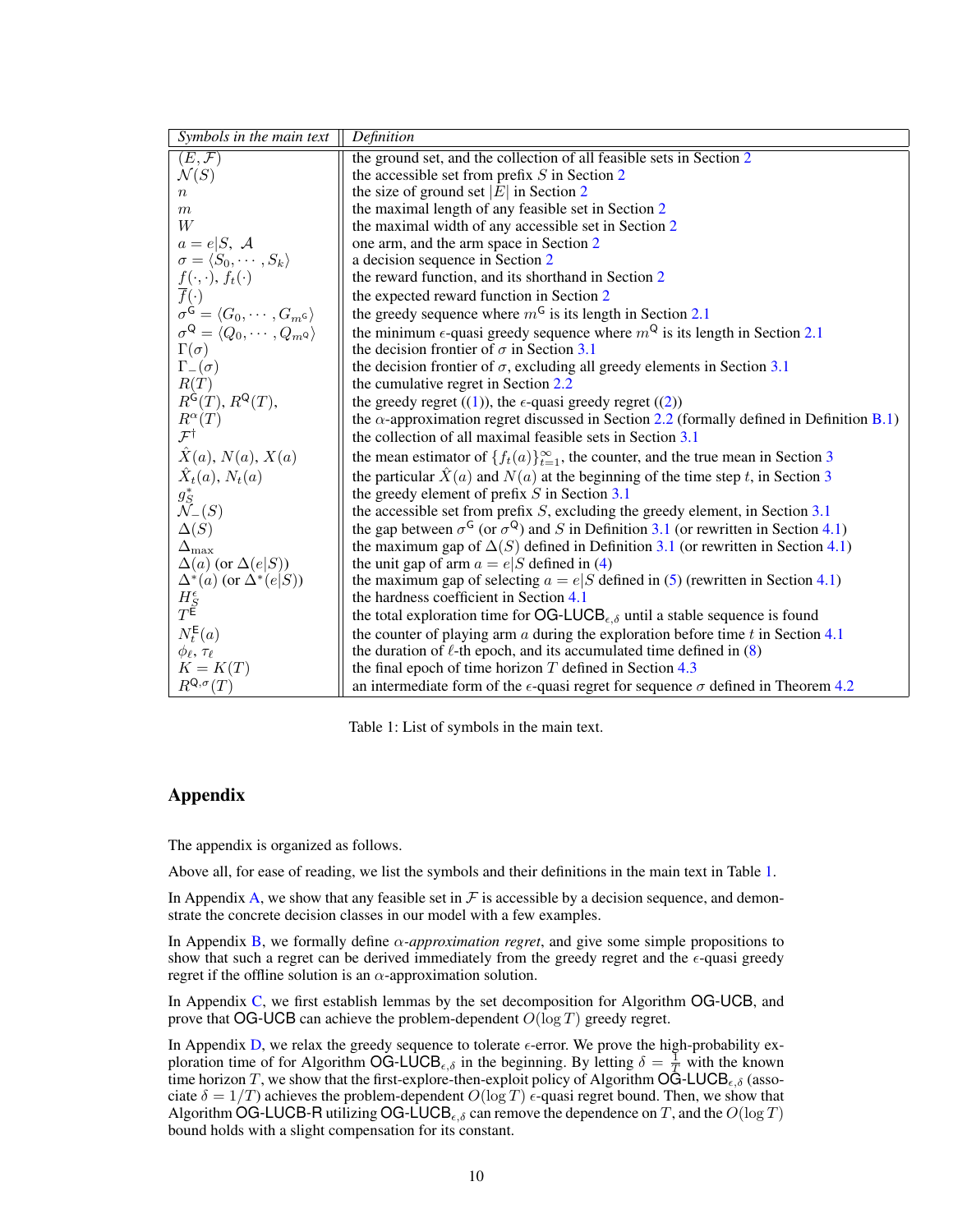| *Symbols in the main text* | *Definition* |
|---|---|
| $(E, \mathcal{F})$ | the ground set, and the collection of all feasible sets in Section 2 |
| $\mathcal{N}(S)$ | the accessible set from prefix $S$ in Section 2 |
| $n$ | the size of ground set $\lvert E \rvert$ in Section 2 |
| $m$ | the maximal length of any feasible set in Section 2 |
| $W$ | the maximal width of any accessible set in Section 2 |
| $a = e \vert S,\ \mathcal{A}$ | one arm, and the arm space in Section 2 |
| $\sigma = \langle S_0, \cdots, S_k \rangle$ | a decision sequence in Section 2 |
| $f(\cdot,\cdot)$, $f_t(\cdot)$ | the reward function, and its shorthand in Section 2 |
| $\overline{f}(\cdot)$ | the expected reward function in Section 2 |
| $\sigma^{\mathsf{G}} = \langle G_0, \cdots, G_{m^{\mathsf{G}}} \rangle$ | the greedy sequence where $m^{\mathsf{G}}$ is its length in Section 2.1 |
| $\sigma^{\mathsf{Q}} = \langle Q_0, \cdots, Q_{m^{\mathsf{Q}}} \rangle$ | the minimum $\epsilon$-quasi greedy sequence where $m^{\mathsf{Q}}$ is its length in Section 2.1 |
| $\Gamma(\sigma)$ | the decision frontier of $\sigma$ in Section 3.1 |
| $\Gamma_{-}(\sigma)$ | the decision frontier of $\sigma$, excluding all greedy elements in Section 3.1 |
| $R(T)$ | the cumulative regret in Section 2.2 |
| $R^{\mathsf{G}}(T)$, $R^{\mathsf{Q}}(T)$, | the greedy regret ((1)), the $\epsilon$-quasi greedy regret ((2)) |
| $R^{\alpha}(T)$ | the $\alpha$-approximation regret discussed in Section 2.2 (formally defined in Definition B.1) |
| $\mathcal{F}^{\dagger}$ | the collection of all maximal feasible sets in Section 3.1 |
| $\hat{X}(a)$, $N(a)$, $X(a)$ | the mean estimator of $\{f_t(a)\}_{t=1}^{\infty}$, the counter, and the true mean in Section 3 |
| $\hat{X}_t(a)$, $N_t(a)$ | the particular $\hat{X}(a)$ and $N(a)$ at the beginning of the time step $t$, in Section 3 |
| $g_S^*$ | the greedy element of prefix $S$ in Section 3.1 |
| $\mathcal{N}_{-}(S)$ | the accessible set from prefix $S$, excluding the greedy element, in Section 3.1 |
| $\Delta(S)$ | the gap between $\sigma^{\mathsf{G}}$ (or $\sigma^{\mathsf{Q}}$) and $S$ in Definition 3.1 (or rewritten in Section 4.1) |
| $\Delta_{\max}$ | the maximum gap of $\Delta(S)$ defined in Definition 3.1 (or rewritten in Section 4.1) |
| $\Delta(a)$ (or $\Delta(e \vert S)$) | the unit gap of arm $a = e \vert S$ defined in (4) |
| $\Delta^*(a)$ (or $\Delta^*(e \vert S)$) | the maximum gap of selecting $a = e \vert S$ defined in (5) (rewritten in Section 4.1) |
| $H_S^{\epsilon}$ | the hardness coefficient in Section 4.1 |
| $T^{\mathsf{E}}$ | the total exploration time for $\mathsf{OG\text{-}LUCB}_{\epsilon,\delta}$ until a stable sequence is found |
| $N_t^{\mathsf{E}}(a)$ | the counter of playing arm $a$ during the exploration before time $t$ in Section 4.1 |
| $\phi_\ell$, $\tau_\ell$ | the duration of $\ell$-th epoch, and its accumulated time defined in (8) |
| $K = K(T)$ | the final epoch of time horizon $T$ defined in Section 4.3 |
| $R^{\mathsf{Q},\sigma}(T)$ | an intermediate form of the $\epsilon$-quasi regret for sequence $\sigma$ defined in Theorem 4.2 |

Table 1: List of symbols in the main text.

# Appendix

The appendix is organized as follows.

Above all, for ease of reading, we list the symbols and their definitions in the main text in Table 1.

In Appendix A, we show that any feasible set in $\mathcal{F}$ is accessible by a decision sequence, and demonstrate the concrete decision classes in our model with a few examples.

In Appendix B, we formally define *$\alpha$-approximation regret*, and give some simple propositions to show that such a regret can be derived immediately from the greedy regret and the $\epsilon$-quasi greedy regret if the offline solution is an $\alpha$-approximation solution.

In Appendix C, we first establish lemmas by the set decomposition for Algorithm OG-UCB, and prove that OG-UCB can achieve the problem-dependent $O(\log T)$ greedy regret.

In Appendix D, we relax the greedy sequence to tolerate $\epsilon$-error. We prove the high-probability exploration time of for Algorithm $\mathsf{OG\text{-}LUCB}_{\epsilon,\delta}$ in the beginning. By letting $\delta = \frac{1}{T}$ with the known time horizon $T$, we show that the first-explore-then-exploit policy of Algorithm $\mathsf{OG\text{-}LUCB}_{\epsilon,\delta}$ (associate $\delta = 1/T$) achieves the problem-dependent $O(\log T)$ $\epsilon$-quasi regret bound. Then, we show that Algorithm OG-LUCB-R utilizing $\mathsf{OG\text{-}LUCB}_{\epsilon,\delta}$ can remove the dependence on $T$, and the $O(\log T)$ bound holds with a slight compensation for its constant.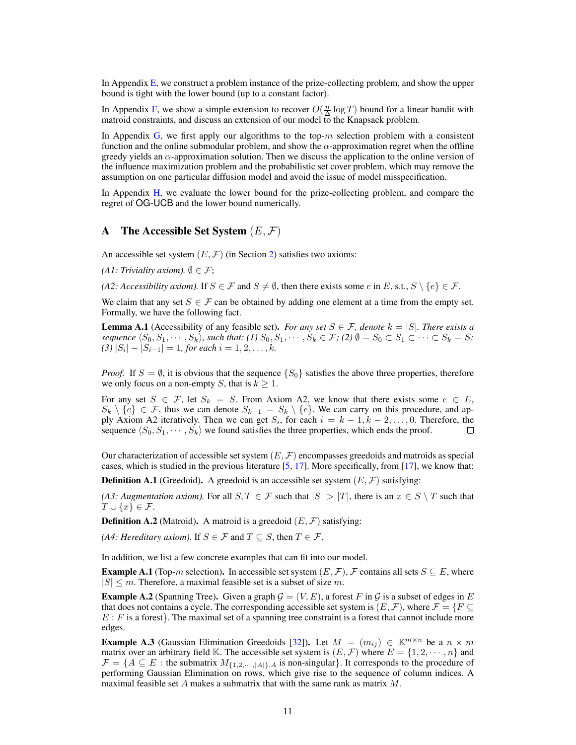In Appendix E, we construct a problem instance of the prize-collecting problem, and show the upper bound is tight with the lower bound (up to a constant factor).

In Appendix F, we show a simple extension to recover $O(\frac{n}{\Delta}\log T)$ bound for a linear bandit with matroid constraints, and discuss an extension of our model to the Knapsack problem.

In Appendix G, we first apply our algorithms to the top-$m$ selection problem with a consistent function and the online submodular problem, and show the $\alpha$-approximation regret when the offline greedy yields an $\alpha$-approximation solution. Then we discuss the application to the online version of the influence maximization problem and the probabilistic set cover problem, which may remove the assumption on one particular diffusion model and avoid the issue of model misspecification.

In Appendix H, we evaluate the lower bound for the prize-collecting problem, and compare the regret of OG-UCB and the lower bound numerically.

# A The Accessible Set System $(E, \mathcal{F})$

An accessible set system $(E, \mathcal{F})$ (in Section 2) satisfies two axioms:

*(A1: Triviality axiom).* $\emptyset \in \mathcal{F}$;

*(A2: Accessibility axiom).* If $S \in \mathcal{F}$ and $S \neq \emptyset$, then there exists some $e$ in $E$, s.t., $S \setminus \{e\} \in \mathcal{F}$.

We claim that any set $S \in \mathcal{F}$ can be obtained by adding one element at a time from the empty set. Formally, we have the following fact.

**Lemma A.1** (Accessibility of any feasible set)**.** *For any set $S \in \mathcal{F}$, denote $k = |S|$. There exists a sequence $\langle S_0, S_1, \cdots, S_k \rangle$, such that: (1) $S_0, S_1, \cdots, S_k \in \mathcal{F}$; (2) $\emptyset = S_0 \subset S_1 \subset \cdots \subset S_k = S$; (3) $|S_i| - |S_{i-1}| = 1$, for each $i = 1, 2, \ldots, k$.*

*Proof.* If $S = \emptyset$, it is obvious that the sequence $\{S_0\}$ satisfies the above three properties, therefore we only focus on a non-empty $S$, that is $k \geq 1$.

For any set $S \in \mathcal{F}$, let $S_k = S$. From Axiom A2, we know that there exists some $e \in E$, $S_k \setminus \{e\} \in \mathcal{F}$, thus we can denote $S_{k-1} = S_k \setminus \{e\}$. We can carry on this procedure, and apply Axiom A2 iteratively. Then we can get $S_i$, for each $i = k-1, k-2, \ldots, 0$. Therefore, the sequence $\langle S_0, S_1, \cdots, S_k \rangle$ we found satisfies the three properties, which ends the proof. $\square$

Our characterization of accessible set system $(E, \mathcal{F})$ encompasses greedoids and matroids as special cases, which is studied in the previous literature [5, 17]. More specifically, from [17], we know that:

**Definition A.1** (Greedoid)**.** A greedoid is an accessible set system $(E, \mathcal{F})$ satisfying:

*(A3: Augmentation axiom).* For all $S, T \in \mathcal{F}$ such that $|S| > |T|$, there is an $x \in S \setminus T$ such that $T \cup \{x\} \in \mathcal{F}$.

**Definition A.2** (Matroid)**.** A matroid is a greedoid $(E, \mathcal{F})$ satisfying:

*(A4: Hereditary axiom).* If $S \in \mathcal{F}$ and $T \subseteq S$, then $T \in \mathcal{F}$.

In addition, we list a few concrete examples that can fit into our model.

**Example A.1** (Top-$m$ selection)**.** In accessible set system $(E, \mathcal{F})$, $\mathcal{F}$ contains all sets $S \subseteq E$, where $|S| \leq m$. Therefore, a maximal feasible set is a subset of size $m$.

**Example A.2** (Spanning Tree)**.** Given a graph $\mathcal{G} = (V, E)$, a forest $F$ in $\mathcal{G}$ is a subset of edges in $E$ that does not contains a cycle. The corresponding accessible set system is $(E, \mathcal{F})$, where $\mathcal{F} = \{F \subseteq E : F \text{ is a forest}\}$. The maximal set of a spanning tree constraint is a forest that cannot include more edges.

**Example A.3** (Gaussian Elimination Greedoids [32])**.** Let $M = (m_{ij}) \in \mathbb{K}^{m \times n}$ be a $n \times m$ matrix over an arbitrary field $\mathbb{K}$. The accessible set system is $(E, \mathcal{F})$ where $E = \{1, 2, \cdots, n\}$ and $\mathcal{F} = \{A \subseteq E : \text{the submatrix } M_{\{1,2,\cdots,|A|\},A} \text{ is non-singular}\}$. It corresponds to the procedure of performing Gaussian Elimination on rows, which give rise to the sequence of column indices. A maximal feasible set $A$ makes a submatrix that with the same rank as matrix $M$.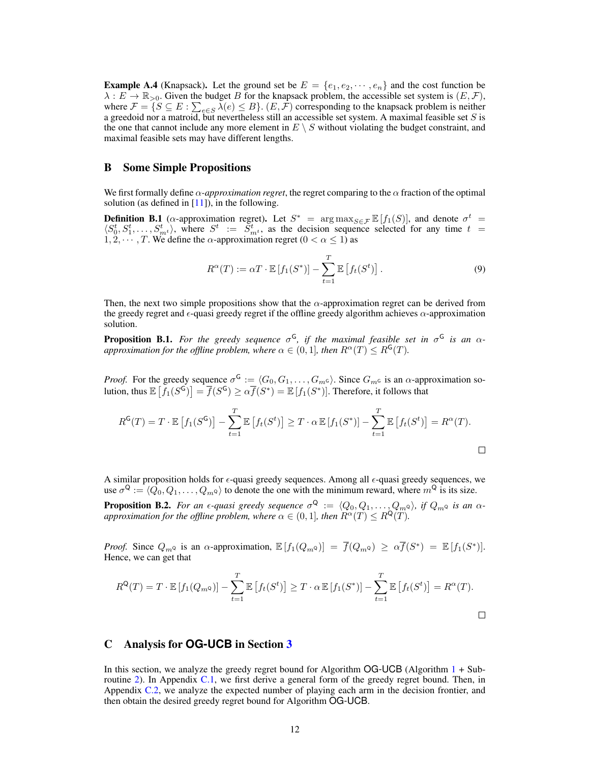**Example A.4** (Knapsack). Let the ground set be $E = \{e_1, e_2, \cdots, e_n\}$ and the cost function be $\lambda : E \to \mathbb{R}_{>0}$. Given the budget $B$ for the knapsack problem, the accessible set system is $(E, \mathcal{F})$, where $\mathcal{F} = \{S \subseteq E : \sum_{e \in S} \lambda(e) \leq B\}$. $(E, \mathcal{F})$ corresponding to the knapsack problem is neither a greedoid nor a matroid, but nevertheless still an accessible set system. A maximal feasible set $S$ is the one that cannot include any more element in $E \setminus S$ without violating the budget constraint, and maximal feasible sets may have different lengths.

## B Some Simple Propositions

We first formally define $\alpha$-*approximation regret*, the regret comparing to the $\alpha$ fraction of the optimal solution (as defined in [11]), in the following.

**Definition B.1** ($\alpha$-approximation regret). Let $S^* = \arg\max_{S \in \mathcal{F}} \mathbb{E}[f_1(S)]$, and denote $\sigma^t = \langle S_0^t, S_1^t, \ldots, S_{m^t}^t \rangle$, where $S^t := S_{m^t}^t$, as the decision sequence selected for any time $t = 1, 2, \cdots, T$. We define the $\alpha$-approximation regret ($0 < \alpha \leq 1$) as

$$R^\alpha(T) := \alpha T \cdot \mathbb{E}[f_1(S^*)] - \sum_{t=1}^{T} \mathbb{E}\left[f_t(S^t)\right]. \tag{9}$$

Then, the next two simple propositions show that the $\alpha$-approximation regret can be derived from the greedy regret and $\epsilon$-quasi greedy regret if the offline greedy algorithm achieves $\alpha$-approximation solution.

**Proposition B.1.** *For the greedy sequence $\sigma^{\mathsf{G}}$, if the maximal feasible set in $\sigma^{\mathsf{G}}$ is an $\alpha$-approximation for the offline problem, where $\alpha \in (0, 1]$, then $R^\alpha(T) \leq R^{\mathsf{G}}(T)$.*

*Proof.* For the greedy sequence $\sigma^{\mathsf{G}} := \langle G_0, G_1, \ldots, G_{m^{\mathsf{G}}} \rangle$. Since $G_{m^{\mathsf{G}}}$ is an $\alpha$-approximation solution, thus $\mathbb{E}\left[f_1(S^{\mathsf{G}})\right] = \overline{f}(S^{\mathsf{G}}) \geq \alpha \overline{f}(S^*) = \mathbb{E}[f_1(S^*)]$. Therefore, it follows that

$$R^{\mathsf{G}}(T) = T \cdot \mathbb{E}\left[f_1(S^{\mathsf{G}})\right] - \sum_{t=1}^{T} \mathbb{E}\left[f_t(S^t)\right] \geq T \cdot \alpha \, \mathbb{E}[f_1(S^*)] - \sum_{t=1}^{T} \mathbb{E}\left[f_t(S^t)\right] = R^\alpha(T).$$

□

A similar proposition holds for $\epsilon$-quasi greedy sequences. Among all $\epsilon$-quasi greedy sequences, we use $\sigma^{\mathsf{Q}} := \langle Q_0, Q_1, \ldots, Q_{m^{\mathsf{Q}}} \rangle$ to denote the one with the minimum reward, where $m^{\mathsf{Q}}$ is its size.

**Proposition B.2.** *For an $\epsilon$-quasi greedy sequence $\sigma^{\mathsf{Q}} := \langle Q_0, Q_1, \ldots, Q_{m^{\mathsf{Q}}} \rangle$, if $Q_{m^{\mathsf{Q}}}$ is an $\alpha$-approximation for the offline problem, where $\alpha \in (0, 1]$, then $R^\alpha(T) \leq R^{\mathsf{Q}}(T)$.*

*Proof.* Since $Q_{m^{\mathsf{Q}}}$ is an $\alpha$-approximation, $\mathbb{E}[f_1(Q_{m^{\mathsf{Q}}})] = \overline{f}(Q_{m^{\mathsf{Q}}}) \geq \alpha \overline{f}(S^*) = \mathbb{E}[f_1(S^*)]$. Hence, we can get that

$$R^{\mathsf{Q}}(T) = T \cdot \mathbb{E}[f_1(Q_{m^{\mathsf{Q}}})] - \sum_{t=1}^{T} \mathbb{E}\left[f_t(S^t)\right] \geq T \cdot \alpha \, \mathbb{E}[f_1(S^*)] - \sum_{t=1}^{T} \mathbb{E}\left[f_t(S^t)\right] = R^\alpha(T).$$

□

## C Analysis for OG-UCB in Section 3

In this section, we analyze the greedy regret bound for Algorithm OG-UCB (Algorithm 1 + Subroutine 2). In Appendix C.1, we first derive a general form of the greedy regret bound. Then, in Appendix C.2, we analyze the expected number of playing each arm in the decision frontier, and then obtain the desired greedy regret bound for Algorithm OG-UCB.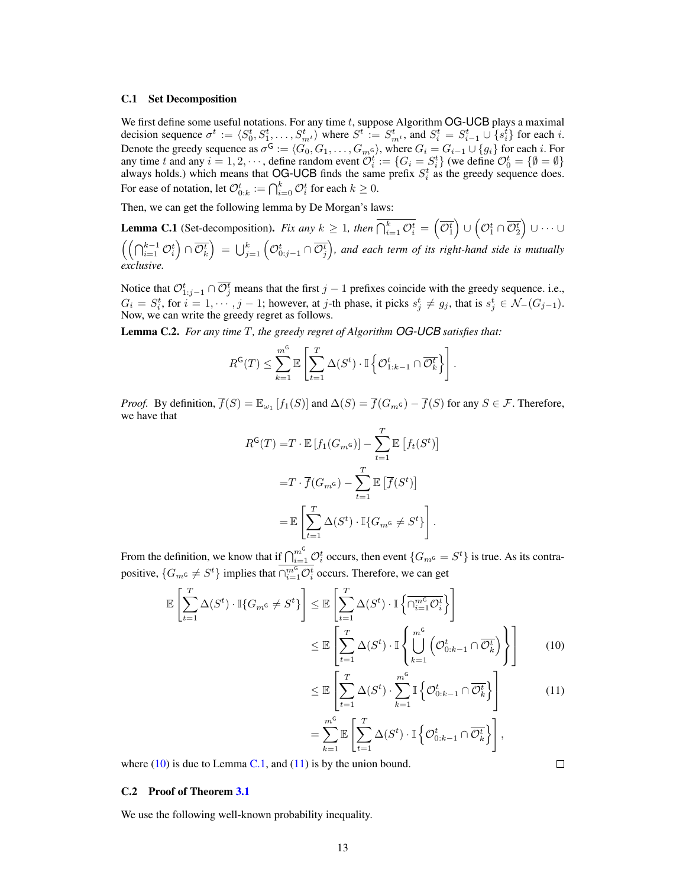### C.1 Set Decomposition

We first define some useful notations. For any time $t$, suppose Algorithm OG-UCB plays a maximal decision sequence $\sigma^t := \langle S_0^t, S_1^t, \ldots, S_{m^t}^t \rangle$ where $S^t := S_{m^t}^t$, and $S_i^t = S_{i-1}^t \cup \{s_i^t\}$ for each $i$. Denote the greedy sequence as $\sigma^{\mathsf{G}} := \langle G_0, G_1, \ldots, G_{m^{\mathsf{G}}} \rangle$, where $G_i = G_{i-1} \cup \{g_i\}$ for each $i$. For any time $t$ and any $i = 1, 2, \cdots$, define random event $\mathcal{O}_i^t := \{G_i = S_i^t\}$ (we define $\mathcal{O}_0^t = \{\emptyset = \emptyset\}$ always holds.) which means that OG-UCB finds the same prefix $S_i^t$ as the greedy sequence does. For ease of notation, let $\mathcal{O}_{0:k}^t := \bigcap_{i=0}^k \mathcal{O}_i^t$ for each $k \geq 0$.

Then, we can get the following lemma by De Morgan's laws:

**Lemma C.1** (Set-decomposition)**.** *Fix any $k \geq 1$, then $\overline{\bigcap_{i=1}^k \mathcal{O}_i^t} = \left(\overline{\mathcal{O}_1^t}\right) \cup \left(\mathcal{O}_1^t \cap \overline{\mathcal{O}_2^t}\right) \cup \cdots \cup \left(\left(\bigcap_{i=1}^{k-1} \mathcal{O}_i^t\right) \cap \overline{\mathcal{O}_k^t}\right) = \bigcup_{j=1}^k \left(\mathcal{O}_{0:j-1}^t \cap \overline{\mathcal{O}_j^t}\right)$, and each term of its right-hand side is mutually exclusive.*

Notice that $\mathcal{O}_{1:j-1}^t \cap \overline{\mathcal{O}_j^t}$ means that the first $j-1$ prefixes coincide with the greedy sequence. i.e., $G_i = S_i^t$, for $i = 1, \cdots, j-1$; however, at $j$-th phase, it picks $s_j^t \neq g_j$, that is $s_j^t \in \mathcal{N}_-(G_{j-1})$. Now, we can write the greedy regret as follows.

**Lemma C.2.** *For any time $T$, the greedy regret of Algorithm OG-UCB satisfies that:*

$$R^{\mathsf{G}}(T) \leq \sum_{k=1}^{m^{\mathsf{G}}} \mathbb{E}\left[\sum_{t=1}^T \Delta(S^t) \cdot \mathbb{I}\left\{\mathcal{O}_{1:k-1}^t \cap \overline{\mathcal{O}_k^t}\right\}\right].$$

*Proof.* By definition, $\overline{f}(S) = \mathbb{E}_{\omega_1}[f_1(S)]$ and $\Delta(S) = \overline{f}(G_{m^{\mathsf{G}}}) - \overline{f}(S)$ for any $S \in \mathcal{F}$. Therefore, we have that

$$\begin{aligned}
R^{\mathsf{G}}(T) &= T \cdot \mathbb{E}\left[f_1(G_{m^{\mathsf{G}}})\right] - \sum_{t=1}^T \mathbb{E}\left[f_t(S^t)\right] \\
&= T \cdot \overline{f}(G_{m^{\mathsf{G}}}) - \sum_{t=1}^T \mathbb{E}\left[\overline{f}(S^t)\right] \\
&= \mathbb{E}\left[\sum_{t=1}^T \Delta(S^t) \cdot \mathbb{I}\{G_{m^{\mathsf{G}}} \neq S^t\}\right].
\end{aligned}$$

From the definition, we know that if $\bigcap_{i=1}^{m^{\mathsf{G}}} \mathcal{O}_i^t$ occurs, then event $\{G_{m^{\mathsf{G}}} = S^t\}$ is true. As its contrapositive, $\{G_{m^{\mathsf{G}}} \neq S^t\}$ implies that $\overline{\cap_{i=1}^{m^{\mathsf{G}}} \mathcal{O}_i^t}$ occurs. Therefore, we can get

$$\begin{aligned}
\mathbb{E}\left[\sum_{t=1}^T \Delta(S^t) \cdot \mathbb{I}\{G_{m^{\mathsf{G}}} \neq S^t\}\right] &\leq \mathbb{E}\left[\sum_{t=1}^T \Delta(S^t) \cdot \mathbb{I}\left\{\overline{\cap_{i=1}^{m^{\mathsf{G}}} \mathcal{O}_i^t}\right\}\right] \\
&\leq \mathbb{E}\left[\sum_{t=1}^T \Delta(S^t) \cdot \mathbb{I}\left\{\bigcup_{k=1}^{m^{\mathsf{G}}} \left(\mathcal{O}_{0:k-1}^t \cap \overline{\mathcal{O}_k^t}\right)\right\}\right] \qquad (10) \\
&\leq \mathbb{E}\left[\sum_{t=1}^T \Delta(S^t) \cdot \sum_{k=1}^{m^{\mathsf{G}}} \mathbb{I}\left\{\mathcal{O}_{0:k-1}^t \cap \overline{\mathcal{O}_k^t}\right\}\right] \qquad (11) \\
&= \sum_{k=1}^{m^{\mathsf{G}}} \mathbb{E}\left[\sum_{t=1}^T \Delta(S^t) \cdot \mathbb{I}\left\{\mathcal{O}_{0:k-1}^t \cap \overline{\mathcal{O}_k^t}\right\}\right],
\end{aligned}$$

where (10) is due to Lemma C.1, and (11) is by the union bound. $\square$

### C.2 Proof of Theorem 3.1

We use the following well-known probability inequality.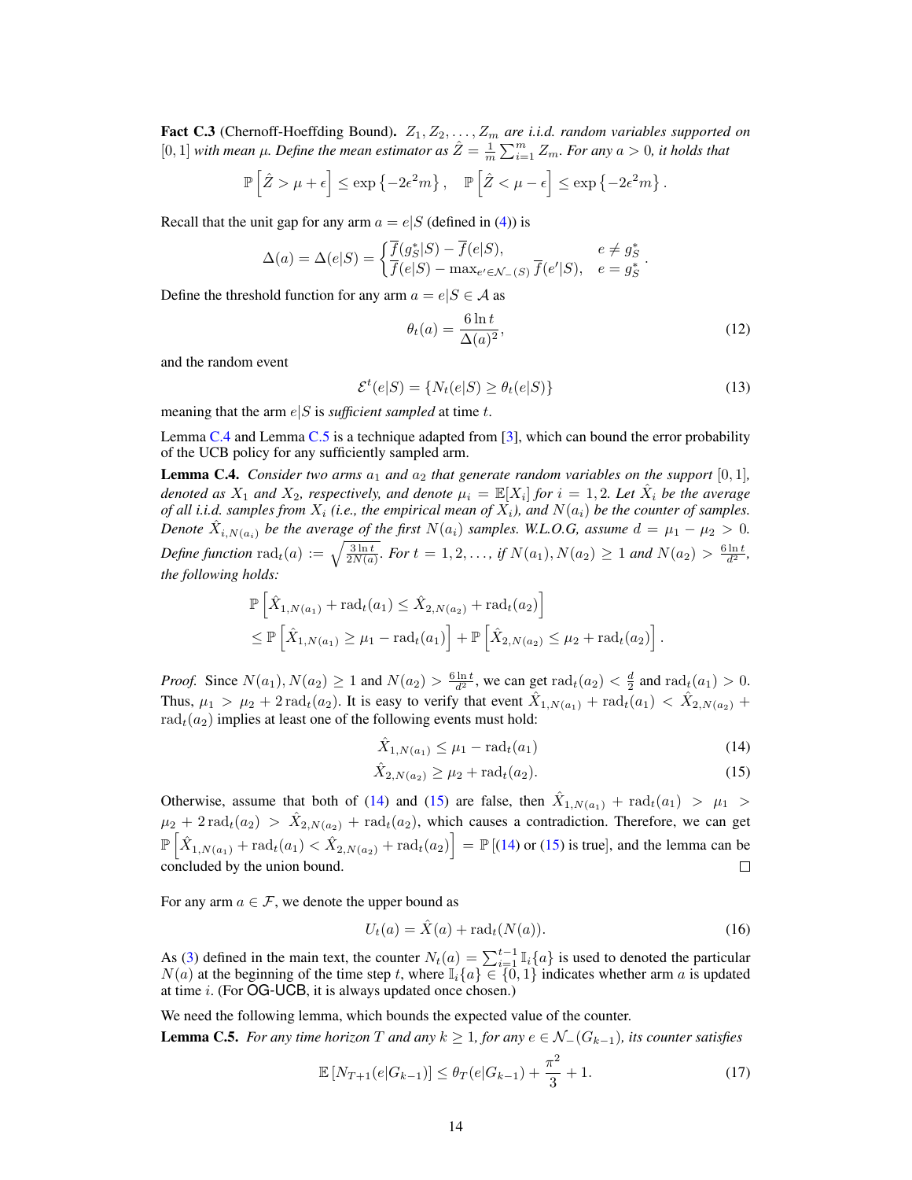**Fact C.3** (Chernoff-Hoeffding Bound). *$Z_1, Z_2, \ldots, Z_m$ are i.i.d. random variables supported on $[0,1]$ with mean $\mu$. Define the mean estimator as $\hat{Z} = \frac{1}{m}\sum_{i=1}^{m} Z_m$. For any $a > 0$, it holds that*

$$\mathbb{P}\left[\hat{Z} > \mu + \epsilon\right] \leq \exp\left\{-2\epsilon^2 m\right\}, \quad \mathbb{P}\left[\hat{Z} < \mu - \epsilon\right] \leq \exp\left\{-2\epsilon^2 m\right\}.$$

Recall that the unit gap for any arm $a = e|S$ (defined in (4)) is

$$\Delta(a) = \Delta(e|S) = \begin{cases} \overline{f}(g_S^*|S) - \overline{f}(e|S), & e \neq g_S^* \\ \overline{f}(e|S) - \max_{e' \in \mathcal{N}_-(S)} \overline{f}(e'|S), & e = g_S^* \end{cases}.$$

Define the threshold function for any arm $a = e|S \in \mathcal{A}$ as

$$\theta_t(a) = \frac{6 \ln t}{\Delta(a)^2}, \tag{12}$$

and the random event

$$\mathcal{E}^t(e|S) = \{N_t(e|S) \geq \theta_t(e|S)\} \tag{13}$$

meaning that the arm $e|S$ is *sufficient sampled* at time $t$.

Lemma C.4 and Lemma C.5 is a technique adapted from [3], which can bound the error probability of the UCB policy for any sufficiently sampled arm.

**Lemma C.4.** *Consider two arms $a_1$ and $a_2$ that generate random variables on the support $[0,1]$, denoted as $X_1$ and $X_2$, respectively, and denote $\mu_i = \mathbb{E}[X_i]$ for $i = 1, 2$. Let $\hat{X}_i$ be the average of all i.i.d. samples from $X_i$ (i.e., the empirical mean of $X_i$), and $N(a_i)$ be the counter of samples. Denote $\hat{X}_{i,N(a_i)}$ be the average of the first $N(a_i)$ samples. W.L.O.G, assume $d = \mu_1 - \mu_2 > 0$. Define function $\mathrm{rad}_t(a) := \sqrt{\frac{3 \ln t}{2N(a)}}$. For $t = 1, 2, \ldots$, if $N(a_1), N(a_2) \geq 1$ and $N(a_2) > \frac{6 \ln t}{d^2}$, the following holds:*

$$\begin{aligned} &\mathbb{P}\left[\hat{X}_{1,N(a_1)} + \mathrm{rad}_t(a_1) \leq \hat{X}_{2,N(a_2)} + \mathrm{rad}_t(a_2)\right] \\ &\leq \mathbb{P}\left[\hat{X}_{1,N(a_1)} \geq \mu_1 - \mathrm{rad}_t(a_1)\right] + \mathbb{P}\left[\hat{X}_{2,N(a_2)} \leq \mu_2 + \mathrm{rad}_t(a_2)\right]. \end{aligned}$$

*Proof.* Since $N(a_1), N(a_2) \geq 1$ and $N(a_2) > \frac{6 \ln t}{d^2}$, we can get $\mathrm{rad}_t(a_2) < \frac{d}{2}$ and $\mathrm{rad}_t(a_1) > 0$. Thus, $\mu_1 > \mu_2 + 2\,\mathrm{rad}_t(a_2)$. It is easy to verify that event $\hat{X}_{1,N(a_1)} + \mathrm{rad}_t(a_1) < \hat{X}_{2,N(a_2)} + \mathrm{rad}_t(a_2)$ implies at least one of the following events must hold:

$$\hat{X}_{1,N(a_1)} \leq \mu_1 - \mathrm{rad}_t(a_1) \tag{14}$$

$$\hat{X}_{2,N(a_2)} \geq \mu_2 + \mathrm{rad}_t(a_2). \tag{15}$$

Otherwise, assume that both of (14) and (15) are false, then $\hat{X}_{1,N(a_1)} + \mathrm{rad}_t(a_1) > \mu_1 > \mu_2 + 2\,\mathrm{rad}_t(a_2) > \hat{X}_{2,N(a_2)} + \mathrm{rad}_t(a_2)$, which causes a contradiction. Therefore, we can get $\mathbb{P}\left[\hat{X}_{1,N(a_1)} + \mathrm{rad}_t(a_1) < \hat{X}_{2,N(a_2)} + \mathrm{rad}_t(a_2)\right] = \mathbb{P}\left[(14) \text{ or } (15) \text{ is true}\right]$, and the lemma can be concluded by the union bound. $\square$

For any arm $a \in \mathcal{F}$, we denote the upper bound as

$$U_t(a) = \hat{X}(a) + \mathrm{rad}_t(N(a)). \tag{16}$$

As (3) defined in the main text, the counter $N_t(a) = \sum_{i=1}^{t-1} \mathbb{I}_i\{a\}$ is used to denoted the particular $N(a)$ at the beginning of the time step $t$, where $\mathbb{I}_i\{a\} \in \{0, 1\}$ indicates whether arm $a$ is updated at time $i$. (For OG-UCB, it is always updated once chosen.)

We need the following lemma, which bounds the expected value of the counter.

**Lemma C.5.** *For any time horizon $T$ and any $k \geq 1$, for any $e \in \mathcal{N}_-(G_{k-1})$, its counter satisfies*

$$\mathbb{E}\left[N_{T+1}(e|G_{k-1})\right] \leq \theta_T(e|G_{k-1}) + \frac{\pi^2}{3} + 1. \tag{17}$$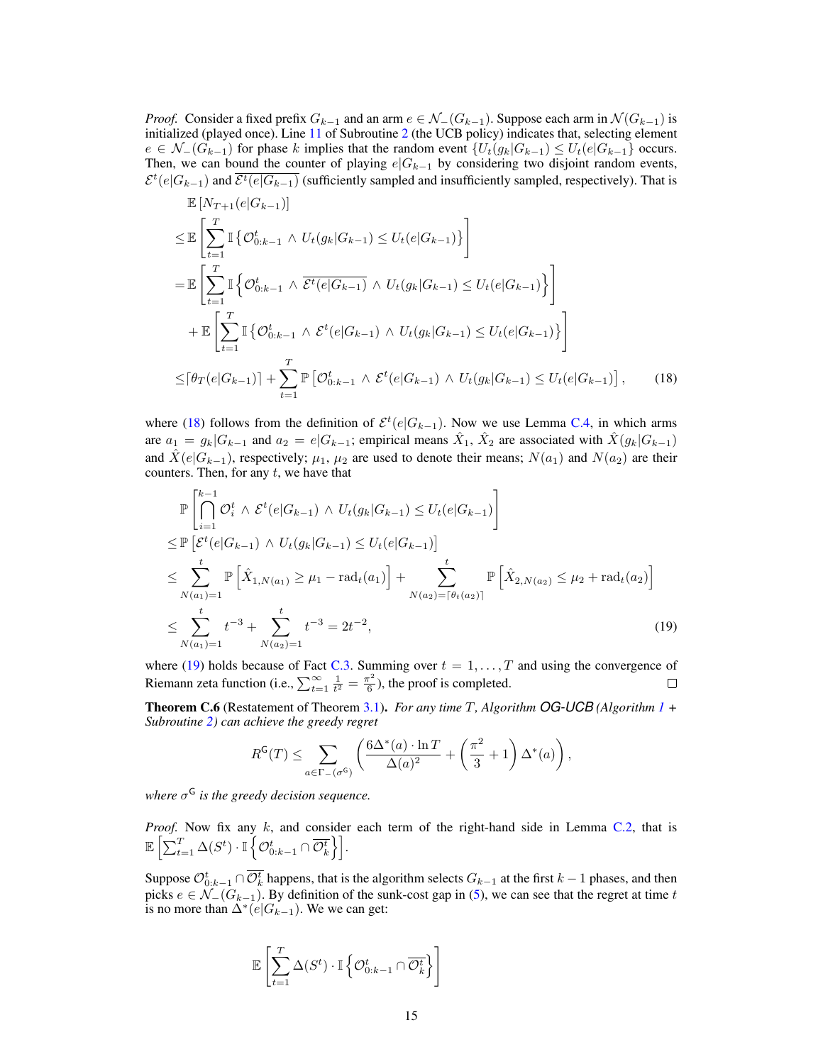*Proof.* Consider a fixed prefix $G_{k-1}$ and an arm $e \in \mathcal{N}_-(G_{k-1})$. Suppose each arm in $\mathcal{N}(G_{k-1})$ is initialized (played once). Line 11 of Subroutine 2 (the UCB policy) indicates that, selecting element $e \in \mathcal{N}_-(G_{k-1})$ for phase $k$ implies that the random event $\{U_t(g_k|G_{k-1}) \le U_t(e|G_{k-1}\}$ occurs. Then, we can bound the counter of playing $e|G_{k-1}$ by considering two disjoint random events, $\mathcal{E}^t(e|G_{k-1})$ and $\overline{\mathcal{E}^t(e|G_{k-1})}$ (sufficiently sampled and insufficiently sampled, respectively). That is

$$
\begin{aligned}
&\mathbb{E}\left[N_{T+1}(e|G_{k-1})\right] \\
\le &\mathbb{E}\left[\sum_{t=1}^{T} \mathbb{I}\left\{\mathcal{O}_{0:k-1}^t \wedge U_t(g_k|G_{k-1}) \le U_t(e|G_{k-1})\right\}\right] \\
= &\mathbb{E}\left[\sum_{t=1}^{T} \mathbb{I}\left\{\mathcal{O}_{0:k-1}^t \wedge \overline{\mathcal{E}^t(e|G_{k-1})} \wedge U_t(g_k|G_{k-1}) \le U_t(e|G_{k-1})\right\}\right] \\
&+ \mathbb{E}\left[\sum_{t=1}^{T} \mathbb{I}\left\{\mathcal{O}_{0:k-1}^t \wedge \mathcal{E}^t(e|G_{k-1}) \wedge U_t(g_k|G_{k-1}) \le U_t(e|G_{k-1})\right\}\right] \\
\le &\lceil \theta_T(e|G_{k-1}) \rceil + \sum_{t=1}^{T} \mathbb{P}\left[\mathcal{O}_{0:k-1}^t \wedge \mathcal{E}^t(e|G_{k-1}) \wedge U_t(g_k|G_{k-1}) \le U_t(e|G_{k-1})\right], \qquad (18)
\end{aligned}
$$

where (18) follows from the definition of $\mathcal{E}^t(e|G_{k-1})$. Now we use Lemma C.4, in which arms are $a_1 = g_k|G_{k-1}$ and $a_2 = e|G_{k-1}$; empirical means $\hat{X}_1$, $\hat{X}_2$ are associated with $\hat{X}(g_k|G_{k-1})$ and $\hat{X}(e|G_{k-1})$, respectively; $\mu_1$, $\mu_2$ are used to denote their means; $N(a_1)$ and $N(a_2)$ are their counters. Then, for any $t$, we have that

$$
\begin{aligned}
&\mathbb{P}\left[\bigcap_{i=1}^{k-1} \mathcal{O}_i^t \wedge \mathcal{E}^t(e|G_{k-1}) \wedge U_t(g_k|G_{k-1}) \le U_t(e|G_{k-1})\right] \\
\le &\mathbb{P}\left[\mathcal{E}^t(e|G_{k-1}) \wedge U_t(g_k|G_{k-1}) \le U_t(e|G_{k-1})\right] \\
\le &\sum_{N(a_1)=1}^{t} \mathbb{P}\left[\hat{X}_{1,N(a_1)} \ge \mu_1 - \mathrm{rad}_t(a_1)\right] + \sum_{N(a_2)=\lceil \theta_t(a_2) \rceil}^{t} \mathbb{P}\left[\hat{X}_{2,N(a_2)} \le \mu_2 + \mathrm{rad}_t(a_2)\right] \\
\le &\sum_{N(a_1)=1}^{t} t^{-3} + \sum_{N(a_2)=1}^{t} t^{-3} = 2t^{-2}, \qquad (19)
\end{aligned}
$$

where (19) holds because of Fact C.3. Summing over $t = 1, \ldots, T$ and using the convergence of Riemann zeta function (i.e., $\sum_{t=1}^{\infty} \frac{1}{t^2} = \frac{\pi^2}{6}$), the proof is completed. ◻

**Theorem C.6** (Restatement of Theorem 3.1)**.** *For any time $T$, Algorithm OG-UCB (Algorithm 1 + Subroutine 2) can achieve the greedy regret*

$$
R^{\mathsf{G}}(T) \le \sum_{a \in \Gamma_-(\sigma^{\mathsf{G}})} \left( \frac{6\Delta^*(a) \cdot \ln T}{\Delta(a)^2} + \left(\frac{\pi^2}{3} + 1\right)\Delta^*(a) \right),
$$

*where $\sigma^{\mathsf{G}}$ is the greedy decision sequence.*

*Proof.* Now fix any $k$, and consider each term of the right-hand side in Lemma C.2, that is $\mathbb{E}\left[\sum_{t=1}^{T} \Delta(S^t) \cdot \mathbb{I}\left\{\mathcal{O}_{0:k-1}^t \cap \overline{\mathcal{O}_k^t}\right\}\right]$.

Suppose $\mathcal{O}_{0:k-1}^t \cap \overline{\mathcal{O}_k^t}$ happens, that is the algorithm selects $G_{k-1}$ at the first $k-1$ phases, and then picks $e \in \mathcal{N}_-(G_{k-1})$. By definition of the sunk-cost gap in (5), we can see that the regret at time $t$ is no more than $\Delta^*(e|G_{k-1})$. We we can get:

$$
\mathbb{E}\left[\sum_{t=1}^{T} \Delta(S^t) \cdot \mathbb{I}\left\{\mathcal{O}_{0:k-1}^t \cap \overline{\mathcal{O}_k^t}\right\}\right]
$$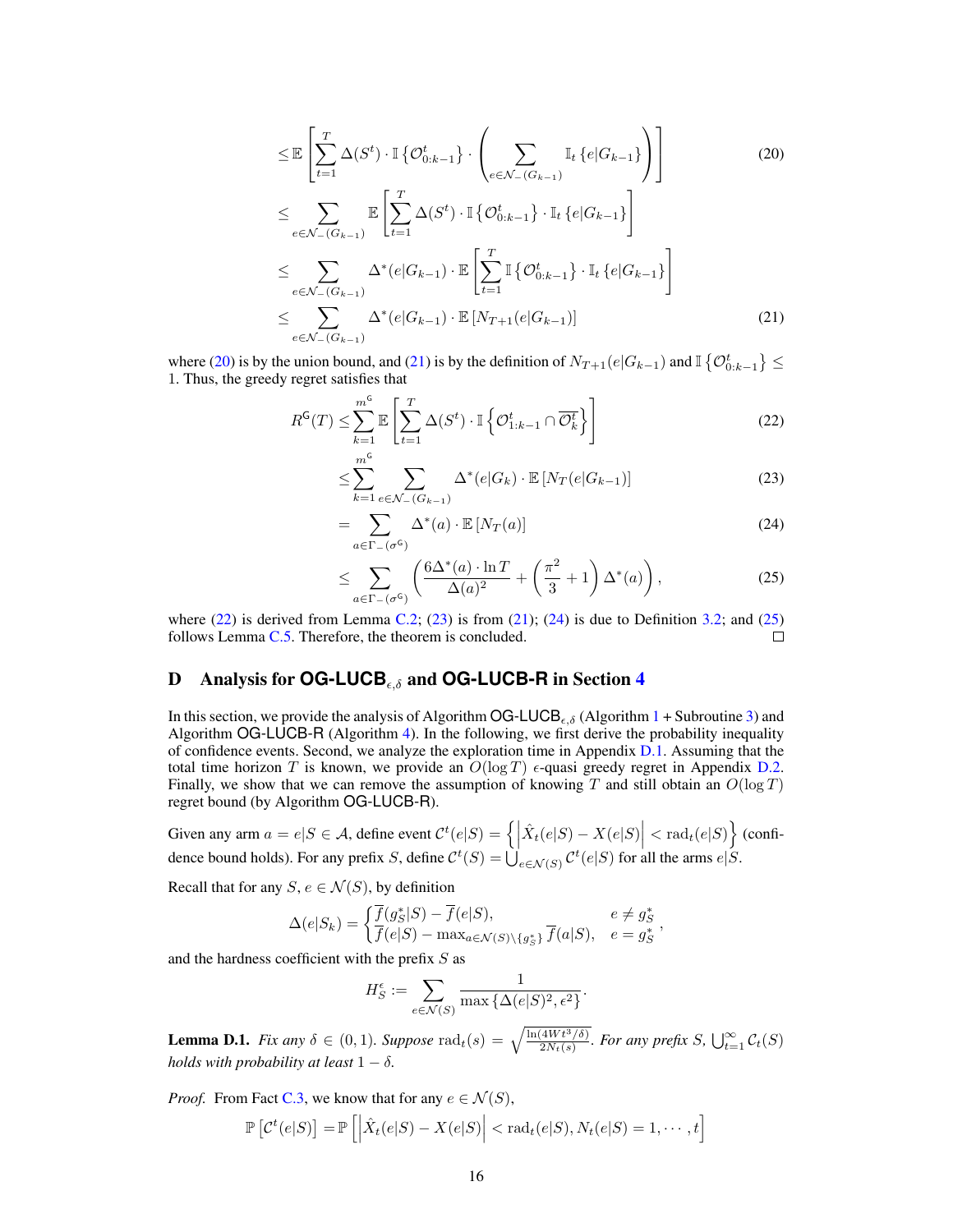$$\leq \mathbb{E}\left[\sum_{t=1}^{T} \Delta(S^t) \cdot \mathbb{I}\left\{\mathcal{O}_{0:k-1}^t\right\} \cdot \left(\sum_{e \in \mathcal{N}_-(G_{k-1})} \mathbb{I}_t\left\{e|G_{k-1}\right\}\right)\right] \tag{20}$$

$$\leq \sum_{e \in \mathcal{N}_-(G_{k-1})} \mathbb{E}\left[\sum_{t=1}^{T} \Delta(S^t) \cdot \mathbb{I}\left\{\mathcal{O}_{0:k-1}^t\right\} \cdot \mathbb{I}_t\left\{e|G_{k-1}\right\}\right]$$

$$\leq \sum_{e \in \mathcal{N}_-(G_{k-1})} \Delta^*(e|G_{k-1}) \cdot \mathbb{E}\left[\sum_{t=1}^{T} \mathbb{I}\left\{\mathcal{O}_{0:k-1}^t\right\} \cdot \mathbb{I}_t\left\{e|G_{k-1}\right\}\right]$$

$$\leq \sum_{e \in \mathcal{N}_-(G_{k-1})} \Delta^*(e|G_{k-1}) \cdot \mathbb{E}\left[N_{T+1}(e|G_{k-1})\right] \tag{21}$$

where (20) is by the union bound, and (21) is by the definition of $N_{T+1}(e|G_{k-1})$ and $\mathbb{I}\left\{\mathcal{O}_{0:k-1}^t\right\} \leq 1$. Thus, the greedy regret satisfies that

$$R^{\mathsf{G}}(T) \leq \sum_{k=1}^{m^{\mathsf{G}}} \mathbb{E}\left[\sum_{t=1}^{T} \Delta(S^t) \cdot \mathbb{I}\left\{\mathcal{O}_{1:k-1}^t \cap \overline{\mathcal{O}_k^t}\right\}\right] \tag{22}$$

$$\leq \sum_{k=1}^{m^{\mathsf{G}}} \sum_{e \in \mathcal{N}_-(G_{k-1})} \Delta^*(e|G_k) \cdot \mathbb{E}\left[N_T(e|G_{k-1})\right] \tag{23}$$

$$= \sum_{a \in \Gamma_-(\sigma^{\mathsf{G}})} \Delta^*(a) \cdot \mathbb{E}\left[N_T(a)\right] \tag{24}$$

$$\leq \sum_{a \in \Gamma_-(\sigma^{\mathsf{G}})} \left(\frac{6\Delta^*(a) \cdot \ln T}{\Delta(a)^2} + \left(\frac{\pi^2}{3} + 1\right)\Delta^*(a)\right), \tag{25}$$

where (22) is derived from Lemma C.2; (23) is from (21); (24) is due to Definition 3.2; and (25) follows Lemma C.5. Therefore, the theorem is concluded. □

## D Analysis for OG-LUCB$_{\epsilon,\delta}$ and OG-LUCB-R in Section 4

In this section, we provide the analysis of Algorithm OG-LUCB$_{\epsilon,\delta}$ (Algorithm 1 + Subroutine 3) and Algorithm OG-LUCB-R (Algorithm 4). In the following, we first derive the probability inequality of confidence events. Second, we analyze the exploration time in Appendix D.1. Assuming that the total time horizon $T$ is known, we provide an $O(\log T)$ $\epsilon$-quasi greedy regret in Appendix D.2. Finally, we show that we can remove the assumption of knowing $T$ and still obtain an $O(\log T)$ regret bound (by Algorithm OG-LUCB-R).

Given any arm $a = e|S \in \mathcal{A}$, define event $\mathcal{C}^t(e|S) = \left\{\left|\hat{X}_t(e|S) - X(e|S)\right| < \mathrm{rad}_t(e|S)\right\}$ (confidence bound holds). For any prefix $S$, define $\mathcal{C}^t(S) = \bigcup_{e \in \mathcal{N}(S)} \mathcal{C}^t(e|S)$ for all the arms $e|S$.

Recall that for any $S$, $e \in \mathcal{N}(S)$, by definition

$$\Delta(e|S_k) = \begin{cases} \overline{f}(g_S^*|S) - \overline{f}(e|S), & e \neq g_S^* \\ \overline{f}(e|S) - \max_{a \in \mathcal{N}(S) \setminus \{g_S^*\}} \overline{f}(a|S), & e = g_S^* \end{cases},$$

and the hardness coefficient with the prefix $S$ as

$$H_S^\epsilon := \sum_{e \in \mathcal{N}(S)} \frac{1}{\max\left\{\Delta(e|S)^2, \epsilon^2\right\}}.$$

**Lemma D.1.** *Fix any $\delta \in (0, 1)$. Suppose $\mathrm{rad}_t(s) = \sqrt{\frac{\ln(4Wt^3/\delta)}{2N_t(s)}}$. For any prefix $S$, $\bigcup_{t=1}^{\infty} \mathcal{C}_t(S)$ holds with probability at least $1 - \delta$.*

*Proof.* From Fact C.3, we know that for any $e \in \mathcal{N}(S)$,

$$\mathbb{P}\left[\mathcal{C}^t(e|S)\right] = \mathbb{P}\left[\left|\hat{X}_t(e|S) - X(e|S)\right| < \mathrm{rad}_t(e|S), N_t(e|S) = 1, \cdots, t\right]$$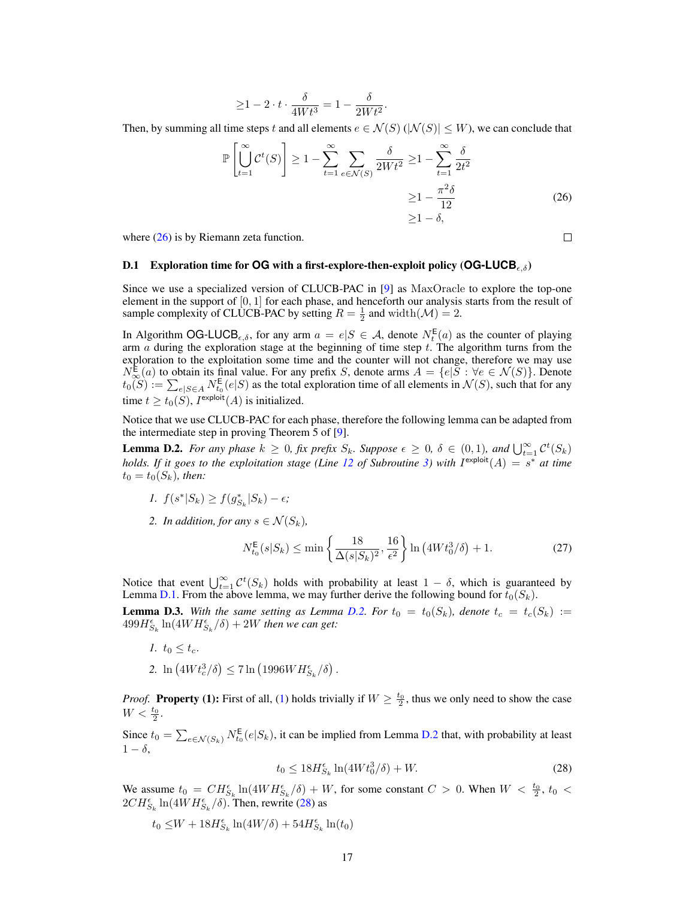$$\geq 1 - 2 \cdot t \cdot \frac{\delta}{4Wt^3} = 1 - \frac{\delta}{2Wt^2}.$$

Then, by summing all time steps $t$ and all elements $e \in \mathcal{N}(S)$ ($|\mathcal{N}(S)| \leq W$), we can conclude that

$$\mathbb{P}\left[\bigcup_{t=1}^{\infty} \mathcal{C}^t(S)\right] \geq 1 - \sum_{t=1}^{\infty} \sum_{e \in \mathcal{N}(S)} \frac{\delta}{2Wt^2} \geq 1 - \sum_{t=1}^{\infty} \frac{\delta}{2t^2}$$
$$\geq 1 - \frac{\pi^2 \delta}{12} \tag{26}$$
$$\geq 1 - \delta,$$

where (26) is by Riemann zeta function. □

### D.1 Exploration time for OG with a first-explore-then-exploit policy (OG-LUCB$_{\epsilon,\delta}$)

Since we use a specialized version of CLUCB-PAC in [9] as MaxOracle to explore the top-one element in the support of $[0, 1]$ for each phase, and henceforth our analysis starts from the result of sample complexity of CLUCB-PAC by setting $R = \frac{1}{2}$ and $\mathrm{width}(\mathcal{M}) = 2$.

In Algorithm OG-LUCB$_{\epsilon,\delta}$, for any arm $a = e|S \in \mathcal{A}$, denote $N_t^{\mathsf{E}}(a)$ as the counter of playing arm $a$ during the exploration stage at the beginning of time step $t$. The algorithm turns from the exploration to the exploitation some time and the counter will not change, therefore we may use $N_\infty^{\mathsf{E}}(a)$ to obtain its final value. For any prefix $S$, denote arms $A = \{e|S : \forall e \in \mathcal{N}(S)\}$. Denote $t_0(S) := \sum_{e|S \in A} N_{t_0}^{\mathsf{E}}(e|S)$ as the total exploration time of all elements in $\mathcal{N}(S)$, such that for any time $t \geq t_0(S)$, $I^{\mathsf{exploit}}(A)$ is initialized.

Notice that we use CLUCB-PAC for each phase, therefore the following lemma can be adapted from the intermediate step in proving Theorem 5 of [9].

**Lemma D.2.** *For any phase $k \geq 0$, fix prefix $S_k$. Suppose $\epsilon \geq 0$, $\delta \in (0, 1)$, and $\bigcup_{t=1}^{\infty} \mathcal{C}^t(S_k)$ holds. If it goes to the exploitation stage (Line 12 of Subroutine 3) with $I^{\mathsf{exploit}}(A) = s^*$ at time $t_0 = t_0(S_k)$, then:*

1. *$f(s^*|S_k) \geq f(g^*_{S_k}|S_k) - \epsilon$;*
2. *In addition, for any $s \in \mathcal{N}(S_k)$,*

$$N_{t_0}^{\mathsf{E}}(s|S_k) \leq \min\left\{\frac{18}{\Delta(s|S_k)^2}, \frac{16}{\epsilon^2}\right\} \ln\left(4Wt_0^3/\delta\right) + 1. \tag{27}$$

Notice that event $\bigcup_{t=1}^{\infty} \mathcal{C}^t(S_k)$ holds with probability at least $1 - \delta$, which is guaranteed by Lemma D.1. From the above lemma, we may further derive the following bound for $t_0(S_k)$.

**Lemma D.3.** *With the same setting as Lemma D.2. For $t_0 = t_0(S_k)$, denote $t_c = t_c(S_k) := 499H^{\epsilon}_{S_k} \ln(4WH^{\epsilon}_{S_k}/\delta) + 2W$ then we can get:*

1. *$t_0 \leq t_c$.*
2. *$\ln\left(4Wt_c^3/\delta\right) \leq 7\ln\left(1996WH^{\epsilon}_{S_k}/\delta\right)$.*

*Proof.* **Property (1):** First of all, (1) holds trivially if $W \geq \frac{t_0}{2}$, thus we only need to show the case $W < \frac{t_0}{2}$.

Since $t_0 = \sum_{e \in \mathcal{N}(S_k)} N_{t_0}^{\mathsf{E}}(e|S_k)$, it can be implied from Lemma D.2 that, with probability at least $1 - \delta$,

$$t_0 \leq 18H^{\epsilon}_{S_k} \ln(4Wt_0^3/\delta) + W. \tag{28}$$

We assume $t_0 = CH^{\epsilon}_{S_k} \ln(4WH^{\epsilon}_{S_k}/\delta) + W$, for some constant $C > 0$. When $W < \frac{t_0}{2}$, $t_0 < 2CH^{\epsilon}_{S_k} \ln(4WH^{\epsilon}_{S_k}/\delta)$. Then, rewrite (28) as

$$t_0 \leq W + 18H^{\epsilon}_{S_k} \ln(4W/\delta) + 54H^{\epsilon}_{S_k} \ln(t_0)$$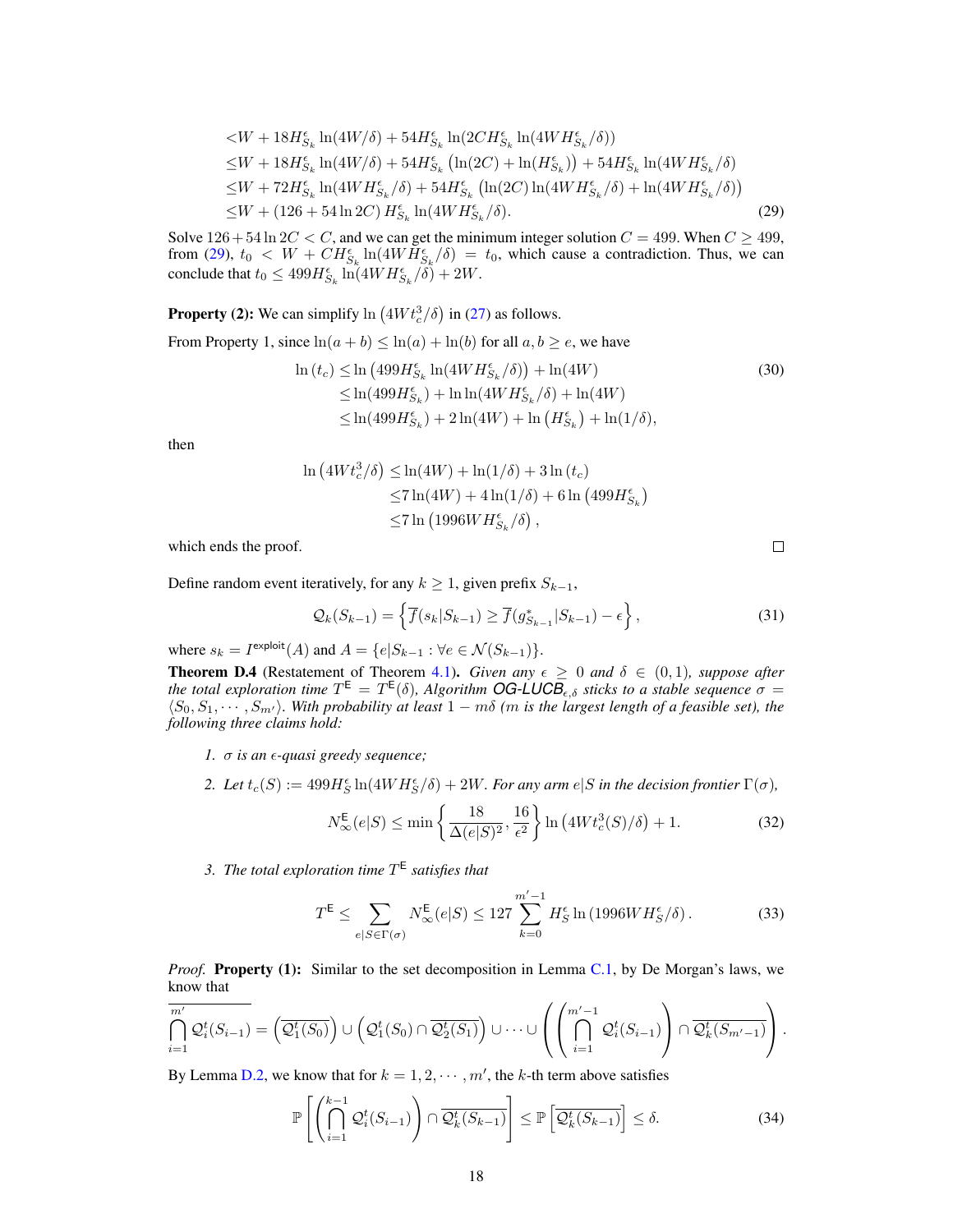$$
\begin{aligned}
&< W + 18H^{\epsilon}_{S_k}\ln(4W/\delta) + 54H^{\epsilon}_{S_k}\ln(2CH^{\epsilon}_{S_k}\ln(4WH^{\epsilon}_{S_k}/\delta)) \\
&\le W + 18H^{\epsilon}_{S_k}\ln(4W/\delta) + 54H^{\epsilon}_{S_k}\left(\ln(2C) + \ln(H^{\epsilon}_{S_k})\right) + 54H^{\epsilon}_{S_k}\ln(4WH^{\epsilon}_{S_k}/\delta) \\
&\le W + 72H^{\epsilon}_{S_k}\ln(4WH^{\epsilon}_{S_k}/\delta) + 54H^{\epsilon}_{S_k}\left(\ln(2C)\ln(4WH^{\epsilon}_{S_k}/\delta) + \ln(4WH^{\epsilon}_{S_k}/\delta)\right) \\
&\le W + (126 + 54\ln 2C)\, H^{\epsilon}_{S_k}\ln(4WH^{\epsilon}_{S_k}/\delta). \qquad (29)
\end{aligned}
$$

Solve $126 + 54\ln 2C < C$, and we can get the minimum integer solution $C = 499$. When $C \ge 499$, from (29), $t_0 < W + CH^{\epsilon}_{S_k}\ln(4WH^{\epsilon}_{S_k}/\delta) = t_0$, which cause a contradiction. Thus, we can conclude that $t_0 \le 499H^{\epsilon}_{S_k}\ln(4WH^{\epsilon}_{S_k}/\delta) + 2W$.

**Property (2):** We can simplify $\ln\left(4Wt_c^3/\delta\right)$ in (27) as follows.

From Property 1, since $\ln(a+b) \le \ln(a) + \ln(b)$ for all $a, b \ge e$, we have

$$
\begin{aligned}
\ln(t_c) &\le \ln\left(499H^{\epsilon}_{S_k}\ln(4WH^{\epsilon}_{S_k}/\delta)\right) + \ln(4W) \qquad (30)\\
&\le \ln(499H^{\epsilon}_{S_k}) + \ln\ln(4WH^{\epsilon}_{S_k}/\delta) + \ln(4W) \\
&\le \ln(499H^{\epsilon}_{S_k}) + 2\ln(4W) + \ln\left(H^{\epsilon}_{S_k}\right) + \ln(1/\delta),
\end{aligned}
$$

then

$$
\begin{aligned}
\ln\left(4Wt_c^3/\delta\right) &\le \ln(4W) + \ln(1/\delta) + 3\ln(t_c) \\
&\le 7\ln(4W) + 4\ln(1/\delta) + 6\ln\left(499H^{\epsilon}_{S_k}\right) \\
&\le 7\ln\left(1996WH^{\epsilon}_{S_k}/\delta\right),
\end{aligned}
$$

which ends the proof. ∎

Define random event iteratively, for any $k \ge 1$, given prefix $S_{k-1}$,

$$
\mathcal{Q}_k(S_{k-1}) = \left\{\overline{f}(s_k|S_{k-1}) \ge \overline{f}(g^*_{S_{k-1}}|S_{k-1}) - \epsilon\right\}, \qquad (31)
$$

where $s_k = I^{\text{exploit}}(A)$ and $A = \{e|S_{k-1} : \forall e \in \mathcal{N}(S_{k-1})\}$.

**Theorem D.4** (Restatement of Theorem 4.1). *Given any $\epsilon \ge 0$ and $\delta \in (0,1)$, suppose after the total exploration time $T^{\mathsf{E}} = T^{\mathsf{E}}(\delta)$, Algorithm OG-LUCB$_{\epsilon,\delta}$ sticks to a stable sequence $\sigma = \langle S_0, S_1, \cdots, S_{m'}\rangle$. With probability at least $1 - m\delta$ ($m$ is the largest length of a feasible set), the following three claims hold:*

1. *$\sigma$ is an $\epsilon$-quasi greedy sequence;*
2. *Let $t_c(S) := 499H^{\epsilon}_S\ln(4WH^{\epsilon}_S/\delta) + 2W$. For any arm $e|S$ in the decision frontier $\Gamma(\sigma)$,*
$$
N^{\mathsf{E}}_{\infty}(e|S) \le \min\left\{\frac{18}{\Delta(e|S)^2}, \frac{16}{\epsilon^2}\right\}\ln\left(4Wt_c^3(S)/\delta\right) + 1. \qquad (32)
$$
3. *The total exploration time $T^{\mathsf{E}}$ satisfies that*
$$
T^{\mathsf{E}} \le \sum_{e|S\in\Gamma(\sigma)} N^{\mathsf{E}}_{\infty}(e|S) \le 127\sum_{k=0}^{m'-1} H^{\epsilon}_S\ln\left(1996WH^{\epsilon}_S/\delta\right). \qquad (33)
$$

*Proof.* **Property (1):** Similar to the set decomposition in Lemma C.1, by De Morgan's laws, we know that

$$
\overline{\bigcap_{i=1}^{m'} \mathcal{Q}^t_i(S_{i-1})} = \left(\overline{\mathcal{Q}^t_1(S_0)}\right) \cup \left(\mathcal{Q}^t_1(S_0) \cap \overline{\mathcal{Q}^t_2(S_1)}\right) \cup \cdots \cup \left(\left(\bigcap_{i=1}^{m'-1}\mathcal{Q}^t_i(S_{i-1})\right) \cap \overline{\mathcal{Q}^t_k(S_{m'-1})}\right).
$$

By Lemma D.2, we know that for $k = 1, 2, \cdots, m'$, the $k$-th term above satisfies

$$
\mathbb{P}\left[\left(\bigcap_{i=1}^{k-1}\mathcal{Q}^t_i(S_{i-1})\right) \cap \overline{\mathcal{Q}^t_k(S_{k-1})}\right] \le \mathbb{P}\left[\overline{\mathcal{Q}^t_k(S_{k-1})}\right] \le \delta. \qquad (34)
$$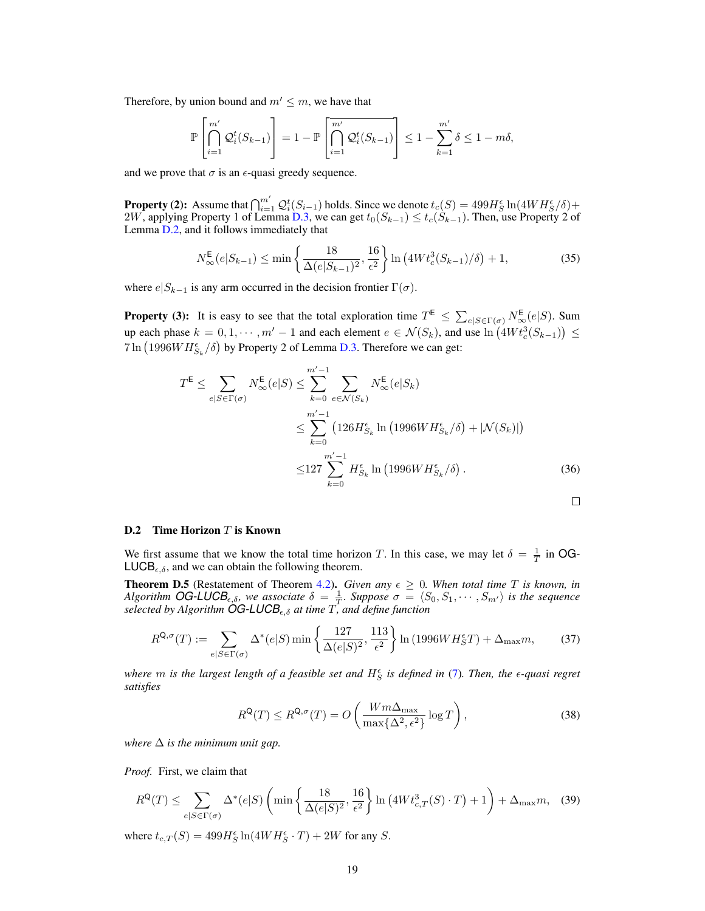Therefore, by union bound and $m' \le m$, we have that

$$\mathbb{P}\left[\bigcap_{i=1}^{m'} \mathcal{Q}_i^t(S_{k-1})\right] = 1 - \mathbb{P}\left[\overline{\bigcap_{i=1}^{m'} \mathcal{Q}_i^t(S_{k-1})}\right] \le 1 - \sum_{k=1}^{m'} \delta \le 1 - m\delta,$$

and we prove that $\sigma$ is an $\epsilon$-quasi greedy sequence.

**Property (2):** Assume that $\bigcap_{i=1}^{m'} \mathcal{Q}_i^t(S_{i-1})$ holds. Since we denote $t_c(S) = 499 H_S^\epsilon \ln(4WH_S^\epsilon/\delta) + 2W$, applying Property 1 of Lemma D.3, we can get $t_0(S_{k-1}) \le t_c(S_{k-1})$. Then, use Property 2 of Lemma D.2, and it follows immediately that

$$N_\infty^{\mathsf{E}}(e|S_{k-1}) \le \min\left\{\frac{18}{\Delta(e|S_{k-1})^2}, \frac{16}{\epsilon^2}\right\} \ln\left(4Wt_c^3(S_{k-1})/\delta\right) + 1, \tag{35}$$

where $e|S_{k-1}$ is any arm occurred in the decision frontier $\Gamma(\sigma)$.

**Property (3):** It is easy to see that the total exploration time $T^{\mathsf{E}} \le \sum_{e|S\in\Gamma(\sigma)} N_\infty^{\mathsf{E}}(e|S)$. Sum up each phase $k = 0, 1, \cdots, m'-1$ and each element $e \in \mathcal{N}(S_k)$, and use $\ln\left(4Wt_c^3(S_{k-1})\right) \le 7\ln\left(1996WH_{S_k}^\epsilon/\delta\right)$ by Property 2 of Lemma D.3. Therefore we can get:

$$\begin{aligned}
T^{\mathsf{E}} \le \sum_{e|S\in\Gamma(\sigma)} N_\infty^{\mathsf{E}}(e|S) &\le \sum_{k=0}^{m'-1} \sum_{e\in\mathcal{N}(S_k)} N_\infty^{\mathsf{E}}(e|S_k) \\
&\le \sum_{k=0}^{m'-1} \left(126 H_{S_k}^\epsilon \ln\left(1996WH_{S_k}^\epsilon/\delta\right) + |\mathcal{N}(S_k)|\right) \\
&\le 127 \sum_{k=0}^{m'-1} H_{S_k}^\epsilon \ln\left(1996WH_{S_k}^\epsilon/\delta\right).
\end{aligned} \tag{36}$$

□

### D.2 Time Horizon $T$ is Known

We first assume that we know the total time horizon $T$. In this case, we may let $\delta = \frac{1}{T}$ in OG-LUCB$_{\epsilon,\delta}$, and we can obtain the following theorem.

**Theorem D.5** (Restatement of Theorem 4.2)**.** *Given any $\epsilon \ge 0$. When total time $T$ is known, in Algorithm OG-LUCB$_{\epsilon,\delta}$, we associate $\delta = \frac{1}{T}$. Suppose $\sigma = \langle S_0, S_1, \cdots, S_{m'}\rangle$ is the sequence selected by Algorithm OG-LUCB$_{\epsilon,\delta}$ at time $T$, and define function*

$$R^{\mathsf{Q},\sigma}(T) := \sum_{e|S\in\Gamma(\sigma)} \Delta^*(e|S) \min\left\{\frac{127}{\Delta(e|S)^2}, \frac{113}{\epsilon^2}\right\} \ln\left(1996WH_S^\epsilon T\right) + \Delta_{\max} m, \tag{37}$$

*where $m$ is the largest length of a feasible set and $H_S^\epsilon$ is defined in (7). Then, the $\epsilon$-quasi regret satisfies*

$$R^{\mathsf{Q}}(T) \le R^{\mathsf{Q},\sigma}(T) = O\left(\frac{Wm\Delta_{\max}}{\max\{\Delta^2, \epsilon^2\}} \log T\right), \tag{38}$$

*where $\Delta$ is the minimum unit gap.*

*Proof.* First, we claim that

$$R^{\mathsf{Q}}(T) \le \sum_{e|S\in\Gamma(\sigma)} \Delta^*(e|S)\left(\min\left\{\frac{18}{\Delta(e|S)^2}, \frac{16}{\epsilon^2}\right\} \ln\left(4Wt_{c,T}^3(S)\cdot T\right) + 1\right) + \Delta_{\max} m, \tag{39}$$

where $t_{c,T}(S) = 499 H_S^\epsilon \ln(4WH_S^\epsilon \cdot T) + 2W$ for any $S$.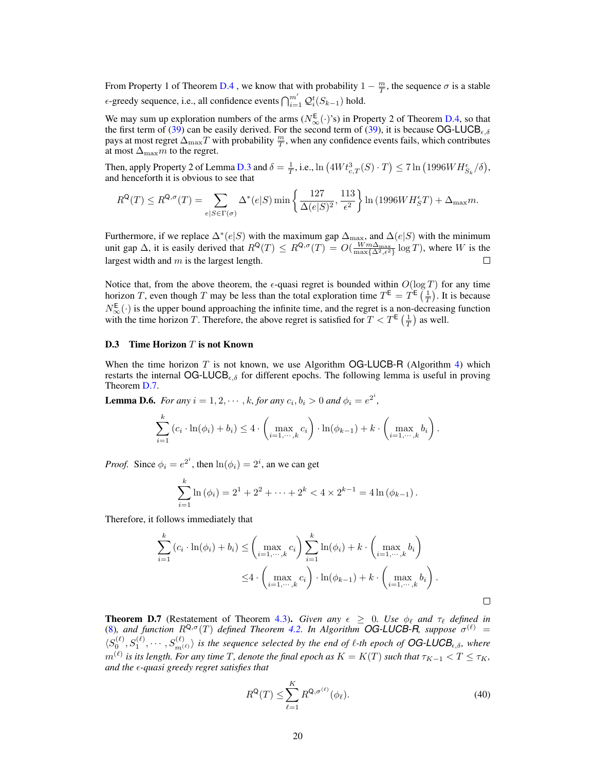From Property 1 of Theorem D.4 , we know that with probability $1 - \frac{m}{T}$, the sequence $\sigma$ is a stable $\epsilon$-greedy sequence, i.e., all confidence events $\bigcap_{i=1}^{m'} \mathfrak{Q}_i^t(S_{k-1})$ hold.

We may sum up exploration numbers of the arms ($N_\infty^{\mathsf{E}}(\cdot)$'s) in Property 2 of Theorem D.4, so that the first term of (39) can be easily derived. For the second term of (39), it is because $\mathsf{OG\text{-}LUCB}_{\epsilon,\delta}$ pays at most regret $\Delta_{\max} T$ with probability $\frac{m}{T}$, when any confidence events fails, which contributes at most $\Delta_{\max} m$ to the regret.

Then, apply Property 2 of Lemma D.3 and $\delta = \frac{1}{T}$, i.e., $\ln\left(4Wt_{c,T}^3(S) \cdot T\right) \le 7\ln\left(1996WH_{S_k}^\epsilon/\delta\right)$, and henceforth it is obvious to see that

$$R^{\mathsf{Q}}(T) \le R^{\mathsf{Q},\sigma}(T) = \sum_{e|S \in \Gamma(\sigma)} \Delta^*(e|S) \min\left\{\frac{127}{\Delta(e|S)^2}, \frac{113}{\epsilon^2}\right\} \ln\left(1996WH_S^\epsilon T\right) + \Delta_{\max} m.$$

Furthermore, if we replace $\Delta^*(e|S)$ with the maximum gap $\Delta_{\max}$, and $\Delta(e|S)$ with the minimum unit gap $\Delta$, it is easily derived that $R^{\mathsf{Q}}(T) \le R^{\mathsf{Q},\sigma}(T) = O(\frac{Wm\Delta_{\max}}{\max\{\Delta^2,\epsilon^2\}} \log T)$, where $W$ is the largest width and $m$ is the largest length. $\square$

Notice that, from the above theorem, the $\epsilon$-quasi regret is bounded within $O(\log T)$ for any time horizon $T$, even though $T$ may be less than the total exploration time $T^{\mathsf{E}} = T^{\mathsf{E}}\left(\frac{1}{T}\right)$. It is because $N_\infty^{\mathsf{E}}(\cdot)$ is the upper bound approaching the infinite time, and the regret is a non-decreasing function with the time horizon $T$. Therefore, the above regret is satisfied for $T < T^{\mathsf{E}}\left(\frac{1}{T}\right)$ as well.

### D.3 Time Horizon $T$ is not Known

When the time horizon $T$ is not known, we use Algorithm $\mathsf{OG\text{-}LUCB\text{-}R}$ (Algorithm 4) which restarts the internal $\mathsf{OG\text{-}LUCB}_{\epsilon,\delta}$ for different epochs. The following lemma is useful in proving Theorem D.7.

**Lemma D.6.** *For any $i = 1, 2, \cdots, k$, for any $c_i, b_i > 0$ and $\phi_i = e^{2^i}$,*

$$\sum_{i=1}^{k} \left(c_i \cdot \ln(\phi_i) + b_i\right) \le 4 \cdot \left(\max_{i=1,\cdots,k} c_i\right) \cdot \ln(\phi_{k-1}) + k \cdot \left(\max_{i=1,\cdots,k} b_i\right).$$

*Proof.* Since $\phi_i = e^{2^i}$, then $\ln(\phi_i) = 2^i$, an we can get

$$\sum_{i=1}^{k} \ln\left(\phi_i\right) = 2^1 + 2^2 + \cdots + 2^k < 4 \times 2^{k-1} = 4\ln\left(\phi_{k-1}\right).$$

Therefore, it follows immediately that

$$\sum_{i=1}^{k} \left(c_i \cdot \ln(\phi_i) + b_i\right) \le \left(\max_{i=1,\cdots,k} c_i\right) \sum_{i=1}^{k} \ln(\phi_i) + k \cdot \left(\max_{i=1,\cdots,k} b_i\right)$$
$$\le 4 \cdot \left(\max_{i=1,\cdots,k} c_i\right) \cdot \ln(\phi_{k-1}) + k \cdot \left(\max_{i=1,\cdots,k} b_i\right).$$

$\square$

**Theorem D.7** (Restatement of Theorem 4.3). *Given any $\epsilon \ge 0$. Use $\phi_\ell$ and $\tau_\ell$ defined in* (8)*, and function $R^{\mathsf{Q},\sigma}(T)$ defined Theorem 4.2. In Algorithm $\mathsf{OG\text{-}LUCB\text{-}R}$, suppose $\sigma^{(\ell)} = \langle S_0^{(\ell)}, S_1^{(\ell)}, \cdots, S_{m^{(\ell)}}^{(\ell)}\rangle$ is the sequence selected by the end of $\ell$-th epoch of $\mathsf{OG\text{-}LUCB}_{\epsilon,\delta}$, where $m^{(\ell)}$ is its length. For any time $T$, denote the final epoch as $K = K(T)$ such that $\tau_{K-1} < T \le \tau_K$, and the $\epsilon$-quasi greedy regret satisfies that*

$$R^{\mathsf{Q}}(T) \le \sum_{\ell=1}^{K} R^{\mathsf{Q},\sigma^{(\ell)}}(\phi_\ell). \tag{40}$$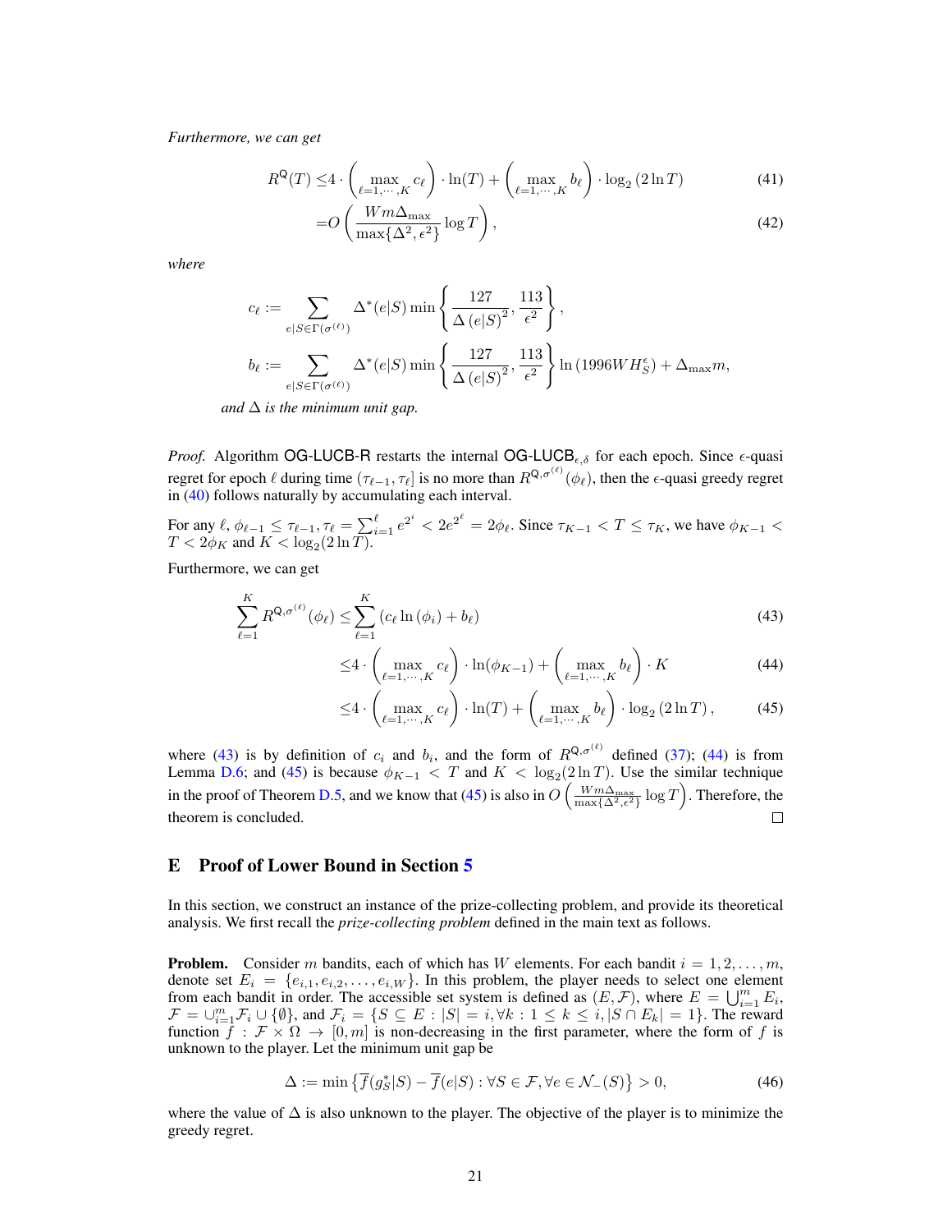*Furthermore, we can get*

$$R^{\mathsf{Q}}(T) \leq 4 \cdot \left( \max_{\ell=1,\cdots,K} c_\ell \right) \cdot \ln(T) + \left( \max_{\ell=1,\cdots,K} b_\ell \right) \cdot \log_2 (2 \ln T) \tag{41}$$

$$= O\left( \frac{W m \Delta_{\max}}{\max\{\Delta^2, \epsilon^2\}} \log T \right), \tag{42}$$

*where*

$$c_\ell := \sum_{e|S \in \Gamma(\sigma^{(\ell)})} \Delta^*(e|S) \min\left\{ \frac{127}{\Delta(e|S)^2}, \frac{113}{\epsilon^2} \right\},$$

$$b_\ell := \sum_{e|S \in \Gamma(\sigma^{(\ell)})} \Delta^*(e|S) \min\left\{ \frac{127}{\Delta(e|S)^2}, \frac{113}{\epsilon^2} \right\} \ln(1996 W H_S^\epsilon) + \Delta_{\max} m,$$

*and $\Delta$ is the minimum unit gap.*

*Proof.* Algorithm OG-LUCB-R restarts the internal $\mathsf{OG\text{-}LUCB}_{\epsilon,\delta}$ for each epoch. Since $\epsilon$-quasi regret for epoch $\ell$ during time $(\tau_{\ell-1}, \tau_\ell]$ is no more than $R^{\mathsf{Q},\sigma^{(\ell)}}(\phi_\ell)$, then the $\epsilon$-quasi greedy regret in (40) follows naturally by accumulating each interval.

For any $\ell$, $\phi_{\ell-1} \leq \tau_{\ell-1}, \tau_\ell = \sum_{i=1}^{\ell} e^{2^i} < 2e^{2^\ell} = 2\phi_\ell$. Since $\tau_{K-1} < T \leq \tau_K$, we have $\phi_{K-1} < T < 2\phi_K$ and $K < \log_2(2 \ln T)$.

Furthermore, we can get

$$\sum_{\ell=1}^{K} R^{\mathsf{Q},\sigma^{(\ell)}}(\phi_\ell) \leq \sum_{\ell=1}^{K} \left( c_\ell \ln(\phi_i) + b_\ell \right) \tag{43}$$

$$\leq 4 \cdot \left( \max_{\ell=1,\cdots,K} c_\ell \right) \cdot \ln(\phi_{K-1}) + \left( \max_{\ell=1,\cdots,K} b_\ell \right) \cdot K \tag{44}$$

$$\leq 4 \cdot \left( \max_{\ell=1,\cdots,K} c_\ell \right) \cdot \ln(T) + \left( \max_{\ell=1,\cdots,K} b_\ell \right) \cdot \log_2 (2 \ln T), \tag{45}$$

where (43) is by definition of $c_i$ and $b_i$, and the form of $R^{\mathsf{Q},\sigma^{(\ell)}}$ defined (37); (44) is from Lemma D.6; and (45) is because $\phi_{K-1} < T$ and $K < \log_2(2 \ln T)$. Use the similar technique in the proof of Theorem D.5, and we know that (45) is also in $O\left( \frac{W m \Delta_{\max}}{\max\{\Delta^2, \epsilon^2\}} \log T \right)$. Therefore, the theorem is concluded. $\square$

## E Proof of Lower Bound in Section 5

In this section, we construct an instance of the prize-collecting problem, and provide its theoretical analysis. We first recall the *prize-collecting problem* defined in the main text as follows.

**Problem.** Consider $m$ bandits, each of which has $W$ elements. For each bandit $i = 1, 2, \ldots, m$, denote set $E_i = \{e_{i,1}, e_{i,2}, \ldots, e_{i,W}\}$. In this problem, the player needs to select one element from each bandit in order. The accessible set system is defined as $(E, \mathcal{F})$, where $E = \bigcup_{i=1}^{m} E_i$, $\mathcal{F} = \cup_{i=1}^{m} \mathcal{F}_i \cup \{\emptyset\}$, and $\mathcal{F}_i = \{S \subseteq E : |S| = i, \forall k : 1 \leq k \leq i, |S \cap E_k| = 1\}$. The reward function $f : \mathcal{F} \times \Omega \to [0, m]$ is non-decreasing in the first parameter, where the form of $f$ is unknown to the player. Let the minimum unit gap be

$$\Delta := \min\left\{ \overline{f}(g_S^*|S) - \overline{f}(e|S) : \forall S \in \mathcal{F}, \forall e \in \mathcal{N}_-(S) \right\} > 0, \tag{46}$$

where the value of $\Delta$ is also unknown to the player. The objective of the player is to minimize the greedy regret.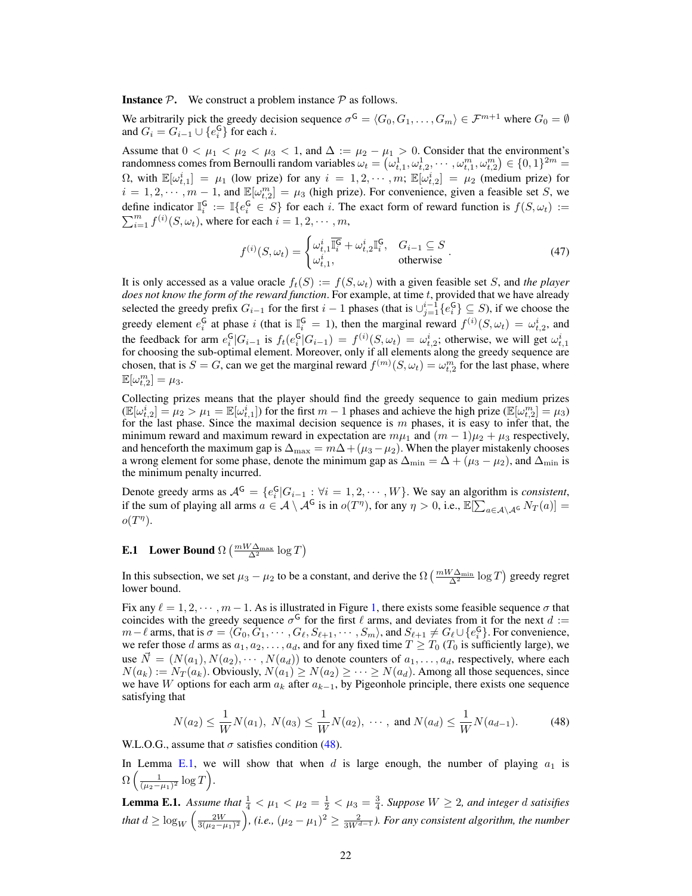**Instance $\mathcal{P}$.** We construct a problem instance $\mathcal{P}$ as follows.

We arbitrarily pick the greedy decision sequence $\sigma^{\mathsf{G}} = \langle G_0, G_1, \ldots, G_m \rangle \in \mathcal{F}^{m+1}$ where $G_0 = \emptyset$ and $G_i = G_{i-1} \cup \{e_i^{\mathsf{G}}\}$ for each $i$.

Assume that $0 < \mu_1 < \mu_2 < \mu_3 < 1$, and $\Delta := \mu_2 - \mu_1 > 0$. Consider that the environment's randomness comes from Bernoulli random variables $\omega_t = (\omega_{t,1}^1, \omega_{t,2}^1, \cdots, \omega_{t,1}^m, \omega_{t,2}^m) \in \{0,1\}^{2m} = \Omega$, with $\mathbb{E}[\omega_{t,1}^i] = \mu_1$ (low prize) for any $i = 1, 2, \cdots, m$; $\mathbb{E}[\omega_{t,2}^i] = \mu_2$ (medium prize) for $i = 1, 2, \cdots, m-1$, and $\mathbb{E}[\omega_{t,2}^m] = \mu_3$ (high prize). For convenience, given a feasible set $S$, we define indicator $\mathbb{I}_i^{\mathsf{G}} := \mathbb{I}\{e_i^{\mathsf{G}} \in S\}$ for each $i$. The exact form of reward function is $f(S, \omega_t) := \sum_{i=1}^m f^{(i)}(S, \omega_t)$, where for each $i = 1, 2, \cdots, m$,

$$f^{(i)}(S, \omega_t) = \begin{cases} \omega_{t,1}^i \overline{\mathbb{I}_i^{\mathsf{G}}} + \omega_{t,2}^i \mathbb{I}_i^{\mathsf{G}}, & G_{i-1} \subseteq S \\ \omega_{t,1}^i, & \text{otherwise} \end{cases}. \tag{47}$$

It is only accessed as a value oracle $f_t(S) := f(S, \omega_t)$ with a given feasible set $S$, and *the player does not know the form of the reward function*. For example, at time $t$, provided that we have already selected the greedy prefix $G_{i-1}$ for the first $i-1$ phases (that is $\cup_{j=1}^{i-1}\{e_i^{\mathsf{G}}\} \subseteq S$), if we choose the greedy element $e_i^{\mathsf{G}}$ at phase $i$ (that is $\mathbb{I}_i^{\mathsf{G}} = 1$), then the marginal reward $f^{(i)}(S, \omega_t) = \omega_{t,2}^i$, and the feedback for arm $e_i^{\mathsf{G}}|G_{i-1}$ is $f_t(e_i^{\mathsf{G}}|G_{i-1}) = f^{(i)}(S, \omega_t) = \omega_{t,2}^i$; otherwise, we will get $\omega_{t,1}^i$ for choosing the sub-optimal element. Moreover, only if all elements along the greedy sequence are chosen, that is $S = G$, can we get the marginal reward $f^{(m)}(S, \omega_t) = \omega_{t,2}^m$ for the last phase, where $\mathbb{E}[\omega_{t,2}^m] = \mu_3$.

Collecting prizes means that the player should find the greedy sequence to gain medium prizes ($\mathbb{E}[\omega_{t,2}^i] = \mu_2 > \mu_1 = \mathbb{E}[\omega_{t,1}^i]$) for the first $m-1$ phases and achieve the high prize ($\mathbb{E}[\omega_{t,2}^m] = \mu_3$) for the last phase. Since the maximal decision sequence is $m$ phases, it is easy to infer that, the minimum reward and maximum reward in expectation are $m\mu_1$ and $(m-1)\mu_2 + \mu_3$ respectively, and henceforth the maximum gap is $\Delta_{\max} = m\Delta + (\mu_3 - \mu_2)$. When the player mistakenly chooses a wrong element for some phase, denote the minimum gap as $\Delta_{\min} = \Delta + (\mu_3 - \mu_2)$, and $\Delta_{\min}$ is the minimum penalty incurred.

Denote greedy arms as $\mathcal{A}^{\mathsf{G}} = \{e_i^{\mathsf{G}}|G_{i-1} : \forall i = 1, 2, \cdots, W\}$. We say an algorithm is *consistent*, if the sum of playing all arms $a \in \mathcal{A} \setminus \mathcal{A}^{\mathsf{G}}$ is in $o(T^\eta)$, for any $\eta > 0$, i.e., $\mathbb{E}[\sum_{a \in \mathcal{A} \setminus \mathcal{A}^{\mathsf{G}}} N_T(a)] = o(T^\eta)$.

## E.1 Lower Bound $\Omega\left(\frac{mW\Delta_{\max}}{\Delta^2} \log T\right)$

In this subsection, we set $\mu_3 - \mu_2$ to be a constant, and derive the $\Omega\left(\frac{mW\Delta_{\min}}{\Delta^2} \log T\right)$ greedy regret lower bound.

Fix any $\ell = 1, 2, \cdots, m-1$. As is illustrated in Figure 1, there exists some feasible sequence $\sigma$ that coincides with the greedy sequence $\sigma^{\mathsf{G}}$ for the first $\ell$ arms, and deviates from it for the next $d := m - \ell$ arms, that is $\sigma = \langle G_0, G_1, \cdots, G_\ell, S_{\ell+1}, \cdots, S_m \rangle$, and $S_{\ell+1} \neq G_\ell \cup \{e_\ell^{\mathsf{G}}\}$. For convenience, we refer those $d$ arms as $a_1, a_2, \ldots, a_d$, and for any fixed time $T \geq T_0$ ($T_0$ is sufficiently large), we use $\vec{N} = (N(a_1), N(a_2), \cdots, N(a_d))$ to denote counters of $a_1, \ldots, a_d$, respectively, where each $N(a_k) := N_T(a_k)$. Obviously, $N(a_1) \geq N(a_2) \geq \cdots \geq N(a_d)$. Among all those sequences, since we have $W$ options for each arm $a_k$ after $a_{k-1}$, by Pigeonhole principle, there exists one sequence satisfying that

$$N(a_2) \leq \frac{1}{W} N(a_1),\ N(a_3) \leq \frac{1}{W} N(a_2),\ \cdots,\ \text{and } N(a_d) \leq \frac{1}{W} N(a_{d-1}). \tag{48}$$

W.L.O.G., assume that $\sigma$ satisfies condition (48).

In Lemma E.1, we will show that when $d$ is large enough, the number of playing $a_1$ is $\Omega\left(\frac{1}{(\mu_2 - \mu_1)^2} \log T\right)$.

**Lemma E.1.** *Assume that $\frac{1}{4} < \mu_1 < \mu_2 = \frac{1}{2} < \mu_3 = \frac{3}{4}$. Suppose $W \geq 2$, and integer $d$ satisfies that $d \geq \log_W \left(\frac{2W}{3(\mu_2 - \mu_1)^2}\right)$, (i.e., $(\mu_2 - \mu_1)^2 \geq \frac{2}{3W^{d-1}}$). For any consistent algorithm, the number*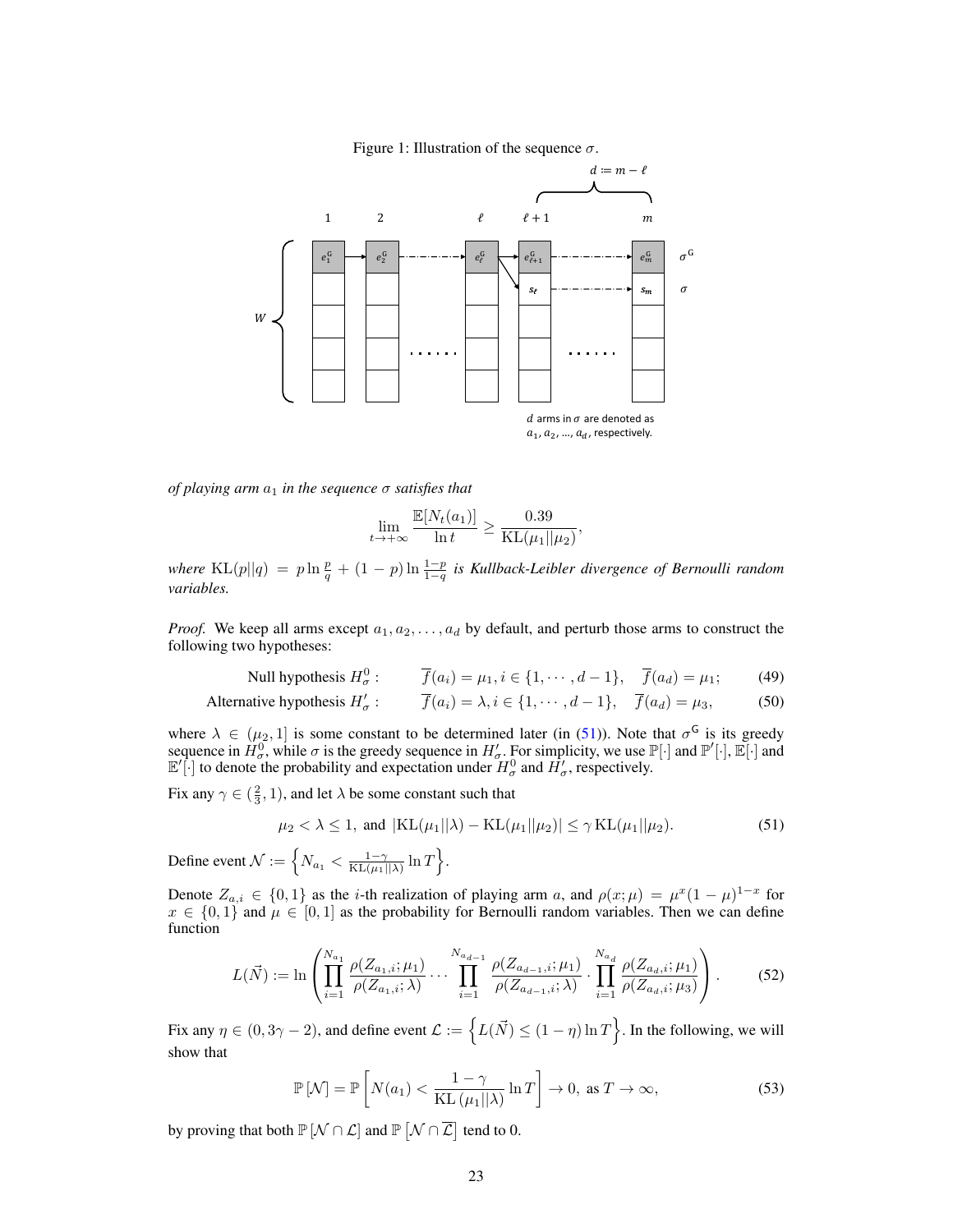Figure 1: Illustration of the sequence $\sigma$.

*of playing arm $a_1$ in the sequence $\sigma$ satisfies that*

$$\lim_{t\to+\infty} \frac{\mathbb{E}[N_t(a_1)]}{\ln t} \geq \frac{0.39}{\mathrm{KL}(\mu_1||\mu_2)},$$

*where $\mathrm{KL}(p||q) = p\ln\frac{p}{q} + (1-p)\ln\frac{1-p}{1-q}$ is Kullback-Leibler divergence of Bernoulli random variables.*

*Proof.* We keep all arms except $a_1, a_2, \ldots, a_d$ by default, and perturb those arms to construct the following two hypotheses:

$$\text{Null hypothesis } H_\sigma^0: \qquad \overline{f}(a_i) = \mu_1, i \in \{1, \cdots, d-1\}, \quad \overline{f}(a_d) = \mu_1; \tag{49}$$

$$\text{Alternative hypothesis } H_\sigma': \qquad \overline{f}(a_i) = \lambda, i \in \{1, \cdots, d-1\}, \quad \overline{f}(a_d) = \mu_3, \tag{50}$$

where $\lambda \in (\mu_2, 1]$ is some constant to be determined later (in (51)). Note that $\sigma^{\mathsf{G}}$ is its greedy sequence in $H_\sigma^0$, while $\sigma$ is the greedy sequence in $H_\sigma'$. For simplicity, we use $\mathbb{P}[\cdot]$ and $\mathbb{P}'[\cdot]$, $\mathbb{E}[\cdot]$ and $\mathbb{E}'[\cdot]$ to denote the probability and expectation under $H_\sigma^0$ and $H_\sigma'$, respectively.

Fix any $\gamma \in (\frac{2}{3}, 1)$, and let $\lambda$ be some constant such that

$$\mu_2 < \lambda \leq 1, \text{ and } |\mathrm{KL}(\mu_1||\lambda) - \mathrm{KL}(\mu_1||\mu_2)| \leq \gamma\,\mathrm{KL}(\mu_1||\mu_2). \tag{51}$$

Define event $\mathcal{N} := \left\{N_{a_1} < \frac{1-\gamma}{\mathrm{KL}(\mu_1||\lambda)}\ln T\right\}$.

Denote $Z_{a,i} \in \{0,1\}$ as the $i$-th realization of playing arm $a$, and $\rho(x;\mu) = \mu^x(1-\mu)^{1-x}$ for $x \in \{0,1\}$ and $\mu \in [0,1]$ as the probability for Bernoulli random variables. Then we can define function

$$L(\vec{N}) := \ln\left(\prod_{i=1}^{N_{a_1}} \frac{\rho(Z_{a_1,i};\mu_1)}{\rho(Z_{a_1,i};\lambda)} \cdots \prod_{i=1}^{N_{a_{d-1}}} \frac{\rho(Z_{a_{d-1},i};\mu_1)}{\rho(Z_{a_{d-1},i};\lambda)} \cdot \prod_{i=1}^{N_{a_d}} \frac{\rho(Z_{a_d,i};\mu_1)}{\rho(Z_{a_d,i};\mu_3)}\right). \tag{52}$$

Fix any $\eta \in (0, 3\gamma - 2)$, and define event $\mathcal{L} := \left\{L(\vec{N}) \leq (1-\eta)\ln T\right\}$. In the following, we will show that

$$\mathbb{P}[\mathcal{N}] = \mathbb{P}\left[N(a_1) < \frac{1-\gamma}{\mathrm{KL}(\mu_1||\lambda)}\ln T\right] \to 0, \text{ as } T \to \infty, \tag{53}$$

by proving that both $\mathbb{P}[\mathcal{N} \cap \mathcal{L}]$ and $\mathbb{P}\left[\mathcal{N} \cap \overline{\mathcal{L}}\right]$ tend to 0.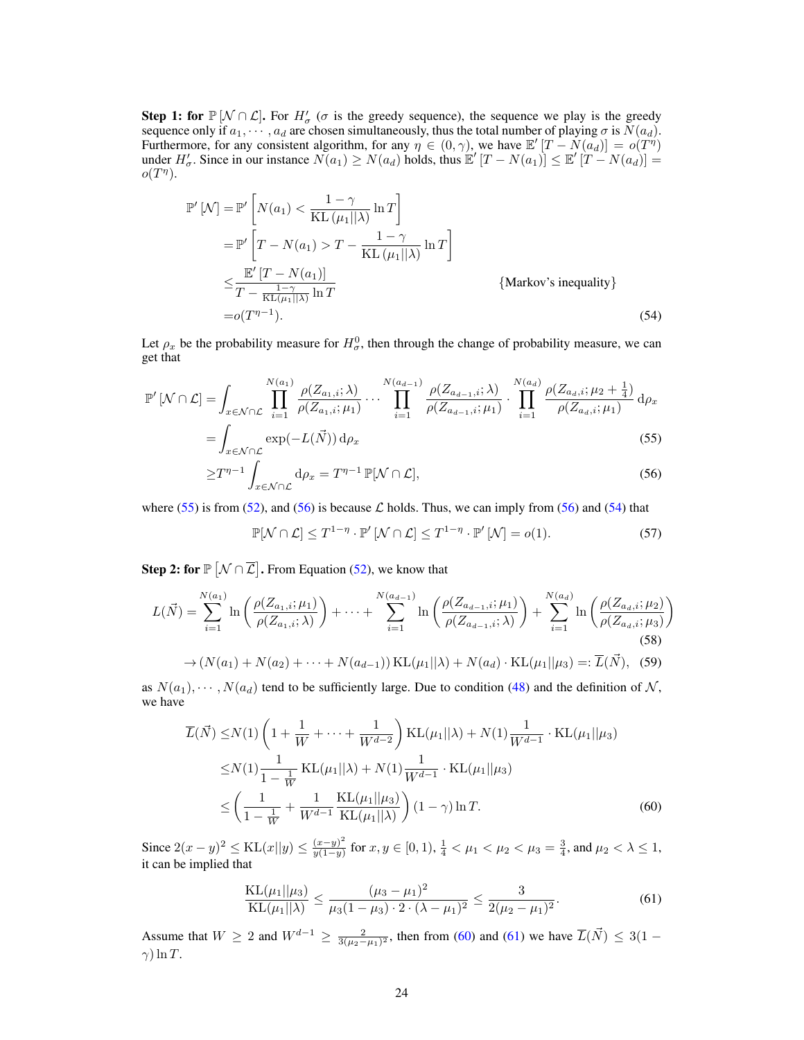**Step 1: for $\mathbb{P}\left[\mathcal{N} \cap \mathcal{L}\right]$.** For $H'_\sigma$ ($\sigma$ is the greedy sequence), the sequence we play is the greedy sequence only if $a_1, \cdots, a_d$ are chosen simultaneously, thus the total number of playing $\sigma$ is $N(a_d)$. Furthermore, for any consistent algorithm, for any $\eta \in (0, \gamma)$, we have $\mathbb{E}'\left[T - N(a_d)\right] = o(T^\eta)$ under $H'_\sigma$. Since in our instance $N(a_1) \geq N(a_d)$ holds, thus $\mathbb{E}'\left[T - N(a_1)\right] \leq \mathbb{E}'\left[T - N(a_d)\right] = o(T^\eta)$.

$$
\begin{aligned}
\mathbb{P}'\left[\mathcal{N}\right] =& \mathbb{P}'\left[N(a_1) < \frac{1-\gamma}{\mathrm{KL}\left(\mu_1 || \lambda\right)} \ln T\right] \\
=& \mathbb{P}'\left[T - N(a_1) > T - \frac{1-\gamma}{\mathrm{KL}\left(\mu_1 || \lambda\right)} \ln T\right] \\
\leq& \frac{\mathbb{E}'\left[T - N(a_1)\right]}{T - \frac{1-\gamma}{\mathrm{KL}(\mu_1||\lambda)} \ln T} \qquad \qquad \{\text{Markov's inequality}\} \\
=& o(T^{\eta - 1}). 
\end{aligned} \tag{54}
$$

Let $\rho_x$ be the probability measure for $H^0_\sigma$, then through the change of probability measure, we can get that

$$
\begin{aligned}
\mathbb{P}'\left[\mathcal{N} \cap \mathcal{L}\right] =& \int_{x \in \mathcal{N} \cap \mathcal{L}} \prod_{i=1}^{N(a_1)} \frac{\rho(Z_{a_1,i}; \lambda)}{\rho(Z_{a_1,i}; \mu_1)} \cdots \prod_{i=1}^{N(a_{d-1})} \frac{\rho(Z_{a_{d-1},i}; \lambda)}{\rho(Z_{a_{d-1},i}; \mu_1)} \cdot \prod_{i=1}^{N(a_d)} \frac{\rho(Z_{a_d,i}; \mu_2 + \frac{1}{4})}{\rho(Z_{a_d,i}; \mu_1)} \,\mathrm{d}\rho_x \\
=& \int_{x \in \mathcal{N} \cap \mathcal{L}} \exp(-L(\vec{N})) \,\mathrm{d}\rho_x & (55) \\
\geq& T^{\eta-1} \int_{x \in \mathcal{N} \cap \mathcal{L}} \mathrm{d}\rho_x = T^{\eta-1}\, \mathbb{P}[\mathcal{N} \cap \mathcal{L}], & (56)
\end{aligned}
$$

where (55) is from (52), and (56) is because $\mathcal{L}$ holds. Thus, we can imply from (56) and (54) that

$$
\mathbb{P}[\mathcal{N} \cap \mathcal{L}] \leq T^{1-\eta} \cdot \mathbb{P}'\left[\mathcal{N} \cap \mathcal{L}\right] \leq T^{1-\eta} \cdot \mathbb{P}'\left[\mathcal{N}\right] = o(1). \tag{57}
$$

**Step 2: for $\mathbb{P}\left[\mathcal{N} \cap \overline{\mathcal{L}}\right]$.** From Equation (52), we know that

$$
\begin{aligned}
L(\vec{N}) =& \sum_{i=1}^{N(a_1)} \ln\left(\frac{\rho(Z_{a_1,i}; \mu_1)}{\rho(Z_{a_1,i}; \lambda)}\right) + \cdots + \sum_{i=1}^{N(a_{d-1})} \ln\left(\frac{\rho(Z_{a_{d-1},i}; \mu_1)}{\rho(Z_{a_{d-1},i}; \lambda)}\right) + \sum_{i=1}^{N(a_d)} \ln\left(\frac{\rho(Z_{a_d,i}; \mu_2)}{\rho(Z_{a_d,i}; \mu_3)}\right) & (58) \\
\to& \left(N(a_1) + N(a_2) + \cdots + N(a_{d-1})\right) \mathrm{KL}(\mu_1 || \lambda) + N(a_d) \cdot \mathrm{KL}(\mu_1 || \mu_3) =: \overline{L}(\vec{N}), & (59)
\end{aligned}
$$

as $N(a_1), \cdots, N(a_d)$ tend to be sufficiently large. Due to condition (48) and the definition of $\mathcal{N}$, we have

$$
\begin{aligned}
\overline{L}(\vec{N}) \leq& N(1)\left(1 + \frac{1}{W} + \cdots + \frac{1}{W^{d-2}}\right) \mathrm{KL}(\mu_1 || \lambda) + N(1) \frac{1}{W^{d-1}} \cdot \mathrm{KL}(\mu_1 || \mu_3) \\
\leq& N(1) \frac{1}{1 - \frac{1}{W}} \mathrm{KL}(\mu_1 || \lambda) + N(1) \frac{1}{W^{d-1}} \cdot \mathrm{KL}(\mu_1 || \mu_3) \\
\leq& \left(\frac{1}{1 - \frac{1}{W}} + \frac{1}{W^{d-1}} \frac{\mathrm{KL}(\mu_1 || \mu_3)}{\mathrm{KL}(\mu_1 || \lambda)}\right) (1 - \gamma) \ln T.
\end{aligned} \tag{60}
$$

Since $2(x-y)^2 \leq \mathrm{KL}(x||y) \leq \frac{(x-y)^2}{y(1-y)}$ for $x, y \in [0, 1)$, $\frac{1}{4} < \mu_1 < \mu_2 < \mu_3 = \frac{3}{4}$, and $\mu_2 < \lambda \leq 1$, it can be implied that

$$
\frac{\mathrm{KL}(\mu_1 || \mu_3)}{\mathrm{KL}(\mu_1 || \lambda)} \leq \frac{(\mu_3 - \mu_1)^2}{\mu_3(1 - \mu_3) \cdot 2 \cdot (\lambda - \mu_1)^2} \leq \frac{3}{2(\mu_2 - \mu_1)^2}. \tag{61}
$$

Assume that $W \geq 2$ and $W^{d-1} \geq \frac{2}{3(\mu_2 - \mu_1)^2}$, then from (60) and (61) we have $\overline{L}(\vec{N}) \leq 3(1 - \gamma) \ln T$.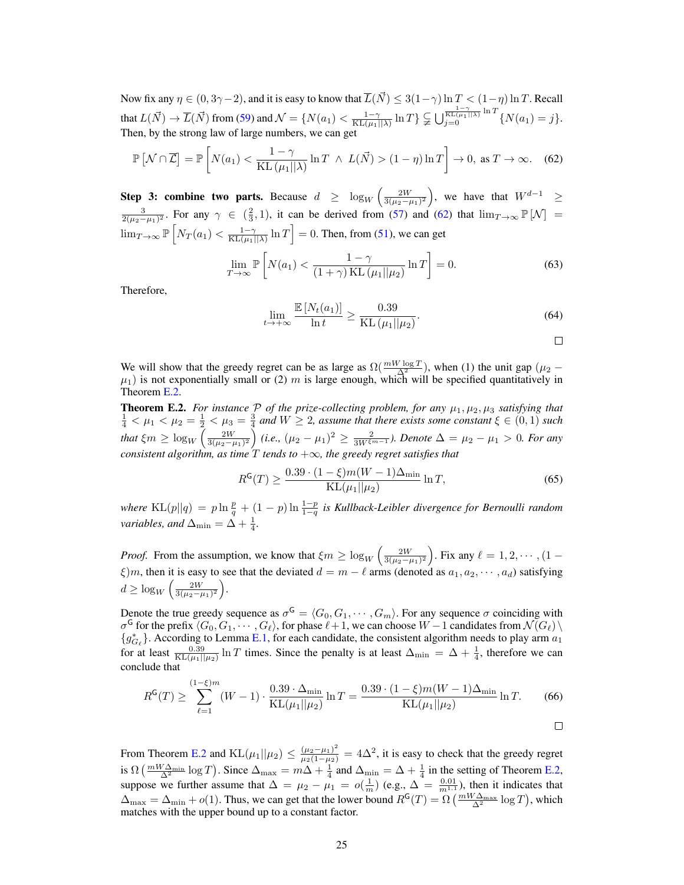Now fix any $\eta \in (0, 3\gamma - 2)$, and it is easy to know that $\overline{L}(\vec{N}) \le 3(1-\gamma)\ln T < (1-\eta)\ln T$. Recall that $L(\vec{N}) \to \overline{L}(\vec{N})$ from (59) and $\mathcal{N} = \{N(a_1) < \frac{1-\gamma}{\mathrm{KL}(\mu_1||\lambda)}\ln T\} \subsetneqq \bigcup_{j=0}^{\frac{1-\gamma}{\mathrm{KL}(\mu_1||\lambda)}\ln T}\{N(a_1) = j\}$. Then, by the strong law of large numbers, we can get

$$\mathbb{P}\left[\mathcal{N} \cap \overline{\mathcal{L}}\right] = \mathbb{P}\left[N(a_1) < \frac{1-\gamma}{\mathrm{KL}\left(\mu_1||\lambda\right)}\ln T \ \wedge \ L(\vec{N}) > (1-\eta)\ln T\right] \to 0, \text{ as } T \to \infty. \tag{62}$$

**Step 3: combine two parts.** Because $d \ge \log_W\left(\frac{2W}{3(\mu_2-\mu_1)^2}\right)$, we have that $W^{d-1} \ge \frac{3}{2(\mu_2-\mu_1)^2}$. For any $\gamma \in (\frac{2}{3}, 1)$, it can be derived from (57) and (62) that $\lim_{T\to\infty}\mathbb{P}\left[\mathcal{N}\right] = \lim_{T\to\infty}\mathbb{P}\left[N_T(a_1) < \frac{1-\gamma}{\mathrm{KL}(\mu_1||\lambda)}\ln T\right] = 0$. Then, from (51), we can get

$$\lim_{T\to\infty}\mathbb{P}\left[N(a_1) < \frac{1-\gamma}{(1+\gamma)\,\mathrm{KL}\left(\mu_1||\mu_2\right)}\ln T\right] = 0. \tag{63}$$

Therefore,

$$\lim_{t\to+\infty}\frac{\mathbb{E}\left[N_t(a_1)\right]}{\ln t} \ge \frac{0.39}{\mathrm{KL}\left(\mu_1||\mu_2\right)}. \tag{64}$$

□

We will show that the greedy regret can be as large as $\Omega(\frac{mW\log T}{\Delta^2})$, when (1) the unit gap $(\mu_2 - \mu_1)$ is not exponentially small or (2) $m$ is large enough, which will be specified quantitatively in Theorem E.2.

**Theorem E.2.** *For instance $\mathcal{P}$ of the prize-collecting problem, for any $\mu_1, \mu_2, \mu_3$ satisfying that $\frac{1}{4} < \mu_1 < \mu_2 = \frac{1}{2} < \mu_3 = \frac{3}{4}$ and $W \ge 2$, assume that there exists some constant $\xi \in (0,1)$ such that $\xi m \ge \log_W\left(\frac{2W}{3(\mu_2-\mu_1)^2}\right)$ (i.e., $(\mu_2-\mu_1)^2 \ge \frac{2}{3W^{\xi m-1}}$). Denote $\Delta = \mu_2 - \mu_1 > 0$. For any consistent algorithm, as time $T$ tends to $+\infty$, the greedy regret satisfies that*

$$R^{\mathsf{G}}(T) \ge \frac{0.39\cdot(1-\xi)m(W-1)\Delta_{\min}}{\mathrm{KL}(\mu_1||\mu_2)}\ln T, \tag{65}$$

*where $\mathrm{KL}(p||q) = p\ln\frac{p}{q} + (1-p)\ln\frac{1-p}{1-q}$ is Kullback-Leibler divergence for Bernoulli random variables, and $\Delta_{\min} = \Delta + \frac{1}{4}$.*

*Proof.* From the assumption, we know that $\xi m \ge \log_W\left(\frac{2W}{3(\mu_2-\mu_1)^2}\right)$. Fix any $\ell = 1, 2, \cdots, (1-\xi)m$, then it is easy to see that the deviated $d = m - \ell$ arms (denoted as $a_1, a_2, \cdots, a_d$) satisfying $d \ge \log_W\left(\frac{2W}{3(\mu_2-\mu_1)^2}\right)$.

Denote the true greedy sequence as $\sigma^{\mathsf{G}} = \langle G_0, G_1, \cdots, G_m\rangle$. For any sequence $\sigma$ coinciding with $\sigma^{\mathsf{G}}$ for the prefix $\langle G_0, G_1, \cdots, G_\ell\rangle$, for phase $\ell+1$, we can choose $W-1$ candidates from $\mathcal{N}(G_\ell) \setminus \{g^*_{G_\ell}\}$. According to Lemma E.1, for each candidate, the consistent algorithm needs to play arm $a_1$ for at least $\frac{0.39}{\mathrm{KL}(\mu_1||\mu_2)}\ln T$ times. Since the penalty is at least $\Delta_{\min} = \Delta + \frac{1}{4}$, therefore we can conclude that

$$R^{\mathsf{G}}(T) \ge \sum_{\ell=1}^{(1-\xi)m}(W-1)\cdot\frac{0.39\cdot\Delta_{\min}}{\mathrm{KL}(\mu_1||\mu_2)}\ln T = \frac{0.39\cdot(1-\xi)m(W-1)\Delta_{\min}}{\mathrm{KL}(\mu_1||\mu_2)}\ln T. \tag{66}$$

□

From Theorem E.2 and $\mathrm{KL}(\mu_1||\mu_2) \le \frac{(\mu_2-\mu_1)^2}{\mu_2(1-\mu_2)} = 4\Delta^2$, it is easy to check that the greedy regret is $\Omega\left(\frac{mW\Delta_{\min}}{\Delta^2}\log T\right)$. Since $\Delta_{\max} = m\Delta + \frac{1}{4}$ and $\Delta_{\min} = \Delta + \frac{1}{4}$ in the setting of Theorem E.2, suppose we further assume that $\Delta = \mu_2 - \mu_1 = o(\frac{1}{m})$ (e.g., $\Delta = \frac{0.01}{m^{1.1}}$), then it indicates that $\Delta_{\max} = \Delta_{\min} + o(1)$. Thus, we can get that the lower bound $R^{\mathsf{G}}(T) = \Omega\left(\frac{mW\Delta_{\max}}{\Delta^2}\log T\right)$, which matches with the upper bound up to a constant factor.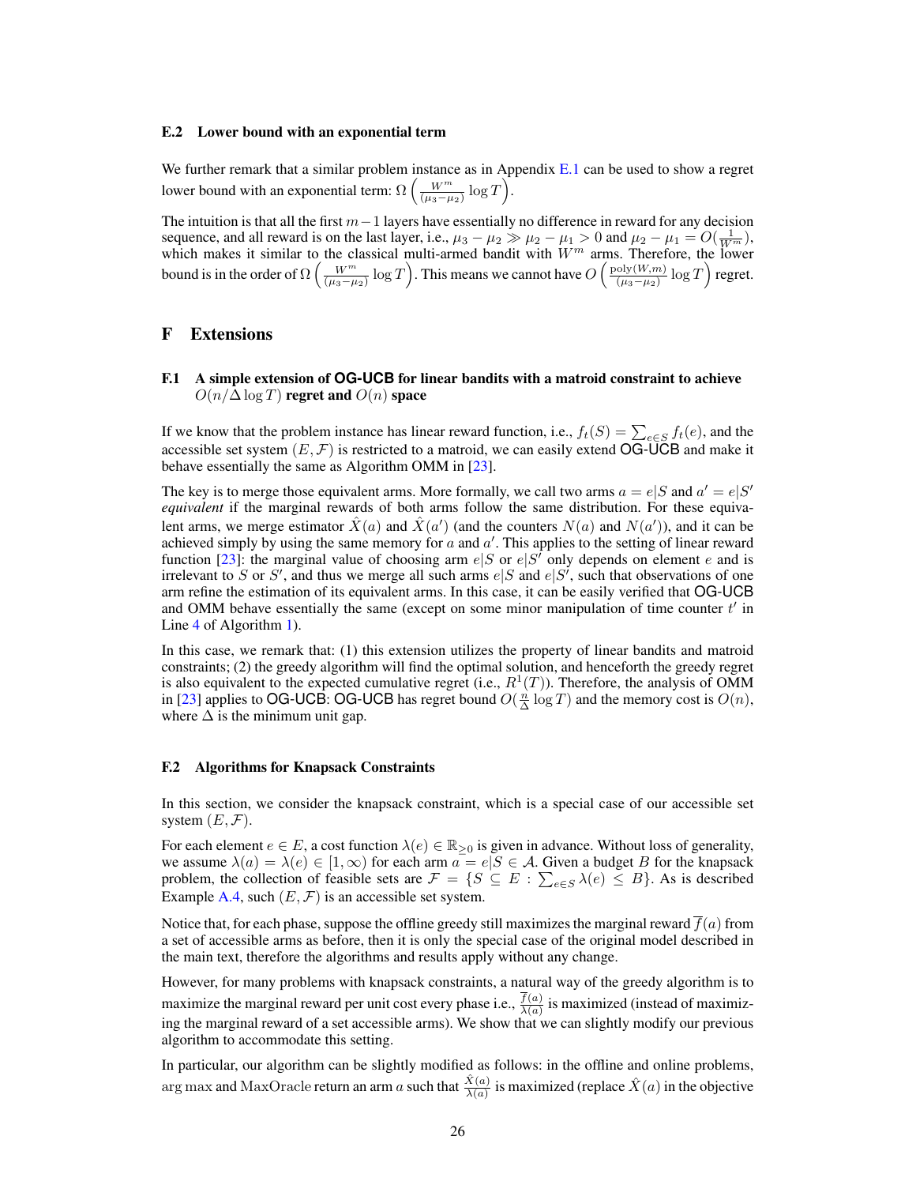### E.2 Lower bound with an exponential term

We further remark that a similar problem instance as in Appendix E.1 can be used to show a regret lower bound with an exponential term: $\Omega\left(\frac{W^m}{(\mu_3-\mu_2)}\log T\right)$.

The intuition is that all the first $m-1$ layers have essentially no difference in reward for any decision sequence, and all reward is on the last layer, i.e., $\mu_3 - \mu_2 \gg \mu_2 - \mu_1 > 0$ and $\mu_2 - \mu_1 = O(\frac{1}{W^m})$, which makes it similar to the classical multi-armed bandit with $W^m$ arms. Therefore, the lower bound is in the order of $\Omega\left(\frac{W^m}{(\mu_3-\mu_2)}\log T\right)$. This means we cannot have $O\left(\frac{\mathrm{poly}(W,m)}{(\mu_3-\mu_2)}\log T\right)$ regret.

## F Extensions

### F.1 A simple extension of OG-UCB for linear bandits with a matroid constraint to achieve $O(n/\Delta \log T)$ regret and $O(n)$ space

If we know that the problem instance has linear reward function, i.e., $f_t(S) = \sum_{e\in S} f_t(e)$, and the accessible set system $(E, \mathcal{F})$ is restricted to a matroid, we can easily extend OG-UCB and make it behave essentially the same as Algorithm OMM in [23].

The key is to merge those equivalent arms. More formally, we call two arms $a = e|S$ and $a' = e|S'$ *equivalent* if the marginal rewards of both arms follow the same distribution. For these equivalent arms, we merge estimator $\hat{X}(a)$ and $\hat{X}(a')$ (and the counters $N(a)$ and $N(a')$), and it can be achieved simply by using the same memory for $a$ and $a'$. This applies to the setting of linear reward function [23]: the marginal value of choosing arm $e|S$ or $e|S'$ only depends on element $e$ and is irrelevant to $S$ or $S'$, and thus we merge all such arms $e|S$ and $e|S'$, such that observations of one arm refine the estimation of its equivalent arms. In this case, it can be easily verified that OG-UCB and OMM behave essentially the same (except on some minor manipulation of time counter $t'$ in Line 4 of Algorithm 1).

In this case, we remark that: (1) this extension utilizes the property of linear bandits and matroid constraints; (2) the greedy algorithm will find the optimal solution, and henceforth the greedy regret is also equivalent to the expected cumulative regret (i.e., $R^1(T)$). Therefore, the analysis of OMM in [23] applies to OG-UCB: OG-UCB has regret bound $O(\frac{n}{\Delta}\log T)$ and the memory cost is $O(n)$, where $\Delta$ is the minimum unit gap.

### F.2 Algorithms for Knapsack Constraints

In this section, we consider the knapsack constraint, which is a special case of our accessible set system $(E, \mathcal{F})$.

For each element $e \in E$, a cost function $\lambda(e) \in \mathbb{R}_{\geq 0}$ is given in advance. Without loss of generality, we assume $\lambda(a) = \lambda(e) \in [1, \infty)$ for each arm $a = e|S \in \mathcal{A}$. Given a budget $B$ for the knapsack problem, the collection of feasible sets are $\mathcal{F} = \{S \subseteq E : \sum_{e\in S}\lambda(e) \leq B\}$. As is described Example A.4, such $(E, \mathcal{F})$ is an accessible set system.

Notice that, for each phase, suppose the offline greedy still maximizes the marginal reward $\overline{f}(a)$ from a set of accessible arms as before, then it is only the special case of the original model described in the main text, therefore the algorithms and results apply without any change.

However, for many problems with knapsack constraints, a natural way of the greedy algorithm is to maximize the marginal reward per unit cost every phase i.e., $\frac{\overline{f}(a)}{\lambda(a)}$ is maximized (instead of maximizing the marginal reward of a set accessible arms). We show that we can slightly modify our previous algorithm to accommodate this setting.

In particular, our algorithm can be slightly modified as follows: in the offline and online problems, $\arg\max$ and $\mathrm{MaxOracle}$ return an arm $a$ such that $\frac{\hat{X}(a)}{\lambda(a)}$ is maximized (replace $\hat{X}(a)$ in the objective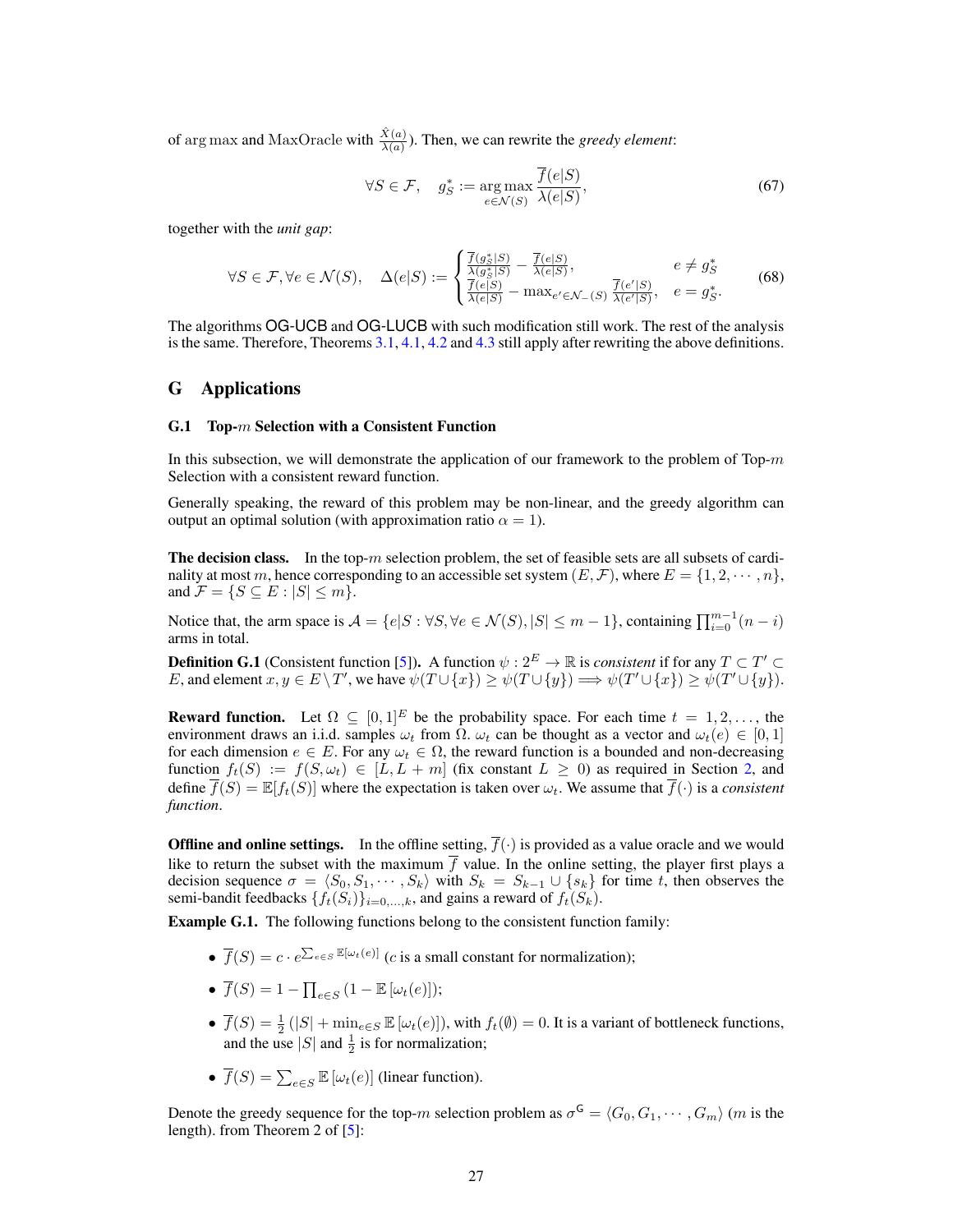of $\arg\max$ and MaxOracle with $\frac{\hat{X}(a)}{\lambda(a)}$). Then, we can rewrite the *greedy element*:

$$\forall S \in \mathcal{F}, \quad g_S^* := \underset{e \in \mathcal{N}(S)}{\arg\max} \frac{\overline{f}(e|S)}{\lambda(e|S)}, \tag{67}$$

together with the *unit gap*:

$$\forall S \in \mathcal{F}, \forall e \in \mathcal{N}(S), \quad \Delta(e|S) := \begin{cases} \frac{\overline{f}(g_S^*|S)}{\lambda(g_S^*|S)} - \frac{\overline{f}(e|S)}{\lambda(e|S)}, & e \neq g_S^* \\ \frac{\overline{f}(e|S)}{\lambda(e|S)} - \max_{e' \in \mathcal{N}_-(S)} \frac{\overline{f}(e'|S)}{\lambda(e'|S)}, & e = g_S^*. \end{cases} \tag{68}$$

The algorithms OG-UCB and OG-LUCB with such modification still work. The rest of the analysis is the same. Therefore, Theorems 3.1, 4.1, 4.2 and 4.3 still apply after rewriting the above definitions.

# G Applications

## G.1 Top-$m$ Selection with a Consistent Function

In this subsection, we will demonstrate the application of our framework to the problem of Top-$m$ Selection with a consistent reward function.

Generally speaking, the reward of this problem may be non-linear, and the greedy algorithm can output an optimal solution (with approximation ratio $\alpha = 1$).

**The decision class.** In the top-$m$ selection problem, the set of feasible sets are all subsets of cardinality at most $m$, hence corresponding to an accessible set system $(E, \mathcal{F})$, where $E = \{1, 2, \cdots, n\}$, and $\mathcal{F} = \{S \subseteq E : |S| \leq m\}$.

Notice that, the arm space is $\mathcal{A} = \{e|S : \forall S, \forall e \in \mathcal{N}(S), |S| \leq m-1\}$, containing $\prod_{i=0}^{m-1}(n-i)$ arms in total.

**Definition G.1** (Consistent function [5]). A function $\psi : 2^E \to \mathbb{R}$ is *consistent* if for any $T \subset T' \subset E$, and element $x, y \in E \setminus T'$, we have $\psi(T \cup \{x\}) \geq \psi(T \cup \{y\}) \Longrightarrow \psi(T' \cup \{x\}) \geq \psi(T' \cup \{y\})$.

**Reward function.** Let $\Omega \subseteq [0,1]^E$ be the probability space. For each time $t = 1, 2, \ldots$, the environment draws an i.i.d. samples $\omega_t$ from $\Omega$. $\omega_t$ can be thought as a vector and $\omega_t(e) \in [0,1]$ for each dimension $e \in E$. For any $\omega_t \in \Omega$, the reward function is a bounded and non-decreasing function $f_t(S) := f(S, \omega_t) \in [L, L+m]$ (fix constant $L \geq 0$) as required in Section 2, and define $\overline{f}(S) = \mathbb{E}[f_t(S)]$ where the expectation is taken over $\omega_t$. We assume that $\overline{f}(\cdot)$ is a *consistent function*.

**Offline and online settings.** In the offline setting, $\overline{f}(\cdot)$ is provided as a value oracle and we would like to return the subset with the maximum $\overline{f}$ value. In the online setting, the player first plays a decision sequence $\sigma = \langle S_0, S_1, \cdots, S_k \rangle$ with $S_k = S_{k-1} \cup \{s_k\}$ for time $t$, then observes the semi-bandit feedbacks $\{f_t(S_i)\}_{i=0,\ldots,k}$, and gains a reward of $f_t(S_k)$.

**Example G.1.** The following functions belong to the consistent function family:

- $\overline{f}(S) = c \cdot e^{\sum_{e \in S} \mathbb{E}[\omega_t(e)]}$ ($c$ is a small constant for normalization);
- $\overline{f}(S) = 1 - \prod_{e \in S}(1 - \mathbb{E}[\omega_t(e)])$;
- $\overline{f}(S) = \frac{1}{2}(|S| + \min_{e \in S} \mathbb{E}[\omega_t(e)])$, with $f_t(\emptyset) = 0$. It is a variant of bottleneck functions, and the use $|S|$ and $\frac{1}{2}$ is for normalization;
- $\overline{f}(S) = \sum_{e \in S} \mathbb{E}[\omega_t(e)]$ (linear function).

Denote the greedy sequence for the top-$m$ selection problem as $\sigma^{\mathsf{G}} = \langle G_0, G_1, \cdots, G_m \rangle$ ($m$ is the length). from Theorem 2 of [5]: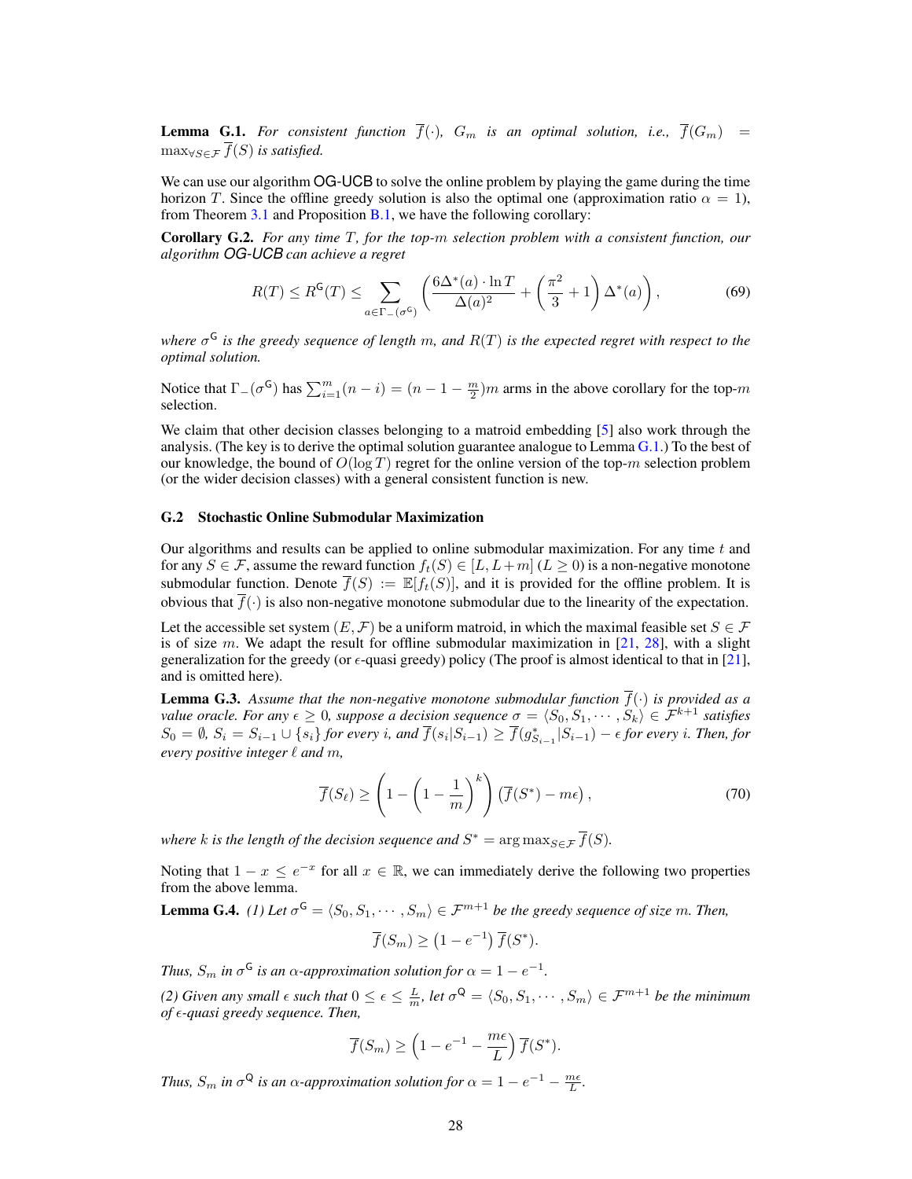**Lemma G.1.** *For consistent function $\overline{f}(\cdot)$, $G_m$ is an optimal solution, i.e., $\overline{f}(G_m) = \max_{\forall S \in \mathcal{F}} \overline{f}(S)$ is satisfied.*

We can use our algorithm OG-UCB to solve the online problem by playing the game during the time horizon $T$. Since the offline greedy solution is also the optimal one (approximation ratio $\alpha = 1$), from Theorem 3.1 and Proposition B.1, we have the following corollary:

**Corollary G.2.** *For any time $T$, for the top-$m$ selection problem with a consistent function, our algorithm OG-UCB can achieve a regret*

$$R(T) \le R^{\mathsf{G}}(T) \le \sum_{a \in \Gamma_-(\sigma^{\mathsf{G}})} \left( \frac{6\Delta^*(a) \cdot \ln T}{\Delta(a)^2} + \left(\frac{\pi^2}{3} + 1\right) \Delta^*(a) \right), \tag{69}$$

*where $\sigma^{\mathsf{G}}$ is the greedy sequence of length $m$, and $R(T)$ is the expected regret with respect to the optimal solution.*

Notice that $\Gamma_-(\sigma^{\mathsf{G}})$ has $\sum_{i=1}^m (n-i) = (n - 1 - \frac{m}{2})m$ arms in the above corollary for the top-$m$ selection.

We claim that other decision classes belonging to a matroid embedding [5] also work through the analysis. (The key is to derive the optimal solution guarantee analogue to Lemma G.1.) To the best of our knowledge, the bound of $O(\log T)$ regret for the online version of the top-$m$ selection problem (or the wider decision classes) with a general consistent function is new.

### G.2 Stochastic Online Submodular Maximization

Our algorithms and results can be applied to online submodular maximization. For any time $t$ and for any $S \in \mathcal{F}$, assume the reward function $f_t(S) \in [L, L+m]$ ($L \ge 0$) is a non-negative monotone submodular function. Denote $\overline{f}(S) := \mathbb{E}[f_t(S)]$, and it is provided for the offline problem. It is obvious that $\overline{f}(\cdot)$ is also non-negative monotone submodular due to the linearity of the expectation.

Let the accessible set system $(E, \mathcal{F})$ be a uniform matroid, in which the maximal feasible set $S \in \mathcal{F}$ is of size $m$. We adapt the result for offline submodular maximization in [21, 28], with a slight generalization for the greedy (or $\epsilon$-quasi greedy) policy (The proof is almost identical to that in [21], and is omitted here).

**Lemma G.3.** *Assume that the non-negative monotone submodular function $\overline{f}(\cdot)$ is provided as a value oracle. For any $\epsilon \ge 0$, suppose a decision sequence $\sigma = \langle S_0, S_1, \cdots, S_k \rangle \in \mathcal{F}^{k+1}$ satisfies $S_0 = \emptyset$, $S_i = S_{i-1} \cup \{s_i\}$ for every $i$, and $\overline{f}(s_i | S_{i-1}) \ge \overline{f}(g^*_{S_{i-1}} | S_{i-1}) - \epsilon$ for every $i$. Then, for every positive integer $\ell$ and $m$,*

$$\overline{f}(S_\ell) \ge \left(1 - \left(1 - \frac{1}{m}\right)^k\right) \left(\overline{f}(S^*) - m\epsilon\right), \tag{70}$$

*where $k$ is the length of the decision sequence and $S^* = \arg\max_{S \in \mathcal{F}} \overline{f}(S)$.*

Noting that $1 - x \le e^{-x}$ for all $x \in \mathbb{R}$, we can immediately derive the following two properties from the above lemma.

**Lemma G.4.** *(1) Let $\sigma^{\mathsf{G}} = \langle S_0, S_1, \cdots, S_m \rangle \in \mathcal{F}^{m+1}$ be the greedy sequence of size $m$. Then,*

$$\overline{f}(S_m) \ge \left(1 - e^{-1}\right) \overline{f}(S^*).$$

*Thus, $S_m$ in $\sigma^{\mathsf{G}}$ is an $\alpha$-approximation solution for $\alpha = 1 - e^{-1}$.*

*(2) Given any small $\epsilon$ such that $0 \le \epsilon \le \frac{L}{m}$, let $\sigma^{\mathsf{Q}} = \langle S_0, S_1, \cdots, S_m \rangle \in \mathcal{F}^{m+1}$ be the minimum of $\epsilon$-quasi greedy sequence. Then,*

$$\overline{f}(S_m) \ge \left(1 - e^{-1} - \frac{m\epsilon}{L}\right) \overline{f}(S^*).$$

*Thus, $S_m$ in $\sigma^{\mathsf{Q}}$ is an $\alpha$-approximation solution for $\alpha = 1 - e^{-1} - \frac{m\epsilon}{L}$.*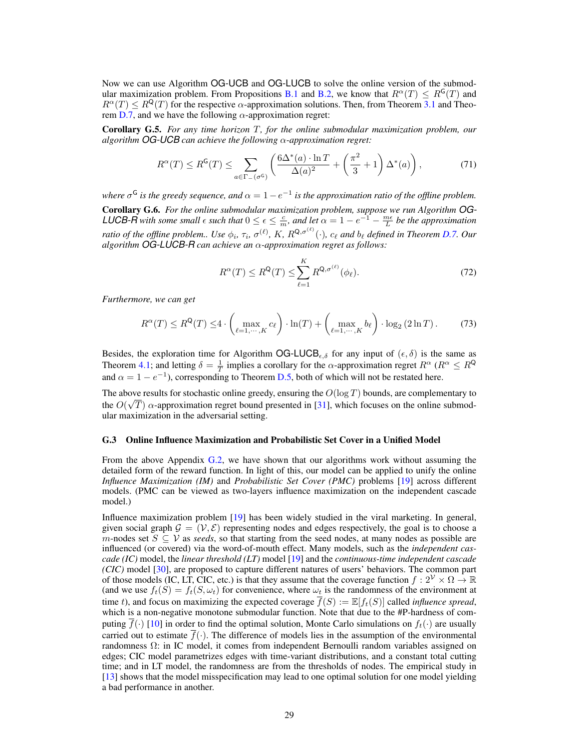Now we can use Algorithm OG-UCB and OG-LUCB to solve the online version of the submodular maximization problem. From Propositions B.1 and B.2, we know that $R^\alpha(T) \le R^{\mathsf{G}}(T)$ and $R^\alpha(T) \le R^{\mathsf{Q}}(T)$ for the respective $\alpha$-approximation solutions. Then, from Theorem 3.1 and Theorem D.7, and we have the following $\alpha$-approximation regret:

**Corollary G.5.** *For any time horizon $T$, for the online submodular maximization problem, our algorithm OG-UCB can achieve the following $\alpha$-approximation regret:*

$$R^\alpha(T) \le R^{\mathsf{G}}(T) \le \sum_{a \in \Gamma_-(\sigma^{\mathsf{G}})} \left( \frac{6\Delta^*(a) \cdot \ln T}{\Delta(a)^2} + \left(\frac{\pi^2}{3} + 1\right) \Delta^*(a) \right), \tag{71}$$

*where $\sigma^{\mathsf{G}}$ is the greedy sequence, and $\alpha = 1 - e^{-1}$ is the approximation ratio of the offline problem.*

**Corollary G.6.** *For the online submodular maximization problem, suppose we run Algorithm OG-LUCB-R with some small $\epsilon$ such that $0 \le \epsilon \le \frac{c}{m}$, and let $\alpha = 1 - e^{-1} - \frac{m\epsilon}{L}$ be the approximation ratio of the offline problem.. Use $\phi_i$, $\tau_i$, $\sigma^{(\ell)}$, $K$, $R^{\mathsf{Q},\sigma^{(\ell)}}(\cdot)$, $c_\ell$ and $b_\ell$ defined in Theorem D.7. Our algorithm OG-LUCB-R can achieve an $\alpha$-approximation regret as follows:*

$$R^\alpha(T) \le R^{\mathsf{Q}}(T) \le \sum_{\ell=1}^{K} R^{\mathsf{Q},\sigma^{(\ell)}}(\phi_\ell). \tag{72}$$

*Furthermore, we can get*

$$R^\alpha(T) \le R^{\mathsf{Q}}(T) \le 4 \cdot \left( \max_{\ell=1,\cdots,K} c_\ell \right) \cdot \ln(T) + \left( \max_{\ell=1,\cdots,K} b_\ell \right) \cdot \log_2 (2 \ln T). \tag{73}$$

Besides, the exploration time for Algorithm $\mathsf{OG\text{-}LUCB}_{\epsilon,\delta}$ for any input of $(\epsilon, \delta)$ is the same as Theorem 4.1; and letting $\delta = \frac{1}{T}$ implies a corollary for the $\alpha$-approximation regret $R^\alpha$ ($R^\alpha \le R^{\mathsf{Q}}$ and $\alpha = 1 - e^{-1}$), corresponding to Theorem D.5, both of which will not be restated here.

The above results for stochastic online greedy, ensuring the $O(\log T)$ bounds, are complementary to the $O(\sqrt{T})$ $\alpha$-approximation regret bound presented in [31], which focuses on the online submodular maximization in the adversarial setting.

### G.3 Online Influence Maximization and Probabilistic Set Cover in a Unified Model

From the above Appendix G.2, we have shown that our algorithms work without assuming the detailed form of the reward function. In light of this, our model can be applied to unify the online *Influence Maximization (IM)* and *Probabilistic Set Cover (PMC)* problems [19] across different models. (PMC can be viewed as two-layers influence maximization on the independent cascade model.)

Influence maximization problem [19] has been widely studied in the viral marketing. In general, given social graph $\mathcal{G} = (\mathcal{V}, \mathcal{E})$ representing nodes and edges respectively, the goal is to choose a $m$-nodes set $S \subseteq \mathcal{V}$ as *seeds*, so that starting from the seed nodes, at many nodes as possible are influenced (or covered) via the word-of-mouth effect. Many models, such as the *independent cascade (IC)* model, the *linear threshold (LT)* model [19] and the *continuous-time independent cascade (CIC)* model [30], are proposed to capture different natures of users' behaviors. The common part of those models (IC, LT, CIC, etc.) is that they assume that the coverage function $f : 2^{\mathcal{V}} \times \Omega \to \mathbb{R}$ (and we use $f_t(S) = f_t(S, \omega_t)$ for convenience, where $\omega_t$ is the randomness of the environment at time $t$), and focus on maximizing the expected coverage $\overline{f}(S) := \mathbb{E}[f_t(S)]$ called *influence spread*, which is a non-negative monotone submodular function. Note that due to the #P-hardness of computing $\overline{f}(\cdot)$ [10] in order to find the optimal solution, Monte Carlo simulations on $f_t(\cdot)$ are usually carried out to estimate $\overline{f}(\cdot)$. The difference of models lies in the assumption of the environmental randomness $\Omega$: in IC model, it comes from independent Bernoulli random variables assigned on edges; CIC model parametrizes edges with time-variant distributions, and a constant total cutting time; and in LT model, the randomness are from the thresholds of nodes. The empirical study in [13] shows that the model misspecification may lead to one optimal solution for one model yielding a bad performance in another.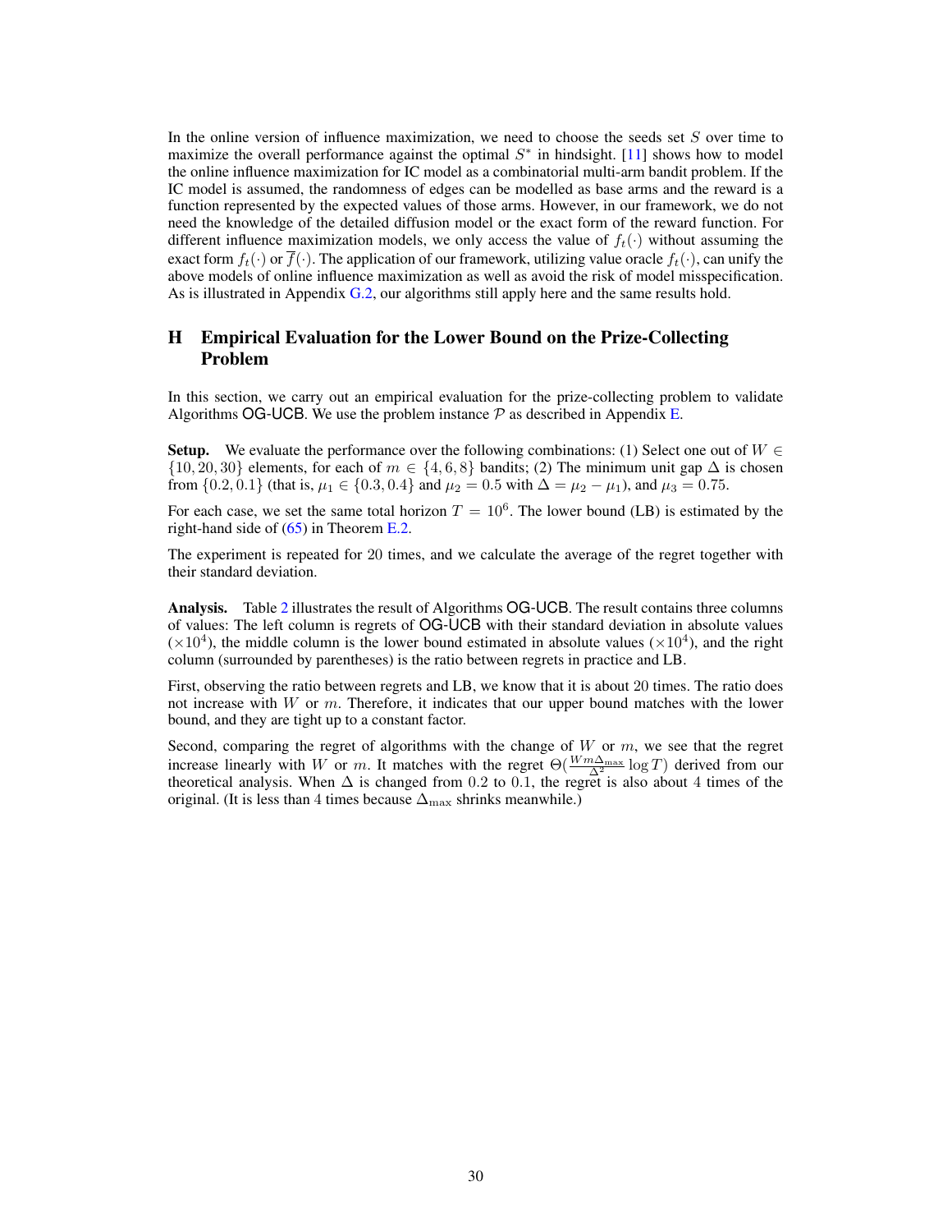In the online version of influence maximization, we need to choose the seeds set $S$ over time to maximize the overall performance against the optimal $S^*$ in hindsight. [11] shows how to model the online influence maximization for IC model as a combinatorial multi-arm bandit problem. If the IC model is assumed, the randomness of edges can be modelled as base arms and the reward is a function represented by the expected values of those arms. However, in our framework, we do not need the knowledge of the detailed diffusion model or the exact form of the reward function. For different influence maximization models, we only access the value of $f_t(\cdot)$ without assuming the exact form $f_t(\cdot)$ or $\overline{f}(\cdot)$. The application of our framework, utilizing value oracle $f_t(\cdot)$, can unify the above models of online influence maximization as well as avoid the risk of model misspecification. As is illustrated in Appendix G.2, our algorithms still apply here and the same results hold.

# H Empirical Evaluation for the Lower Bound on the Prize-Collecting Problem

In this section, we carry out an empirical evaluation for the prize-collecting problem to validate Algorithms OG-UCB. We use the problem instance $\mathcal{P}$ as described in Appendix E.

**Setup.** We evaluate the performance over the following combinations: (1) Select one out of $W \in \{10, 20, 30\}$ elements, for each of $m \in \{4, 6, 8\}$ bandits; (2) The minimum unit gap $\Delta$ is chosen from $\{0.2, 0.1\}$ (that is, $\mu_1 \in \{0.3, 0.4\}$ and $\mu_2 = 0.5$ with $\Delta = \mu_2 - \mu_1$), and $\mu_3 = 0.75$.

For each case, we set the same total horizon $T = 10^6$. The lower bound (LB) is estimated by the right-hand side of (65) in Theorem E.2.

The experiment is repeated for 20 times, and we calculate the average of the regret together with their standard deviation.

**Analysis.** Table 2 illustrates the result of Algorithms OG-UCB. The result contains three columns of values: The left column is regrets of OG-UCB with their standard deviation in absolute values ($\times 10^4$), the middle column is the lower bound estimated in absolute values ($\times 10^4$), and the right column (surrounded by parentheses) is the ratio between regrets in practice and LB.

First, observing the ratio between regrets and LB, we know that it is about 20 times. The ratio does not increase with $W$ or $m$. Therefore, it indicates that our upper bound matches with the lower bound, and they are tight up to a constant factor.

Second, comparing the regret of algorithms with the change of $W$ or $m$, we see that the regret increase linearly with $W$ or $m$. It matches with the regret $\Theta(\frac{Wm\Delta_{\max}}{\Delta^2}\log T)$ derived from our theoretical analysis. When $\Delta$ is changed from 0.2 to 0.1, the regret is also about 4 times of the original. (It is less than 4 times because $\Delta_{\max}$ shrinks meanwhile.)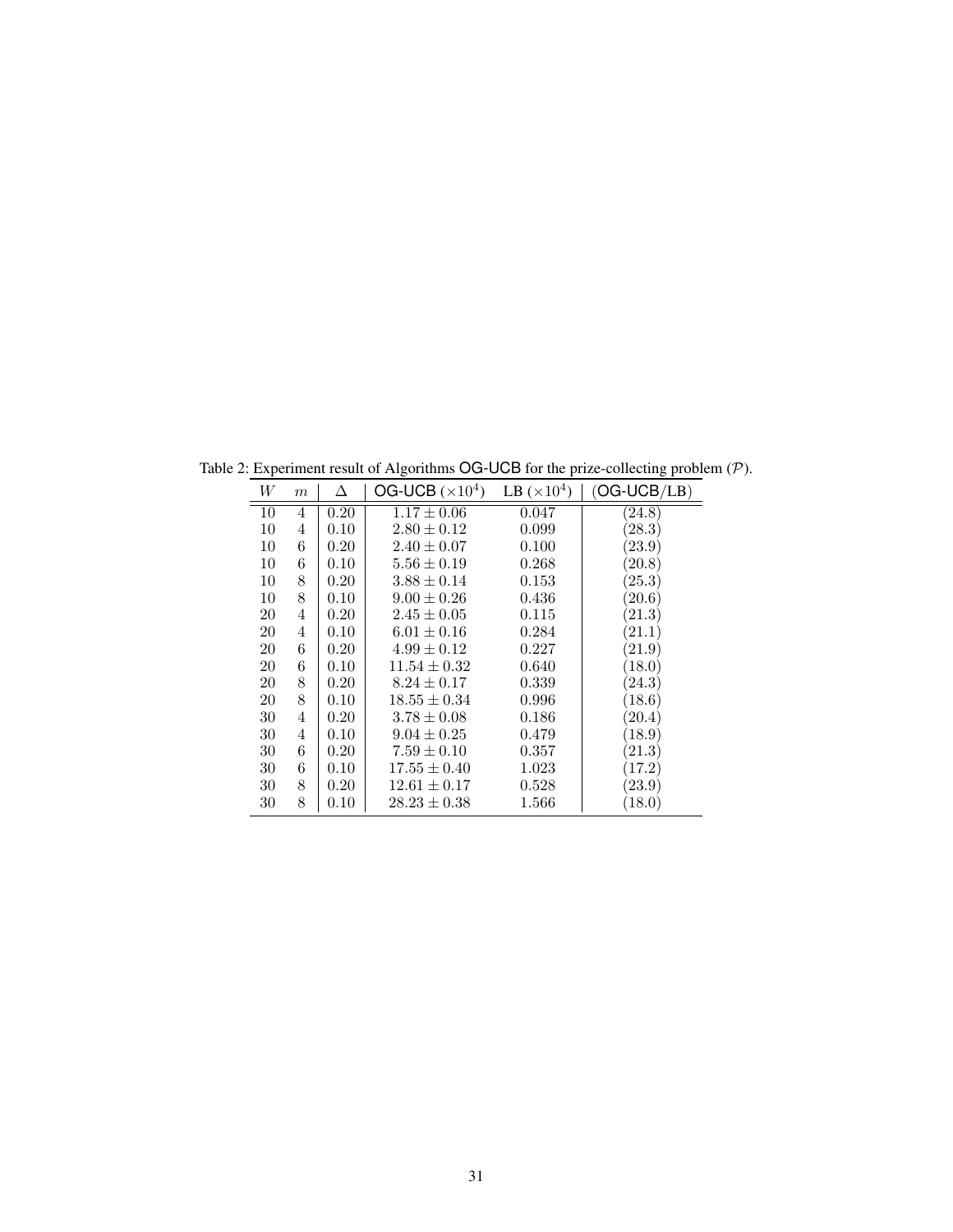Table 2: Experiment result of Algorithms OG-UCB for the prize-collecting problem ($\mathcal{P}$).

| $W$ | $m$ | $\Delta$ | OG-UCB ($\times 10^4$) | LB ($\times 10^4$) | (OG-UCB/LB) |
|---|---|---|---|---|---|
| 10 | 4 | 0.20 | $1.17 \pm 0.06$ | 0.047 | (24.8) |
| 10 | 4 | 0.10 | $2.80 \pm 0.12$ | 0.099 | (28.3) |
| 10 | 6 | 0.20 | $2.40 \pm 0.07$ | 0.100 | (23.9) |
| 10 | 6 | 0.10 | $5.56 \pm 0.19$ | 0.268 | (20.8) |
| 10 | 8 | 0.20 | $3.88 \pm 0.14$ | 0.153 | (25.3) |
| 10 | 8 | 0.10 | $9.00 \pm 0.26$ | 0.436 | (20.6) |
| 20 | 4 | 0.20 | $2.45 \pm 0.05$ | 0.115 | (21.3) |
| 20 | 4 | 0.10 | $6.01 \pm 0.16$ | 0.284 | (21.1) |
| 20 | 6 | 0.20 | $4.99 \pm 0.12$ | 0.227 | (21.9) |
| 20 | 6 | 0.10 | $11.54 \pm 0.32$ | 0.640 | (18.0) |
| 20 | 8 | 0.20 | $8.24 \pm 0.17$ | 0.339 | (24.3) |
| 20 | 8 | 0.10 | $18.55 \pm 0.34$ | 0.996 | (18.6) |
| 30 | 4 | 0.20 | $3.78 \pm 0.08$ | 0.186 | (20.4) |
| 30 | 4 | 0.10 | $9.04 \pm 0.25$ | 0.479 | (18.9) |
| 30 | 6 | 0.20 | $7.59 \pm 0.10$ | 0.357 | (21.3) |
| 30 | 6 | 0.10 | $17.55 \pm 0.40$ | 1.023 | (17.2) |
| 30 | 8 | 0.20 | $12.61 \pm 0.17$ | 0.528 | (23.9) |
| 30 | 8 | 0.10 | $28.23 \pm 0.38$ | 1.566 | (18.0) |